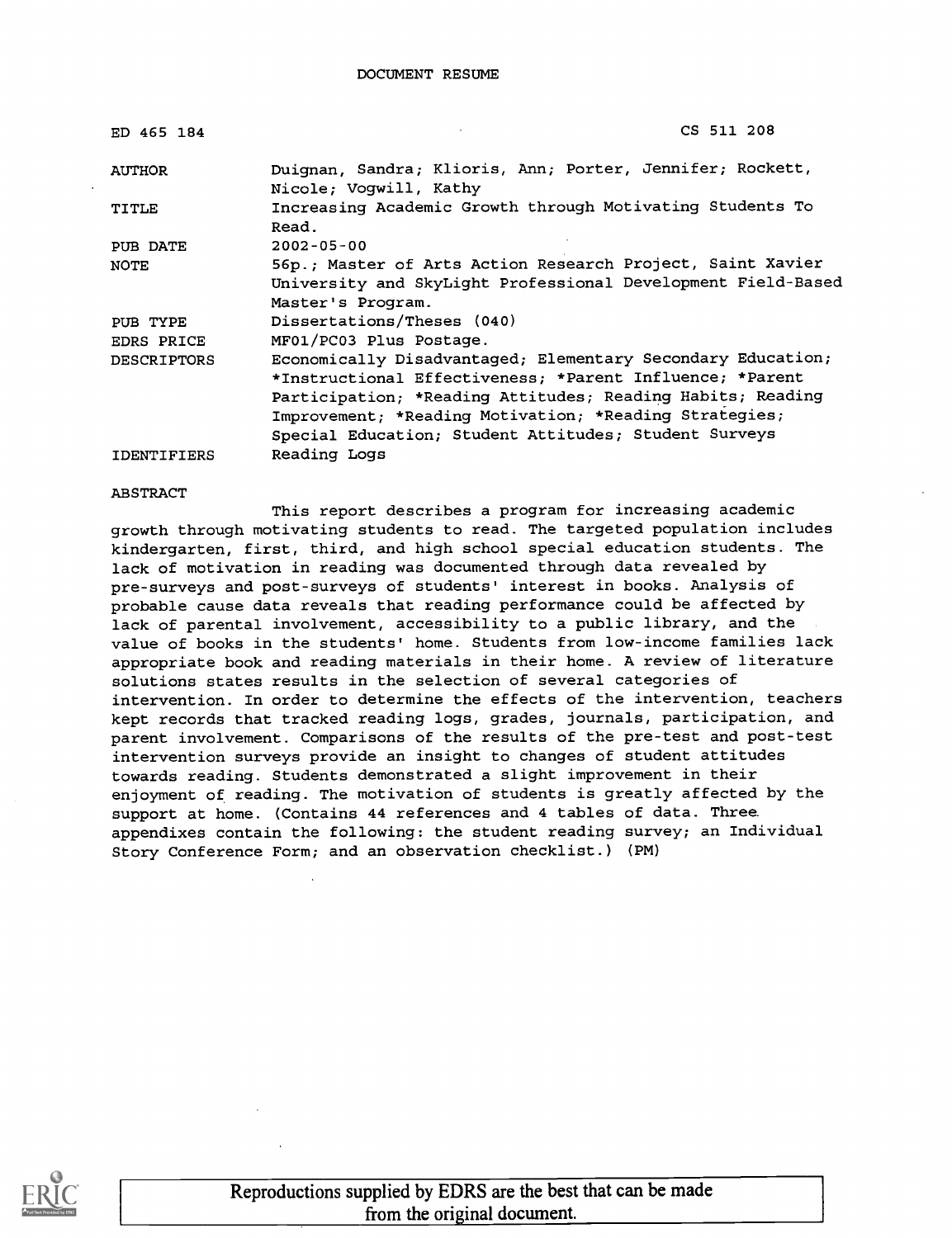DOCUMENT RESUME

| ED 465 184 | CS 511 208 |
|---|---|
| AUTHOR | Duignan, Sandra; Klioris, Ann; Porter, Jennifer; Rockett, Nicole; Vogwill, Kathy |
| TITLE | Increasing Academic Growth through Motivating Students To Read. |
| PUB DATE | 2002-05-00 |
| NOTE | 56p.; Master of Arts Action Research Project, Saint Xavier University and SkyLight Professional Development Field-Based Master's Program. |
| PUB TYPE | Dissertations/Theses (040) |
| EDRS PRICE | MF01/PC03 Plus Postage. |
| DESCRIPTORS | Economically Disadvantaged; Elementary Secondary Education; *Instructional Effectiveness; *Parent Influence; *Parent Participation; *Reading Attitudes; Reading Habits; Reading Improvement; *Reading Motivation; *Reading Strategies; Special Education; Student Attitudes; Student Surveys |
| IDENTIFIERS | Reading Logs |

ABSTRACT

This report describes a program for increasing academic growth through motivating students to read. The targeted population includes kindergarten, first, third, and high school special education students. The lack of motivation in reading was documented through data revealed by pre-surveys and post-surveys of students' interest in books. Analysis of probable cause data reveals that reading performance could be affected by lack of parental involvement, accessibility to a public library, and the value of books in the students' home. Students from low-income families lack appropriate book and reading materials in their home. A review of literature solutions states results in the selection of several categories of intervention. In order to determine the effects of the intervention, teachers kept records that tracked reading logs, grades, journals, participation, and parent involvement. Comparisons of the results of the pre-test and post-test intervention surveys provide an insight to changes of student attitudes towards reading. Students demonstrated a slight improvement in their enjoyment of reading. The motivation of students is greatly affected by the support at home. (Contains 44 references and 4 tables of data. Three appendixes contain the following: the student reading survey; an Individual Story Conference Form; and an observation checklist.) (PM)

Reproductions supplied by EDRS are the best that can be made from the original document.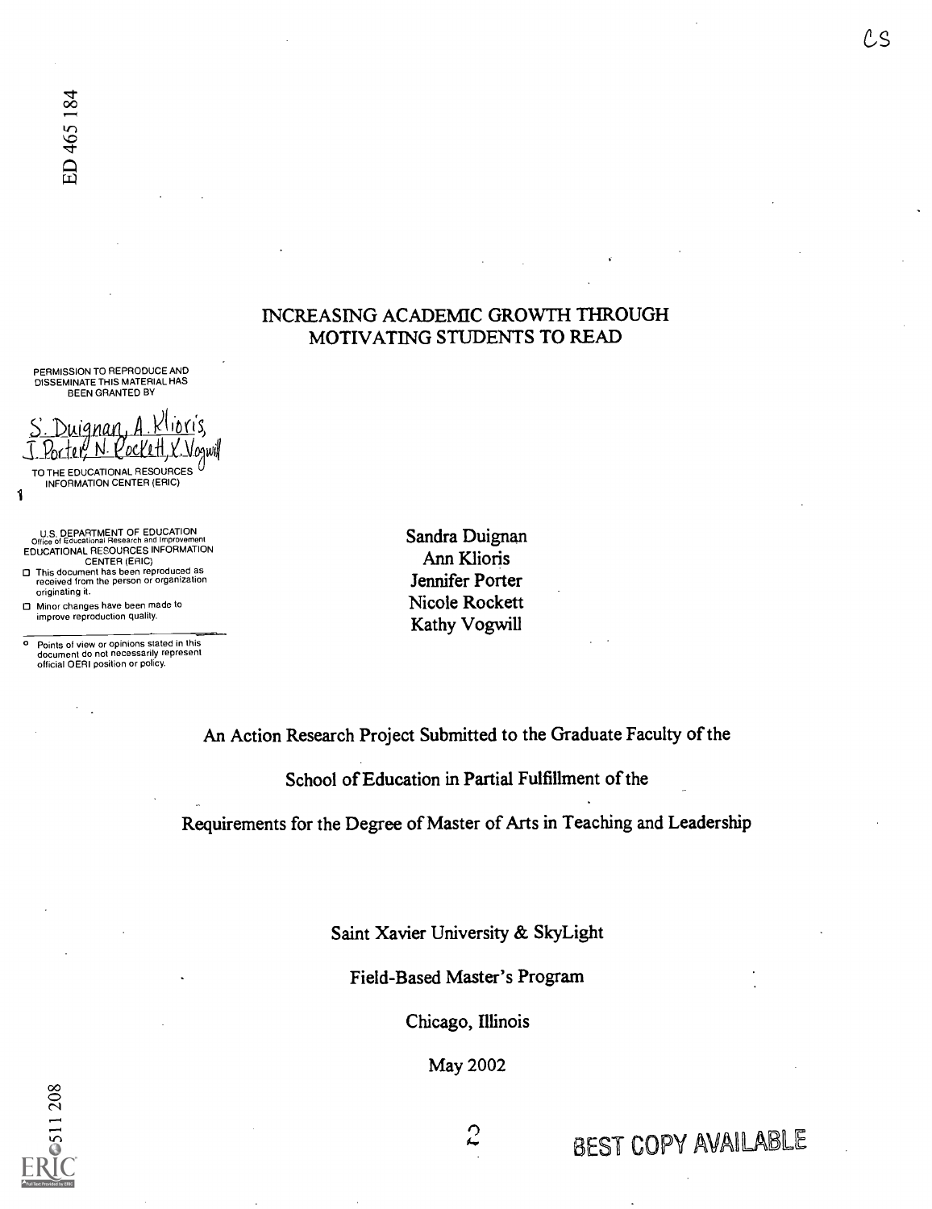# INCREASING ACADEMIC GROWTH THROUGH MOTIVATING STUDENTS TO READ

Sandra Duignan
Ann Klioris
Jennifer Porter
Nicole Rockett
Kathy Vogwill

An Action Research Project Submitted to the Graduate Faculty of the

School of Education in Partial Fulfillment of the

Requirements for the Degree of Master of Arts in Teaching and Leadership

Saint Xavier University & SkyLight

Field-Based Master's Program

Chicago, Illinois

May 2002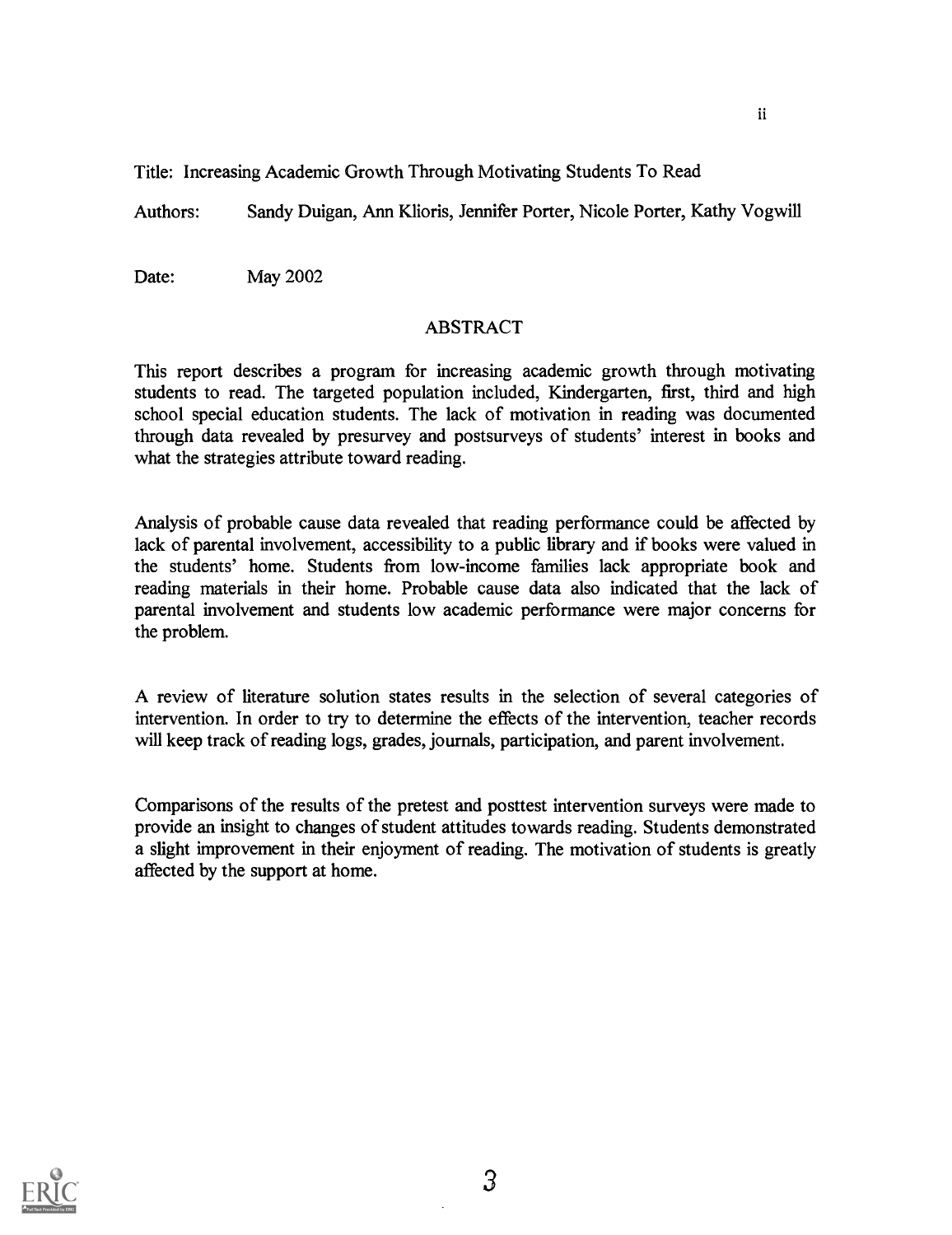Title: Increasing Academic Growth Through Motivating Students To Read

Authors: Sandy Duigan, Ann Klioris, Jennifer Porter, Nicole Porter, Kathy Vogwill

Date: May 2002

## ABSTRACT

This report describes a program for increasing academic growth through motivating students to read. The targeted population included, Kindergarten, first, third and high school special education students. The lack of motivation in reading was documented through data revealed by presurvey and postsurveys of students' interest in books and what the strategies attribute toward reading.

Analysis of probable cause data revealed that reading performance could be affected by lack of parental involvement, accessibility to a public library and if books were valued in the students' home. Students from low-income families lack appropriate book and reading materials in their home. Probable cause data also indicated that the lack of parental involvement and students low academic performance were major concerns for the problem.

A review of literature solution states results in the selection of several categories of intervention. In order to try to determine the effects of the intervention, teacher records will keep track of reading logs, grades, journals, participation, and parent involvement.

Comparisons of the results of the pretest and posttest intervention surveys were made to provide an insight to changes of student attitudes towards reading. Students demonstrated a slight improvement in their enjoyment of reading. The motivation of students is greatly affected by the support at home.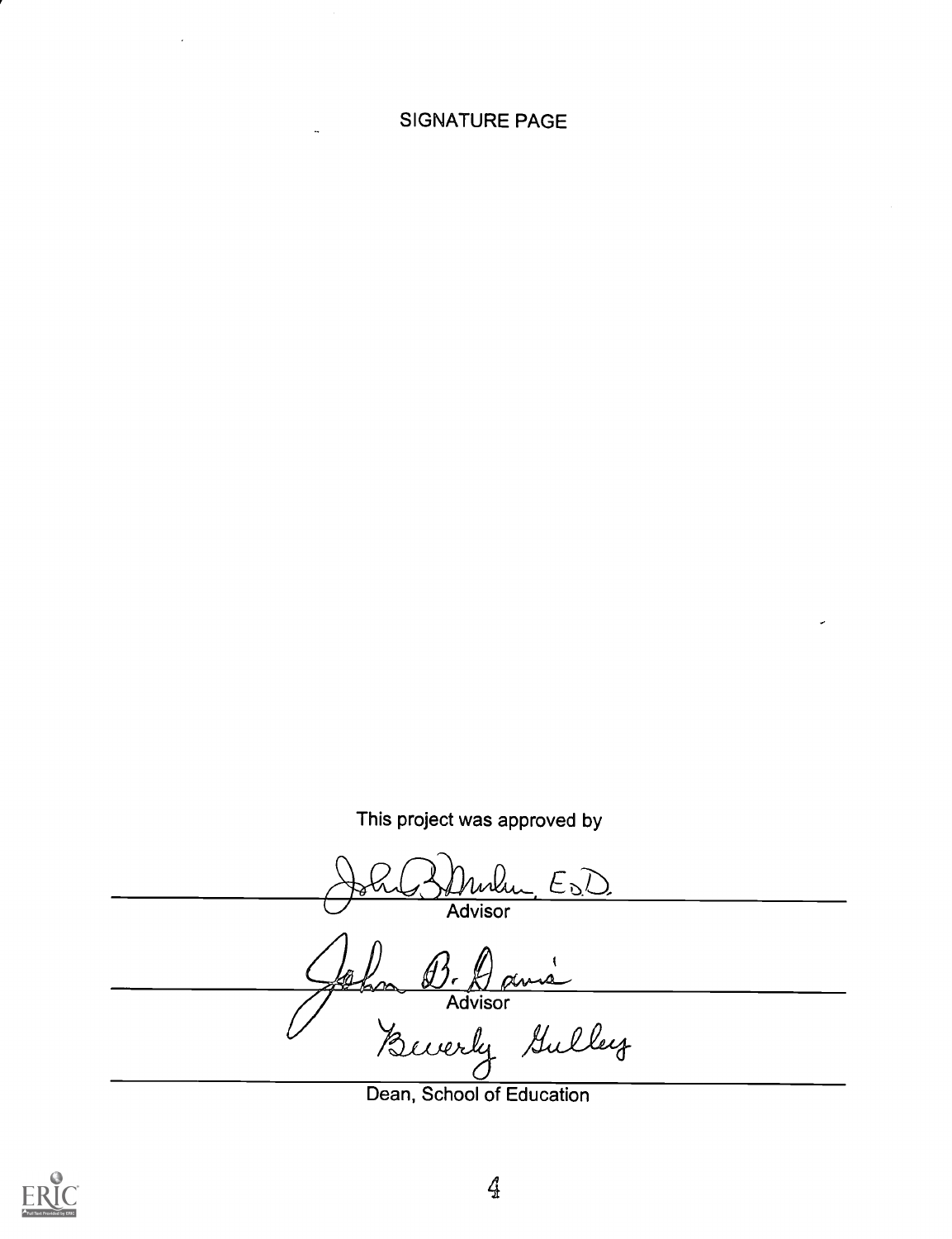# SIGNATURE PAGE

This project was approved by

John B. Mulen, Ed.D.
Advisor

John B. Davis
Advisor

Beverly Gulley
Dean, School of Education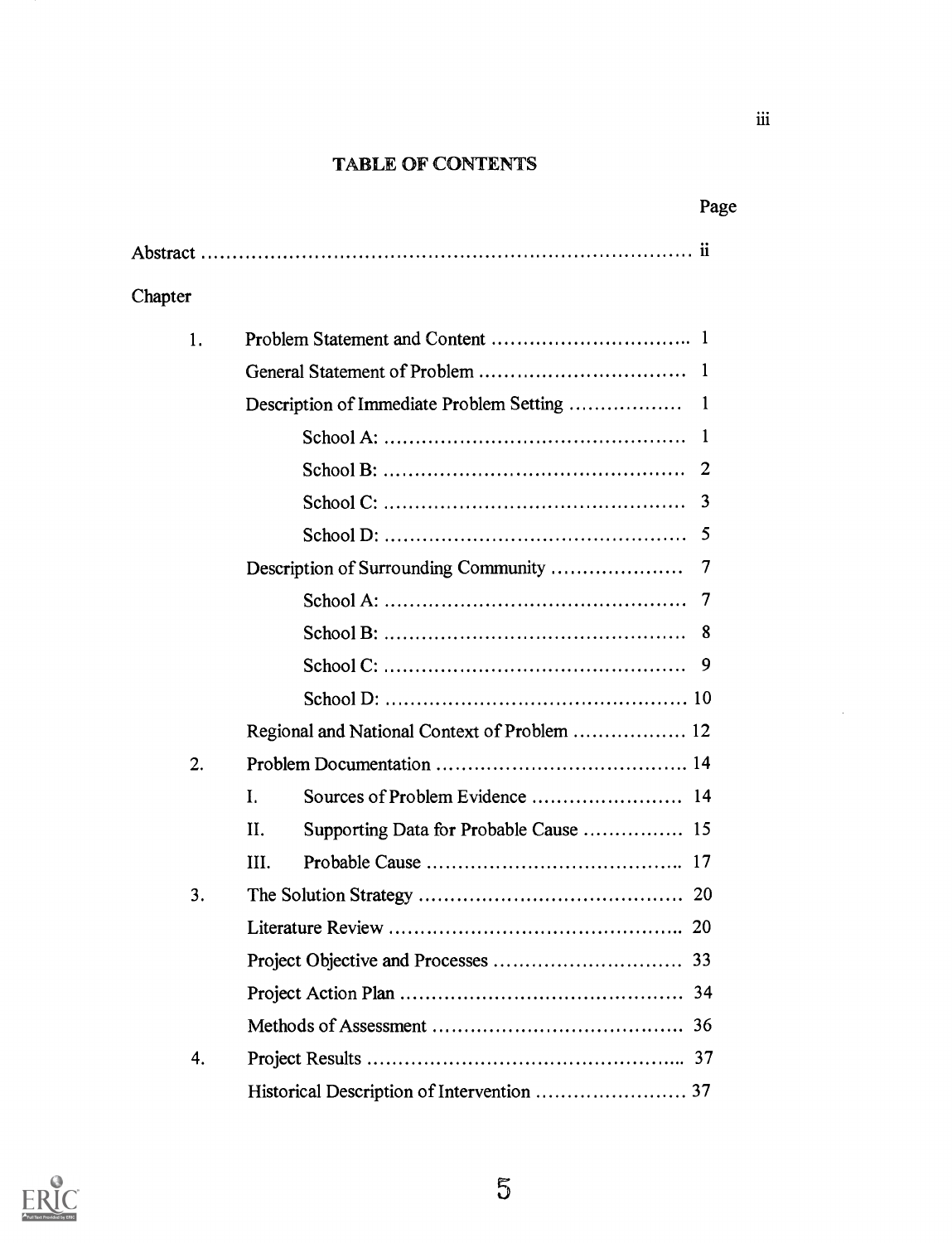# TABLE OF CONTENTS

| | | Page |
|---|---|---|
| Abstract | | ii |
| Chapter | | |
| 1. | Problem Statement and Content | 1 |
| | General Statement of Problem | 1 |
| | Description of Immediate Problem Setting | 1 |
| | School A: | 1 |
| | School B: | 2 |
| | School C: | 3 |
| | School D: | 5 |
| | Description of Surrounding Community | 7 |
| | School A: | 7 |
| | School B: | 8 |
| | School C: | 9 |
| | School D: | 10 |
| | Regional and National Context of Problem | 12 |
| 2. | Problem Documentation | 14 |
| | I. Sources of Problem Evidence | 14 |
| | II. Supporting Data for Probable Cause | 15 |
| | III. Probable Cause | 17 |
| 3. | The Solution Strategy | 20 |
| | Literature Review | 20 |
| | Project Objective and Processes | 33 |
| | Project Action Plan | 34 |
| | Methods of Assessment | 36 |
| 4. | Project Results | 37 |
| | Historical Description of Intervention | 37 |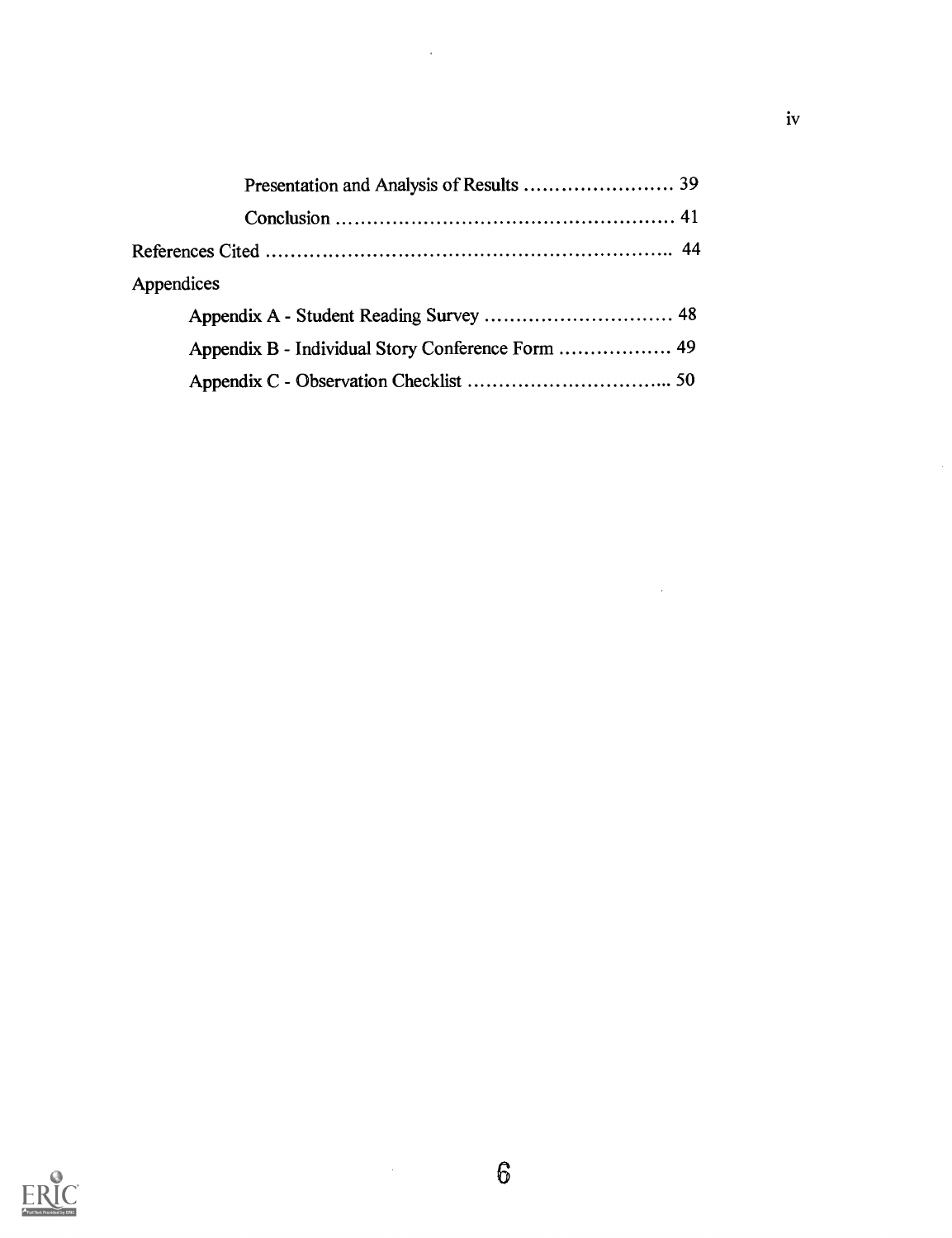Presentation and Analysis of Results ........................ 39

Conclusion ........................................................ 41

References Cited .............................................................. 44

Appendices

Appendix A - Student Reading Survey .............................. 48

Appendix B - Individual Story Conference Form .................. 49

Appendix C - Observation Checklist ................................ 50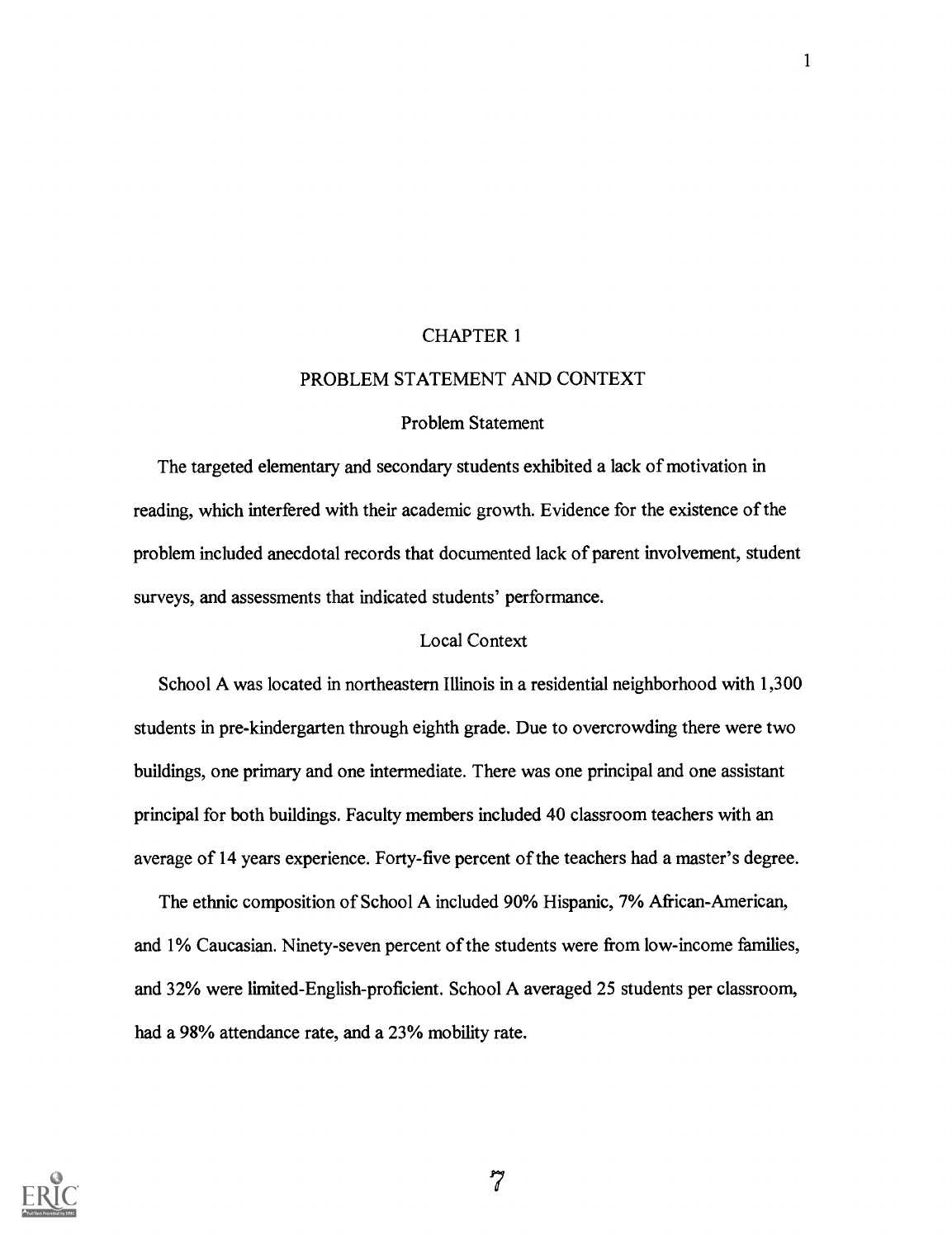# CHAPTER 1

# PROBLEM STATEMENT AND CONTEXT

## Problem Statement

The targeted elementary and secondary students exhibited a lack of motivation in reading, which interfered with their academic growth. Evidence for the existence of the problem included anecdotal records that documented lack of parent involvement, student surveys, and assessments that indicated students' performance.

## Local Context

School A was located in northeastern Illinois in a residential neighborhood with 1,300 students in pre-kindergarten through eighth grade. Due to overcrowding there were two buildings, one primary and one intermediate. There was one principal and one assistant principal for both buildings. Faculty members included 40 classroom teachers with an average of 14 years experience. Forty-five percent of the teachers had a master's degree.

The ethnic composition of School A included 90% Hispanic, 7% African-American, and 1% Caucasian. Ninety-seven percent of the students were from low-income families, and 32% were limited-English-proficient. School A averaged 25 students per classroom, had a 98% attendance rate, and a 23% mobility rate.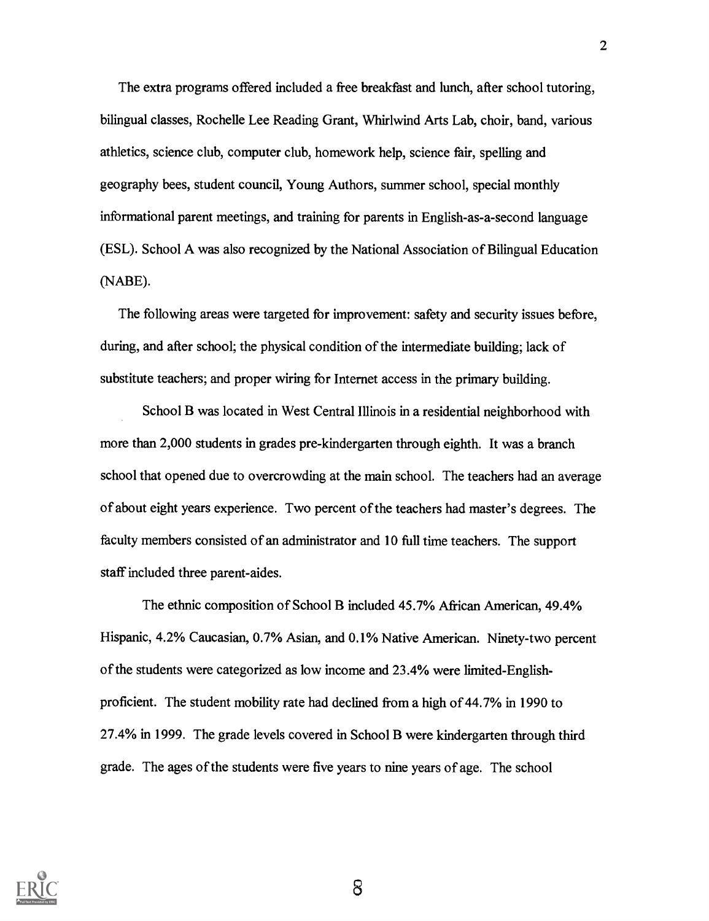The extra programs offered included a free breakfast and lunch, after school tutoring, bilingual classes, Rochelle Lee Reading Grant, Whirlwind Arts Lab, choir, band, various athletics, science club, computer club, homework help, science fair, spelling and geography bees, student council, Young Authors, summer school, special monthly informational parent meetings, and training for parents in English-as-a-second language (ESL). School A was also recognized by the National Association of Bilingual Education (NABE).

The following areas were targeted for improvement: safety and security issues before, during, and after school; the physical condition of the intermediate building; lack of substitute teachers; and proper wiring for Internet access in the primary building.

School B was located in West Central Illinois in a residential neighborhood with more than 2,000 students in grades pre-kindergarten through eighth. It was a branch school that opened due to overcrowding at the main school. The teachers had an average of about eight years experience. Two percent of the teachers had master's degrees. The faculty members consisted of an administrator and 10 full time teachers. The support staff included three parent-aides.

The ethnic composition of School B included 45.7% African American, 49.4% Hispanic, 4.2% Caucasian, 0.7% Asian, and 0.1% Native American. Ninety-two percent of the students were categorized as low income and 23.4% were limited-English-proficient. The student mobility rate had declined from a high of 44.7% in 1990 to 27.4% in 1999. The grade levels covered in School B were kindergarten through third grade. The ages of the students were five years to nine years of age. The school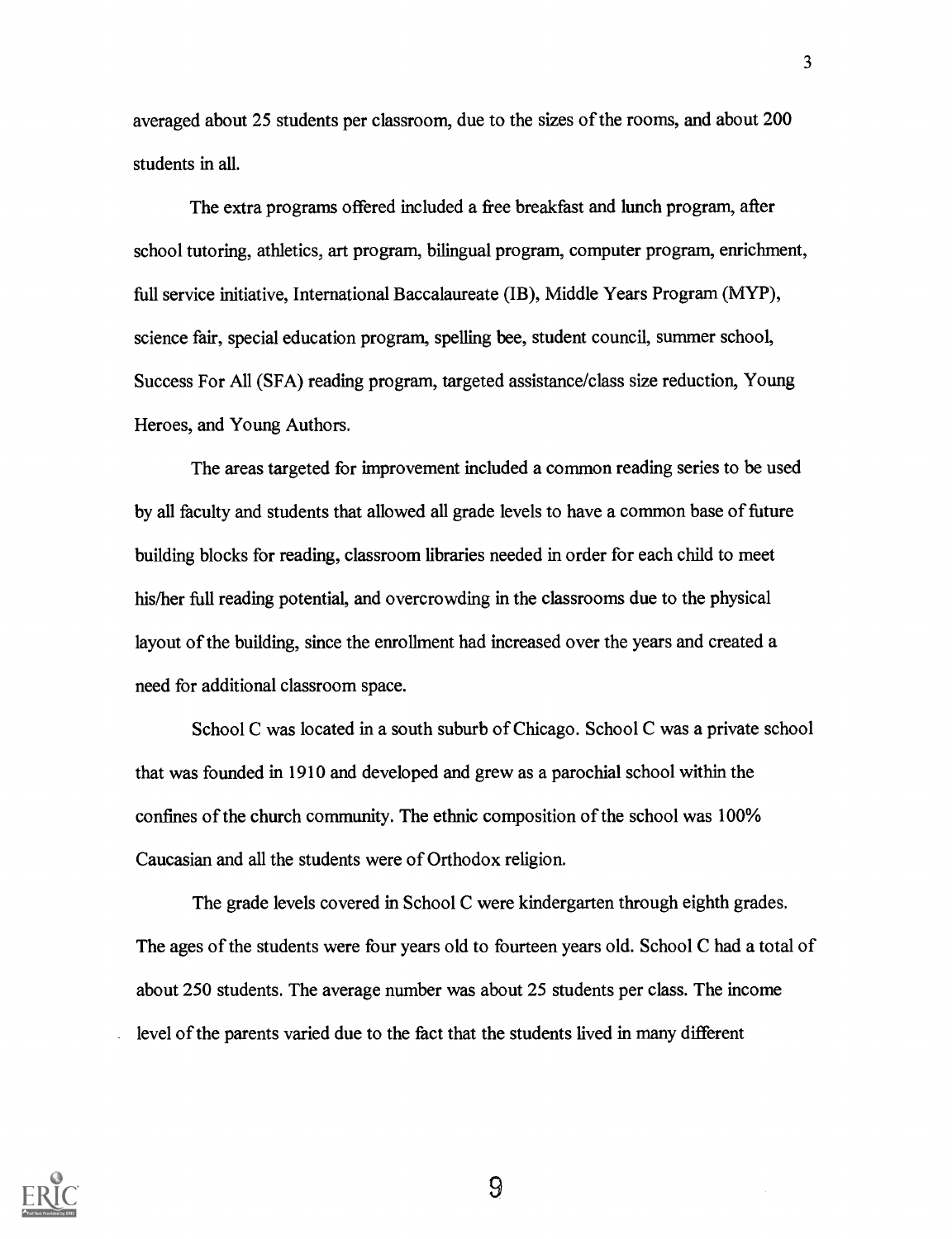averaged about 25 students per classroom, due to the sizes of the rooms, and about 200 students in all.

The extra programs offered included a free breakfast and lunch program, after school tutoring, athletics, art program, bilingual program, computer program, enrichment, full service initiative, International Baccalaureate (IB), Middle Years Program (MYP), science fair, special education program, spelling bee, student council, summer school, Success For All (SFA) reading program, targeted assistance/class size reduction, Young Heroes, and Young Authors.

The areas targeted for improvement included a common reading series to be used by all faculty and students that allowed all grade levels to have a common base of future building blocks for reading, classroom libraries needed in order for each child to meet his/her full reading potential, and overcrowding in the classrooms due to the physical layout of the building, since the enrollment had increased over the years and created a need for additional classroom space.

School C was located in a south suburb of Chicago. School C was a private school that was founded in 1910 and developed and grew as a parochial school within the confines of the church community. The ethnic composition of the school was 100% Caucasian and all the students were of Orthodox religion.

The grade levels covered in School C were kindergarten through eighth grades. The ages of the students were four years old to fourteen years old. School C had a total of about 250 students. The average number was about 25 students per class. The income level of the parents varied due to the fact that the students lived in many different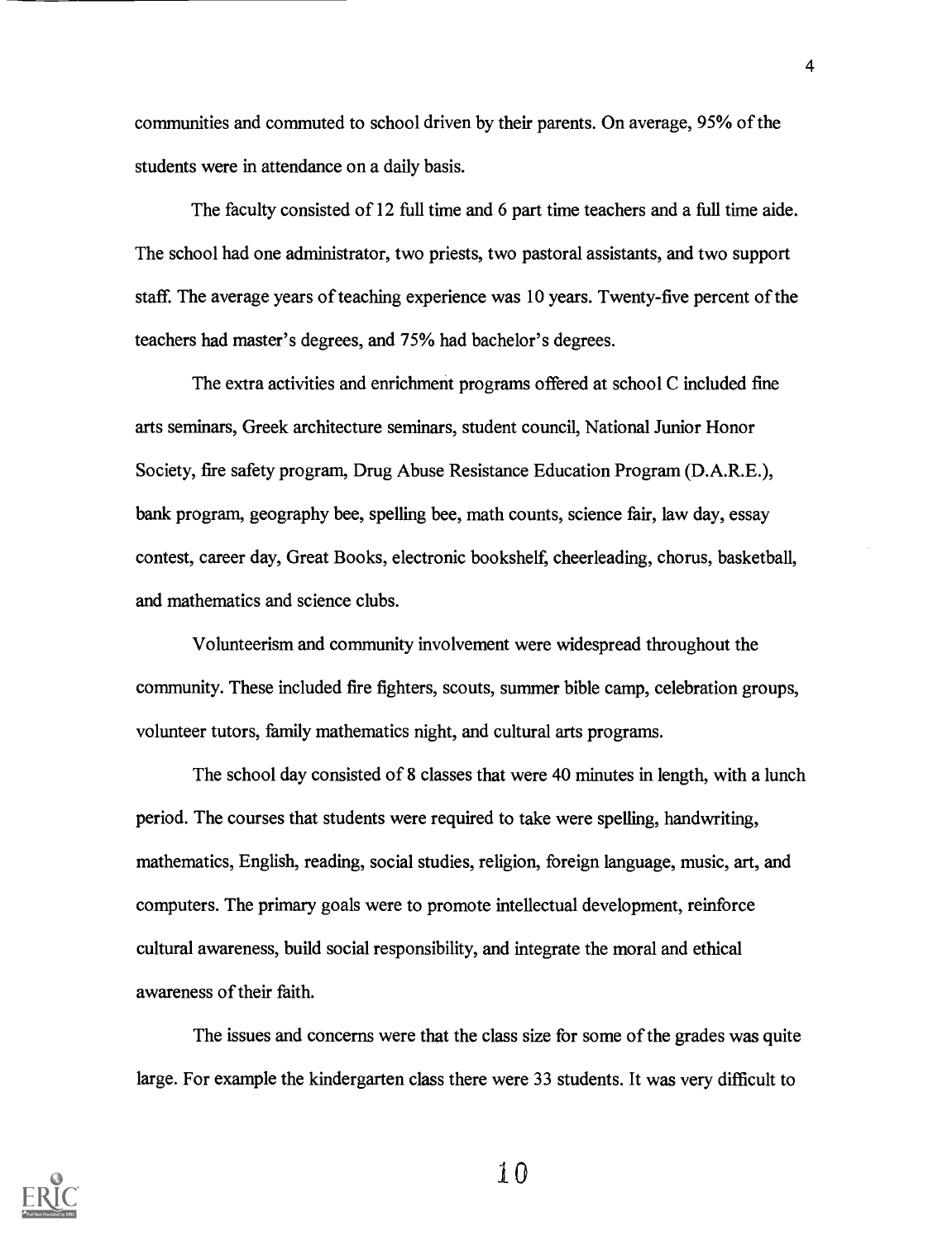communities and commuted to school driven by their parents. On average, 95% of the students were in attendance on a daily basis.

The faculty consisted of 12 full time and 6 part time teachers and a full time aide. The school had one administrator, two priests, two pastoral assistants, and two support staff. The average years of teaching experience was 10 years. Twenty-five percent of the teachers had master's degrees, and 75% had bachelor's degrees.

The extra activities and enrichment programs offered at school C included fine arts seminars, Greek architecture seminars, student council, National Junior Honor Society, fire safety program, Drug Abuse Resistance Education Program (D.A.R.E.), bank program, geography bee, spelling bee, math counts, science fair, law day, essay contest, career day, Great Books, electronic bookshelf, cheerleading, chorus, basketball, and mathematics and science clubs.

Volunteerism and community involvement were widespread throughout the community. These included fire fighters, scouts, summer bible camp, celebration groups, volunteer tutors, family mathematics night, and cultural arts programs.

The school day consisted of 8 classes that were 40 minutes in length, with a lunch period. The courses that students were required to take were spelling, handwriting, mathematics, English, reading, social studies, religion, foreign language, music, art, and computers. The primary goals were to promote intellectual development, reinforce cultural awareness, build social responsibility, and integrate the moral and ethical awareness of their faith.

The issues and concerns were that the class size for some of the grades was quite large. For example the kindergarten class there were 33 students. It was very difficult to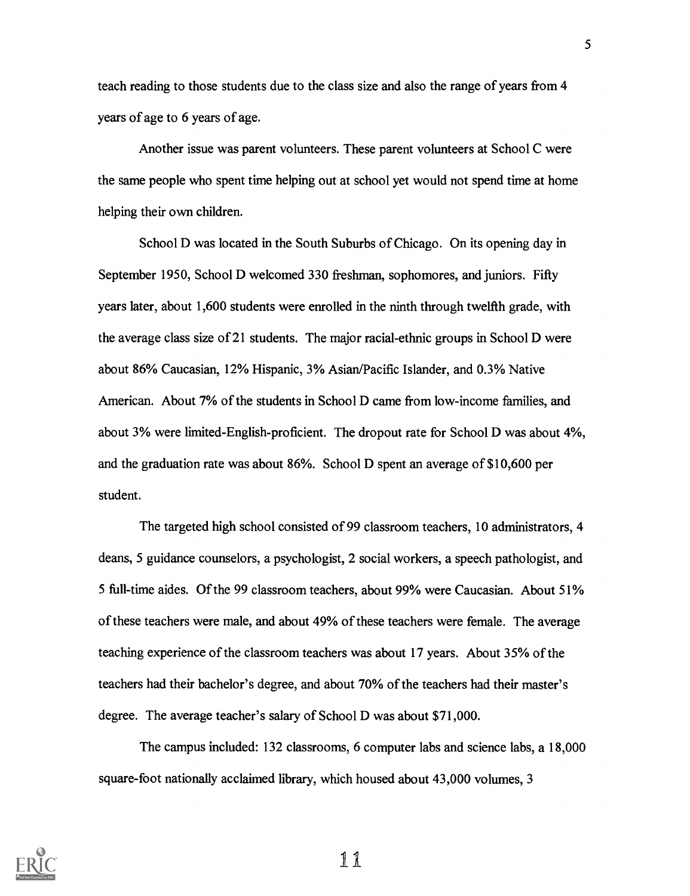teach reading to those students due to the class size and also the range of years from 4 years of age to 6 years of age.

Another issue was parent volunteers. These parent volunteers at School C were the same people who spent time helping out at school yet would not spend time at home helping their own children.

School D was located in the South Suburbs of Chicago. On its opening day in September 1950, School D welcomed 330 freshman, sophomores, and juniors. Fifty years later, about 1,600 students were enrolled in the ninth through twelfth grade, with the average class size of 21 students. The major racial-ethnic groups in School D were about 86% Caucasian, 12% Hispanic, 3% Asian/Pacific Islander, and 0.3% Native American. About 7% of the students in School D came from low-income families, and about 3% were limited-English-proficient. The dropout rate for School D was about 4%, and the graduation rate was about 86%. School D spent an average of $10,600 per student.

The targeted high school consisted of 99 classroom teachers, 10 administrators, 4 deans, 5 guidance counselors, a psychologist, 2 social workers, a speech pathologist, and 5 full-time aides. Of the 99 classroom teachers, about 99% were Caucasian. About 51% of these teachers were male, and about 49% of these teachers were female. The average teaching experience of the classroom teachers was about 17 years. About 35% of the teachers had their bachelor's degree, and about 70% of the teachers had their master's degree. The average teacher's salary of School D was about $71,000.

The campus included: 132 classrooms, 6 computer labs and science labs, a 18,000 square-foot nationally acclaimed library, which housed about 43,000 volumes, 3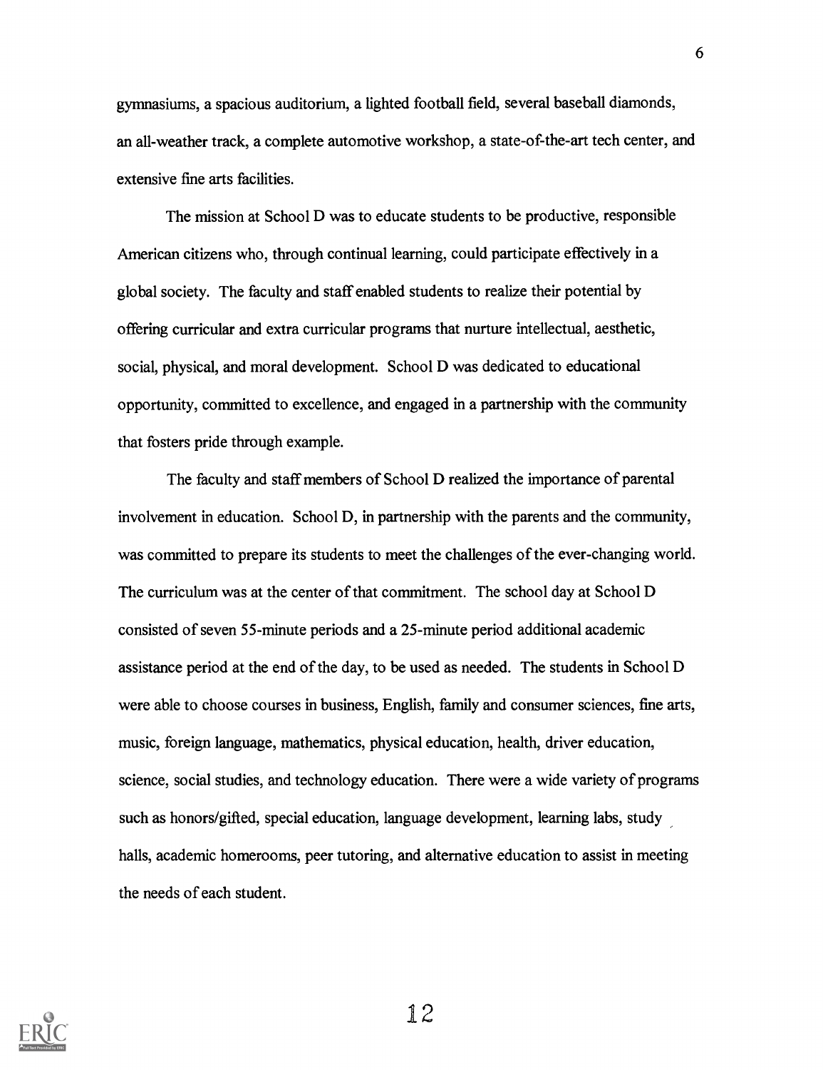gymnasiums, a spacious auditorium, a lighted football field, several baseball diamonds, an all-weather track, a complete automotive workshop, a state-of-the-art tech center, and extensive fine arts facilities.

The mission at School D was to educate students to be productive, responsible American citizens who, through continual learning, could participate effectively in a global society. The faculty and staff enabled students to realize their potential by offering curricular and extra curricular programs that nurture intellectual, aesthetic, social, physical, and moral development. School D was dedicated to educational opportunity, committed to excellence, and engaged in a partnership with the community that fosters pride through example.

The faculty and staff members of School D realized the importance of parental involvement in education. School D, in partnership with the parents and the community, was committed to prepare its students to meet the challenges of the ever-changing world. The curriculum was at the center of that commitment. The school day at School D consisted of seven 55-minute periods and a 25-minute period additional academic assistance period at the end of the day, to be used as needed. The students in School D were able to choose courses in business, English, family and consumer sciences, fine arts, music, foreign language, mathematics, physical education, health, driver education, science, social studies, and technology education. There were a wide variety of programs such as honors/gifted, special education, language development, learning labs, study halls, academic homerooms, peer tutoring, and alternative education to assist in meeting the needs of each student.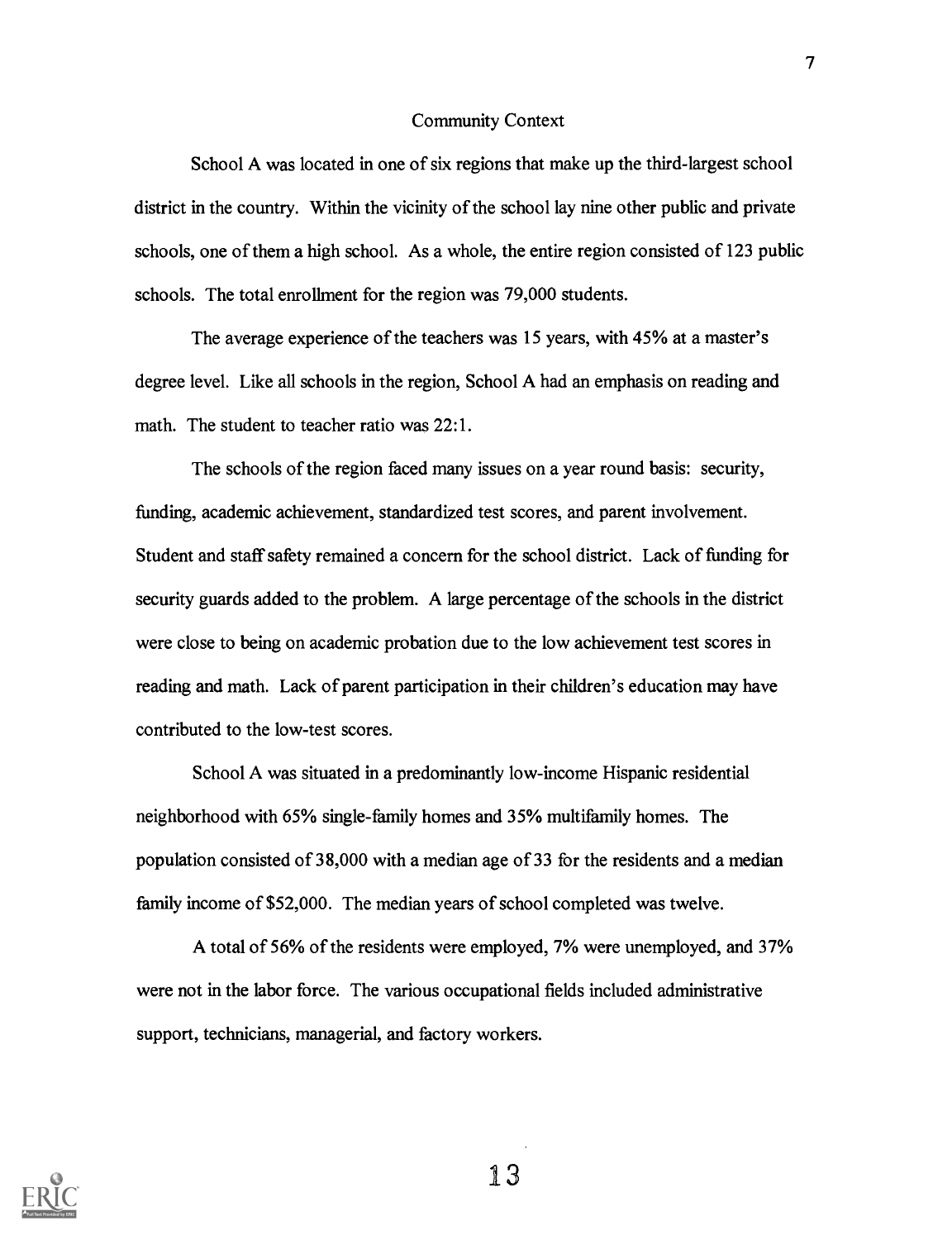## Community Context

School A was located in one of six regions that make up the third-largest school district in the country. Within the vicinity of the school lay nine other public and private schools, one of them a high school. As a whole, the entire region consisted of 123 public schools. The total enrollment for the region was 79,000 students.

The average experience of the teachers was 15 years, with 45% at a master's degree level. Like all schools in the region, School A had an emphasis on reading and math. The student to teacher ratio was 22:1.

The schools of the region faced many issues on a year round basis: security, funding, academic achievement, standardized test scores, and parent involvement. Student and staff safety remained a concern for the school district. Lack of funding for security guards added to the problem. A large percentage of the schools in the district were close to being on academic probation due to the low achievement test scores in reading and math. Lack of parent participation in their children's education may have contributed to the low-test scores.

School A was situated in a predominantly low-income Hispanic residential neighborhood with 65% single-family homes and 35% multifamily homes. The population consisted of 38,000 with a median age of 33 for the residents and a median family income of $52,000. The median years of school completed was twelve.

A total of 56% of the residents were employed, 7% were unemployed, and 37% were not in the labor force. The various occupational fields included administrative support, technicians, managerial, and factory workers.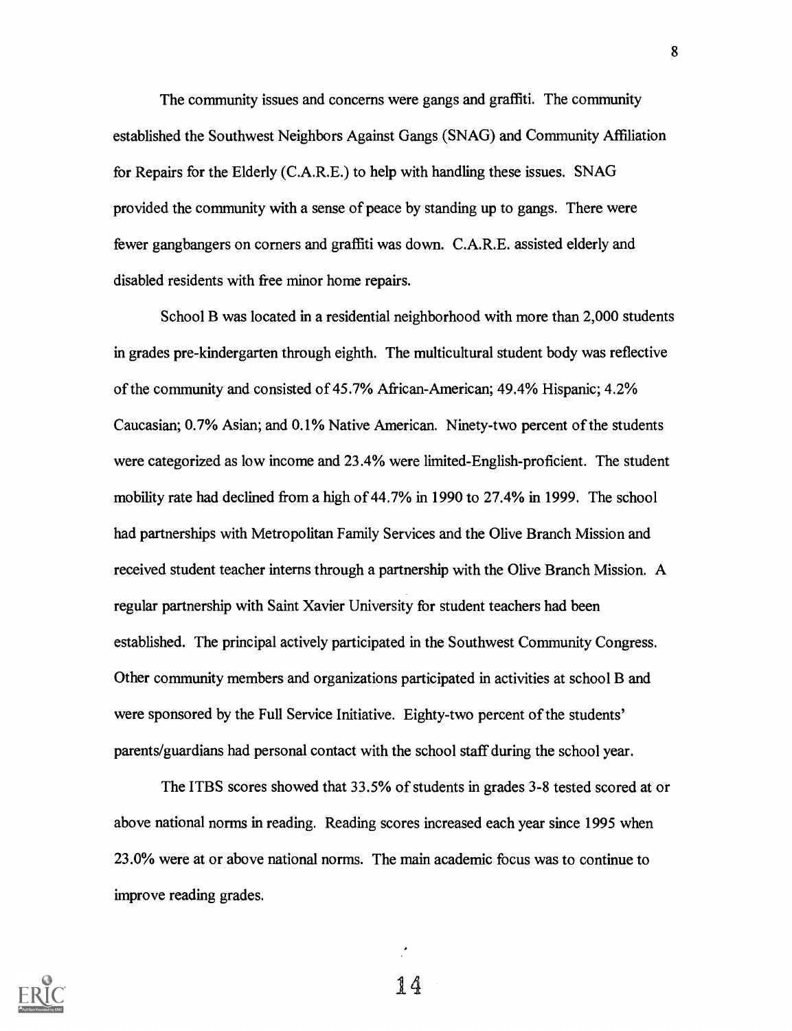The community issues and concerns were gangs and graffiti. The community established the Southwest Neighbors Against Gangs (SNAG) and Community Affiliation for Repairs for the Elderly (C.A.R.E.) to help with handling these issues. SNAG provided the community with a sense of peace by standing up to gangs. There were fewer gangbangers on corners and graffiti was down. C.A.R.E. assisted elderly and disabled residents with free minor home repairs.

School B was located in a residential neighborhood with more than 2,000 students in grades pre-kindergarten through eighth. The multicultural student body was reflective of the community and consisted of 45.7% African-American; 49.4% Hispanic; 4.2% Caucasian; 0.7% Asian; and 0.1% Native American. Ninety-two percent of the students were categorized as low income and 23.4% were limited-English-proficient. The student mobility rate had declined from a high of 44.7% in 1990 to 27.4% in 1999. The school had partnerships with Metropolitan Family Services and the Olive Branch Mission and received student teacher interns through a partnership with the Olive Branch Mission. A regular partnership with Saint Xavier University for student teachers had been established. The principal actively participated in the Southwest Community Congress. Other community members and organizations participated in activities at school B and were sponsored by the Full Service Initiative. Eighty-two percent of the students' parents/guardians had personal contact with the school staff during the school year.

The ITBS scores showed that 33.5% of students in grades 3-8 tested scored at or above national norms in reading. Reading scores increased each year since 1995 when 23.0% were at or above national norms. The main academic focus was to continue to improve reading grades.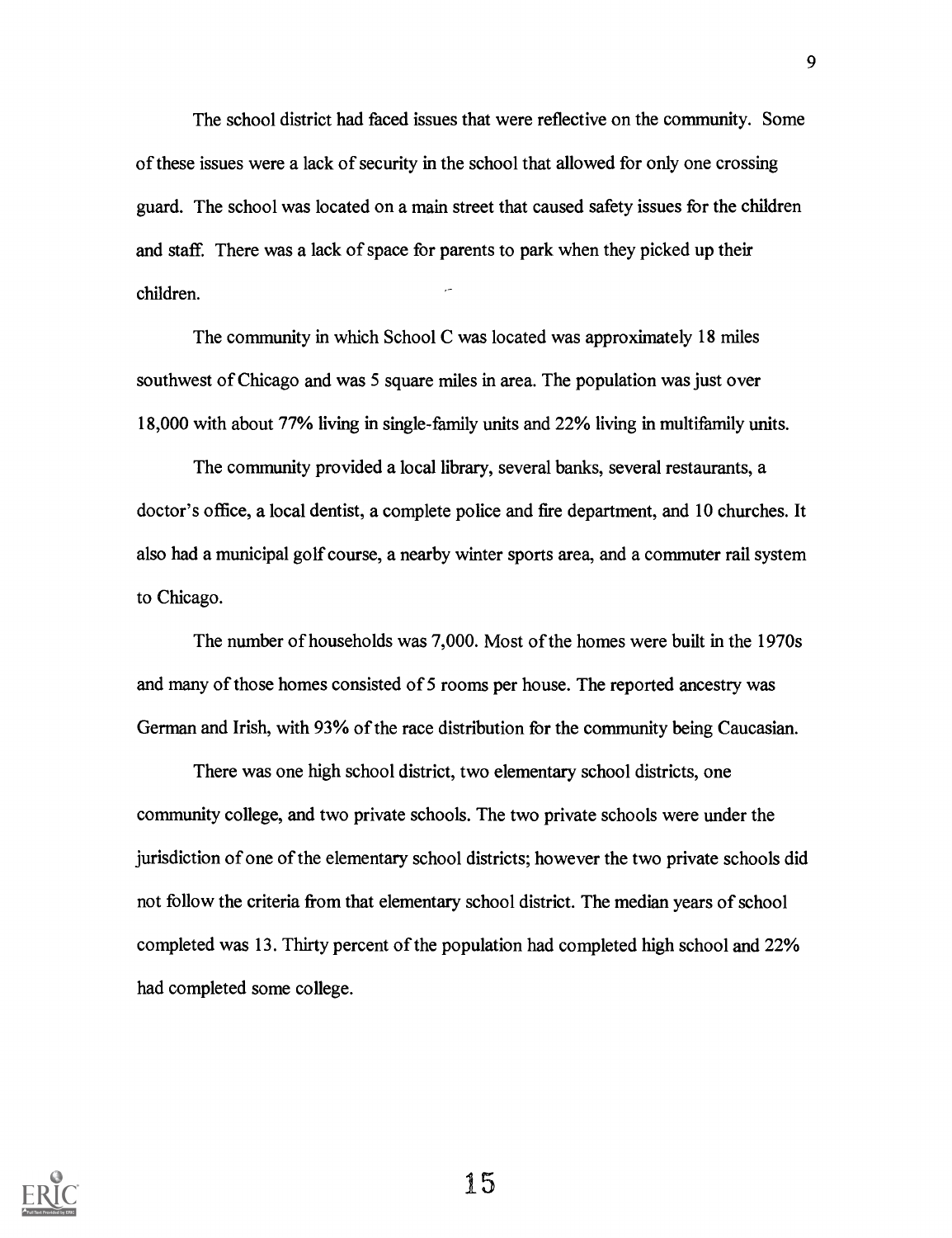The school district had faced issues that were reflective on the community. Some of these issues were a lack of security in the school that allowed for only one crossing guard. The school was located on a main street that caused safety issues for the children and staff. There was a lack of space for parents to park when they picked up their children.

The community in which School C was located was approximately 18 miles southwest of Chicago and was 5 square miles in area. The population was just over 18,000 with about 77% living in single-family units and 22% living in multifamily units.

The community provided a local library, several banks, several restaurants, a doctor's office, a local dentist, a complete police and fire department, and 10 churches. It also had a municipal golf course, a nearby winter sports area, and a commuter rail system to Chicago.

The number of households was 7,000. Most of the homes were built in the 1970s and many of those homes consisted of 5 rooms per house. The reported ancestry was German and Irish, with 93% of the race distribution for the community being Caucasian.

There was one high school district, two elementary school districts, one community college, and two private schools. The two private schools were under the jurisdiction of one of the elementary school districts; however the two private schools did not follow the criteria from that elementary school district. The median years of school completed was 13. Thirty percent of the population had completed high school and 22% had completed some college.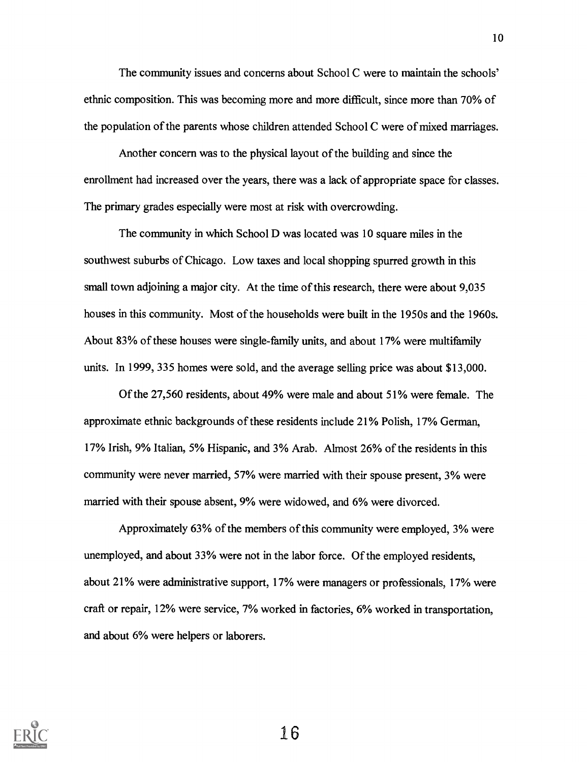The community issues and concerns about School C were to maintain the schools' ethnic composition. This was becoming more and more difficult, since more than 70% of the population of the parents whose children attended School C were of mixed marriages.

Another concern was to the physical layout of the building and since the enrollment had increased over the years, there was a lack of appropriate space for classes. The primary grades especially were most at risk with overcrowding.

The community in which School D was located was 10 square miles in the southwest suburbs of Chicago. Low taxes and local shopping spurred growth in this small town adjoining a major city. At the time of this research, there were about 9,035 houses in this community. Most of the households were built in the 1950s and the 1960s. About 83% of these houses were single-family units, and about 17% were multifamily units. In 1999, 335 homes were sold, and the average selling price was about $13,000.

Of the 27,560 residents, about 49% were male and about 51% were female. The approximate ethnic backgrounds of these residents include 21% Polish, 17% German, 17% Irish, 9% Italian, 5% Hispanic, and 3% Arab. Almost 26% of the residents in this community were never married, 57% were married with their spouse present, 3% were married with their spouse absent, 9% were widowed, and 6% were divorced.

Approximately 63% of the members of this community were employed, 3% were unemployed, and about 33% were not in the labor force. Of the employed residents, about 21% were administrative support, 17% were managers or professionals, 17% were craft or repair, 12% were service, 7% worked in factories, 6% worked in transportation, and about 6% were helpers or laborers.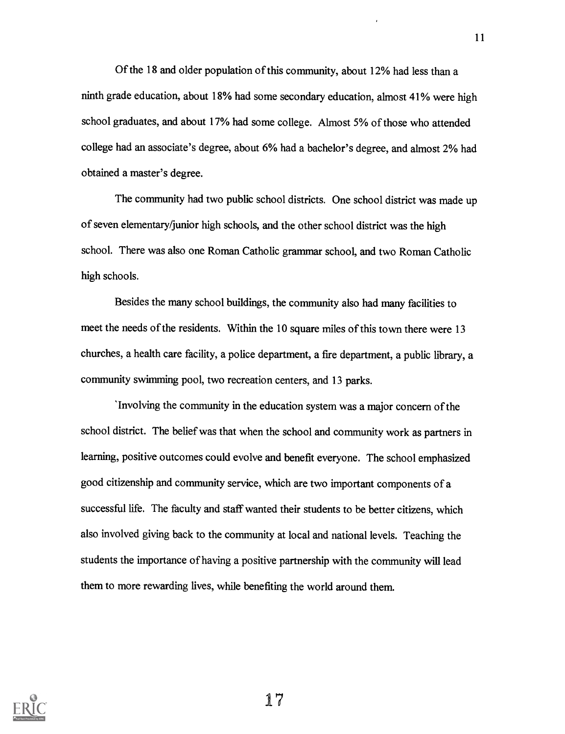Of the 18 and older population of this community, about 12% had less than a ninth grade education, about 18% had some secondary education, almost 41% were high school graduates, and about 17% had some college. Almost 5% of those who attended college had an associate's degree, about 6% had a bachelor's degree, and almost 2% had obtained a master's degree.

The community had two public school districts. One school district was made up of seven elementary/junior high schools, and the other school district was the high school. There was also one Roman Catholic grammar school, and two Roman Catholic high schools.

Besides the many school buildings, the community also had many facilities to meet the needs of the residents. Within the 10 square miles of this town there were 13 churches, a health care facility, a police department, a fire department, a public library, a community swimming pool, two recreation centers, and 13 parks.

`Involving the community in the education system was a major concern of the school district. The belief was that when the school and community work as partners in learning, positive outcomes could evolve and benefit everyone. The school emphasized good citizenship and community service, which are two important components of a successful life. The faculty and staff wanted their students to be better citizens, which also involved giving back to the community at local and national levels. Teaching the students the importance of having a positive partnership with the community will lead them to more rewarding lives, while benefiting the world around them.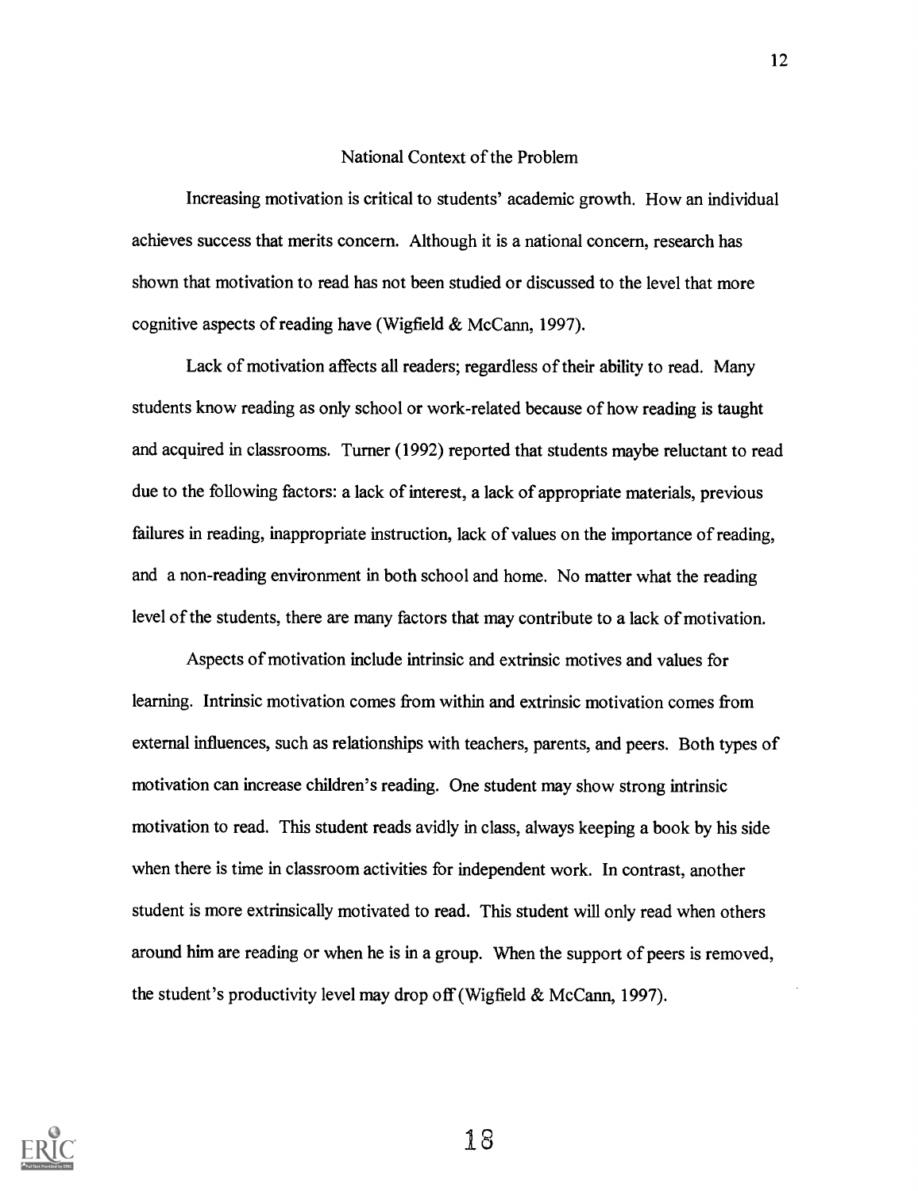## National Context of the Problem

Increasing motivation is critical to students' academic growth. How an individual achieves success that merits concern. Although it is a national concern, research has shown that motivation to read has not been studied or discussed to the level that more cognitive aspects of reading have (Wigfield & McCann, 1997).

Lack of motivation affects all readers; regardless of their ability to read. Many students know reading as only school or work-related because of how reading is taught and acquired in classrooms. Turner (1992) reported that students maybe reluctant to read due to the following factors: a lack of interest, a lack of appropriate materials, previous failures in reading, inappropriate instruction, lack of values on the importance of reading, and a non-reading environment in both school and home. No matter what the reading level of the students, there are many factors that may contribute to a lack of motivation.

Aspects of motivation include intrinsic and extrinsic motives and values for learning. Intrinsic motivation comes from within and extrinsic motivation comes from external influences, such as relationships with teachers, parents, and peers. Both types of motivation can increase children's reading. One student may show strong intrinsic motivation to read. This student reads avidly in class, always keeping a book by his side when there is time in classroom activities for independent work. In contrast, another student is more extrinsically motivated to read. This student will only read when others around him are reading or when he is in a group. When the support of peers is removed, the student's productivity level may drop off (Wigfield & McCann, 1997).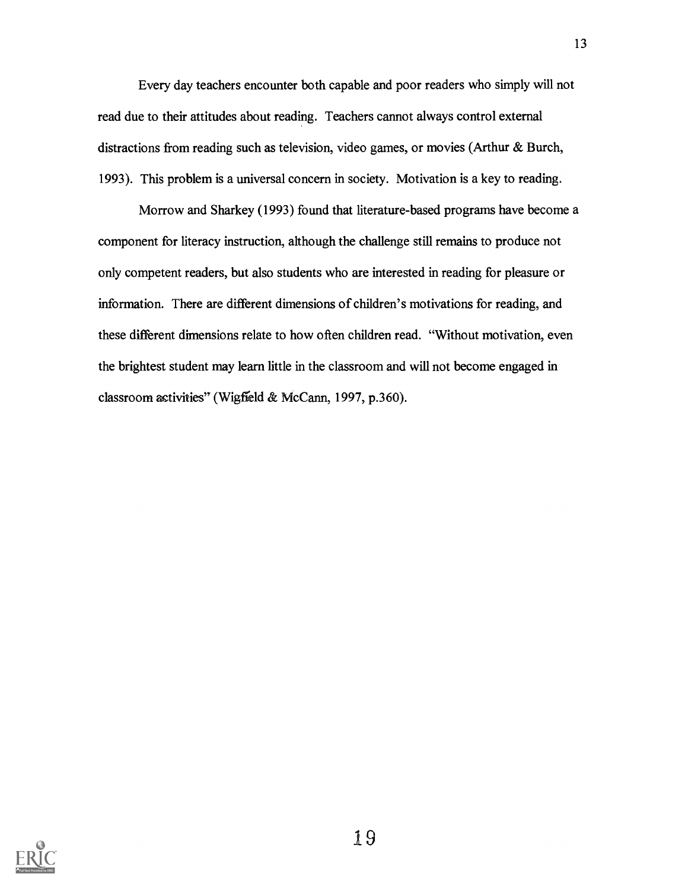Every day teachers encounter both capable and poor readers who simply will not read due to their attitudes about reading. Teachers cannot always control external distractions from reading such as television, video games, or movies (Arthur & Burch, 1993). This problem is a universal concern in society. Motivation is a key to reading.

Morrow and Sharkey (1993) found that literature-based programs have become a component for literacy instruction, although the challenge still remains to produce not only competent readers, but also students who are interested in reading for pleasure or information. There are different dimensions of children's motivations for reading, and these different dimensions relate to how often children read. "Without motivation, even the brightest student may learn little in the classroom and will not become engaged in classroom activities" (Wigfield & McCann, 1997, p.360).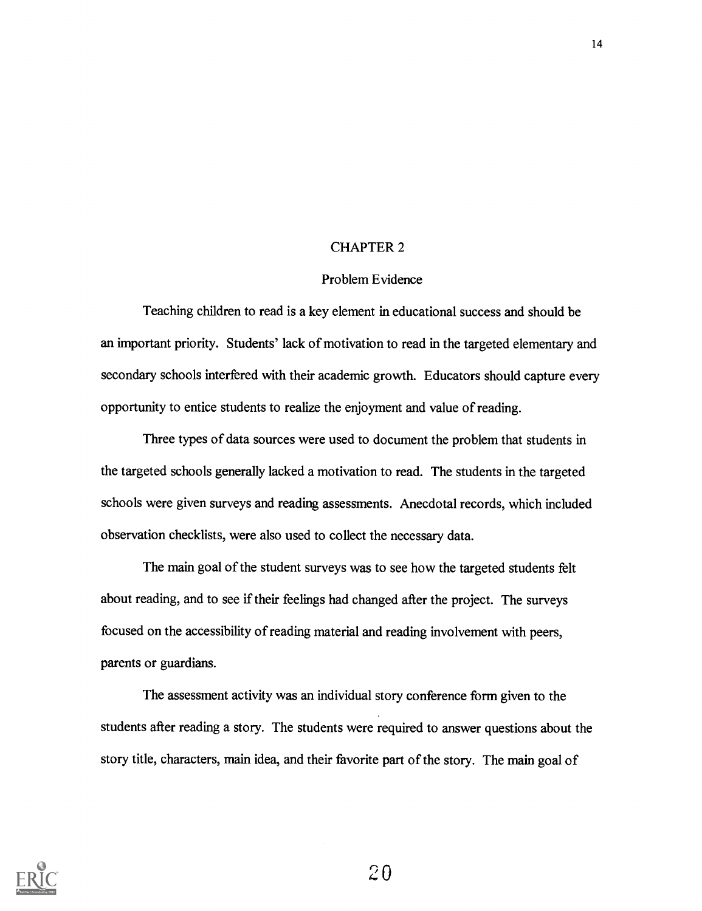# CHAPTER 2

## Problem Evidence

Teaching children to read is a key element in educational success and should be an important priority. Students' lack of motivation to read in the targeted elementary and secondary schools interfered with their academic growth. Educators should capture every opportunity to entice students to realize the enjoyment and value of reading.

Three types of data sources were used to document the problem that students in the targeted schools generally lacked a motivation to read. The students in the targeted schools were given surveys and reading assessments. Anecdotal records, which included observation checklists, were also used to collect the necessary data.

The main goal of the student surveys was to see how the targeted students felt about reading, and to see if their feelings had changed after the project. The surveys focused on the accessibility of reading material and reading involvement with peers, parents or guardians.

The assessment activity was an individual story conference form given to the students after reading a story. The students were required to answer questions about the story title, characters, main idea, and their favorite part of the story. The main goal of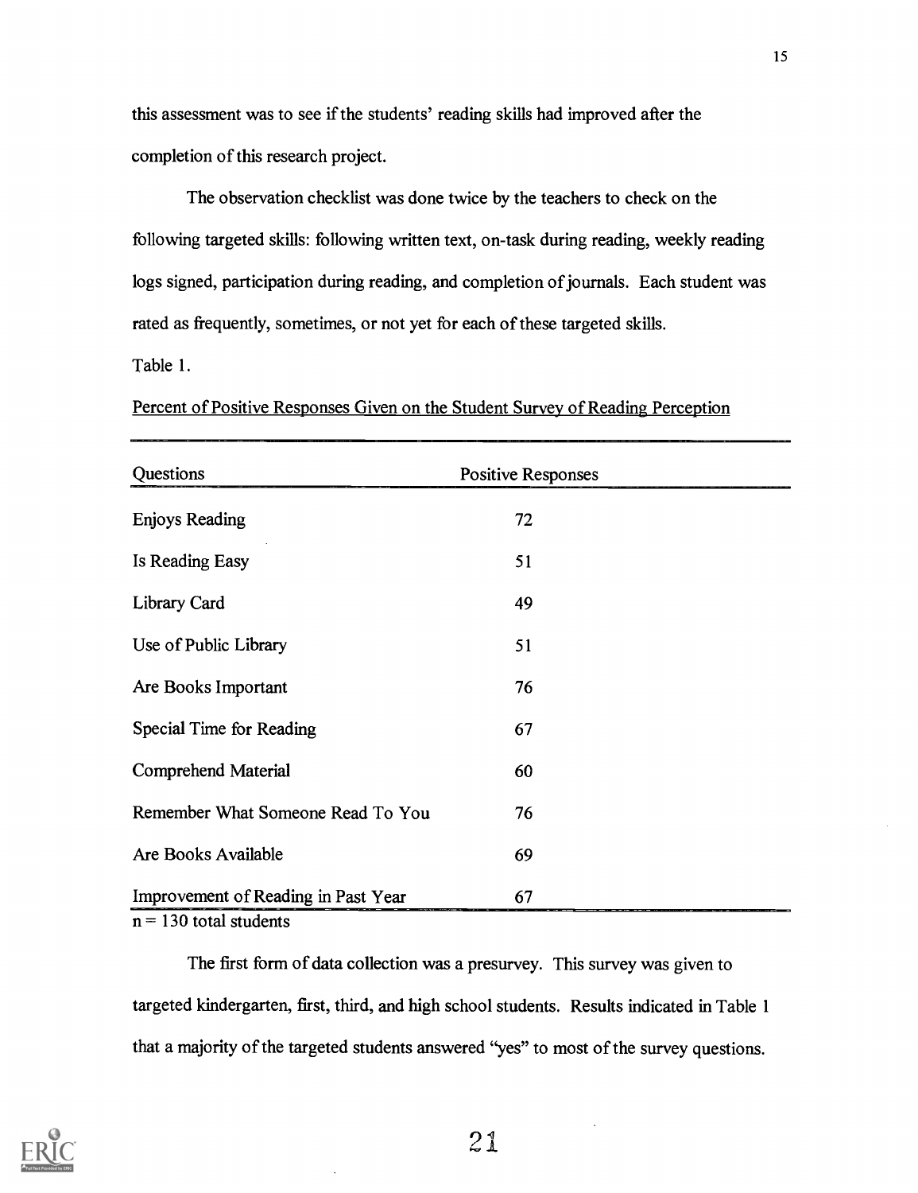this assessment was to see if the students' reading skills had improved after the completion of this research project.

The observation checklist was done twice by the teachers to check on the following targeted skills: following written text, on-task during reading, weekly reading logs signed, participation during reading, and completion of journals. Each student was rated as frequently, sometimes, or not yet for each of these targeted skills.

Table 1.

Percent of Positive Responses Given on the Student Survey of Reading Perception

| Questions | Positive Responses |
|---|---|
| Enjoys Reading | 72 |
| Is Reading Easy | 51 |
| Library Card | 49 |
| Use of Public Library | 51 |
| Are Books Important | 76 |
| Special Time for Reading | 67 |
| Comprehend Material | 60 |
| Remember What Someone Read To You | 76 |
| Are Books Available | 69 |
| Improvement of Reading in Past Year | 67 |

n = 130 total students

The first form of data collection was a presurvey. This survey was given to targeted kindergarten, first, third, and high school students. Results indicated in Table 1 that a majority of the targeted students answered "yes" to most of the survey questions.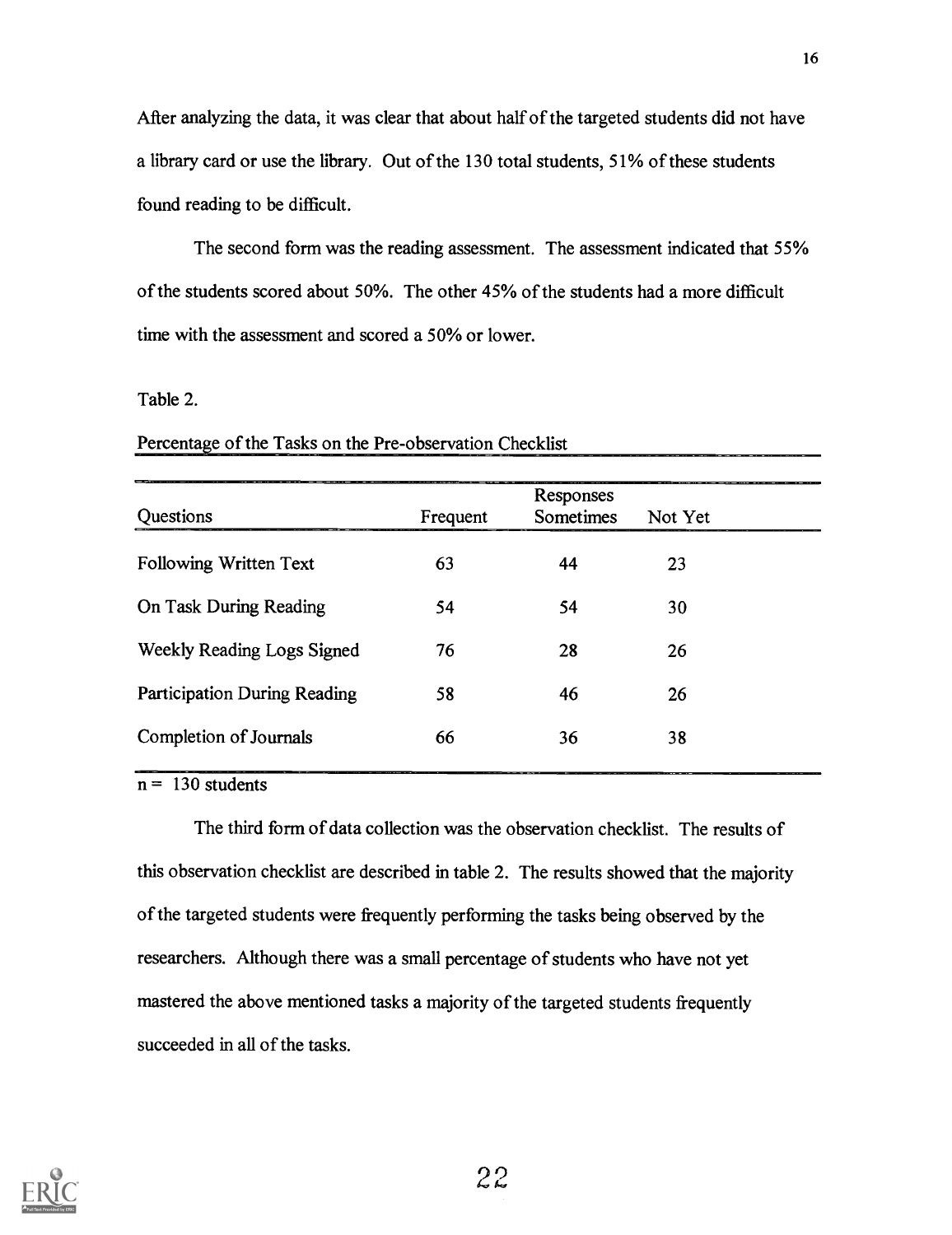After analyzing the data, it was clear that about half of the targeted students did not have a library card or use the library. Out of the 130 total students, 51% of these students found reading to be difficult.

The second form was the reading assessment. The assessment indicated that 55% of the students scored about 50%. The other 45% of the students had a more difficult time with the assessment and scored a 50% or lower.

Table 2.

Percentage of the Tasks on the Pre-observation Checklist

| Questions | Frequent | Responses<br>Sometimes | Not Yet |
|---|---|---|---|
| Following Written Text | 63 | 44 | 23 |
| On Task During Reading | 54 | 54 | 30 |
| Weekly Reading Logs Signed | 76 | 28 | 26 |
| Participation During Reading | 58 | 46 | 26 |
| Completion of Journals | 66 | 36 | 38 |

n = 130 students

The third form of data collection was the observation checklist. The results of this observation checklist are described in table 2. The results showed that the majority of the targeted students were frequently performing the tasks being observed by the researchers. Although there was a small percentage of students who have not yet mastered the above mentioned tasks a majority of the targeted students frequently succeeded in all of the tasks.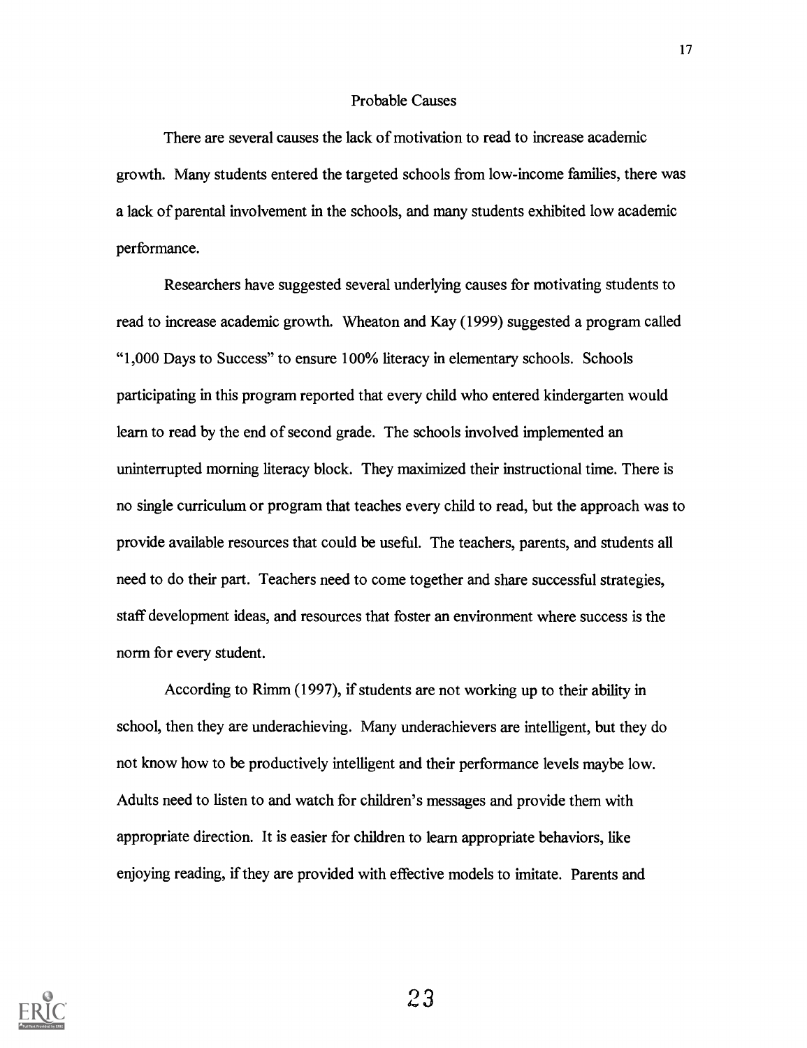## Probable Causes

There are several causes the lack of motivation to read to increase academic growth. Many students entered the targeted schools from low-income families, there was a lack of parental involvement in the schools, and many students exhibited low academic performance.

Researchers have suggested several underlying causes for motivating students to read to increase academic growth. Wheaton and Kay (1999) suggested a program called "1,000 Days to Success" to ensure 100% literacy in elementary schools. Schools participating in this program reported that every child who entered kindergarten would learn to read by the end of second grade. The schools involved implemented an uninterrupted morning literacy block. They maximized their instructional time. There is no single curriculum or program that teaches every child to read, but the approach was to provide available resources that could be useful. The teachers, parents, and students all need to do their part. Teachers need to come together and share successful strategies, staff development ideas, and resources that foster an environment where success is the norm for every student.

According to Rimm (1997), if students are not working up to their ability in school, then they are underachieving. Many underachievers are intelligent, but they do not know how to be productively intelligent and their performance levels maybe low. Adults need to listen to and watch for children's messages and provide them with appropriate direction. It is easier for children to learn appropriate behaviors, like enjoying reading, if they are provided with effective models to imitate. Parents and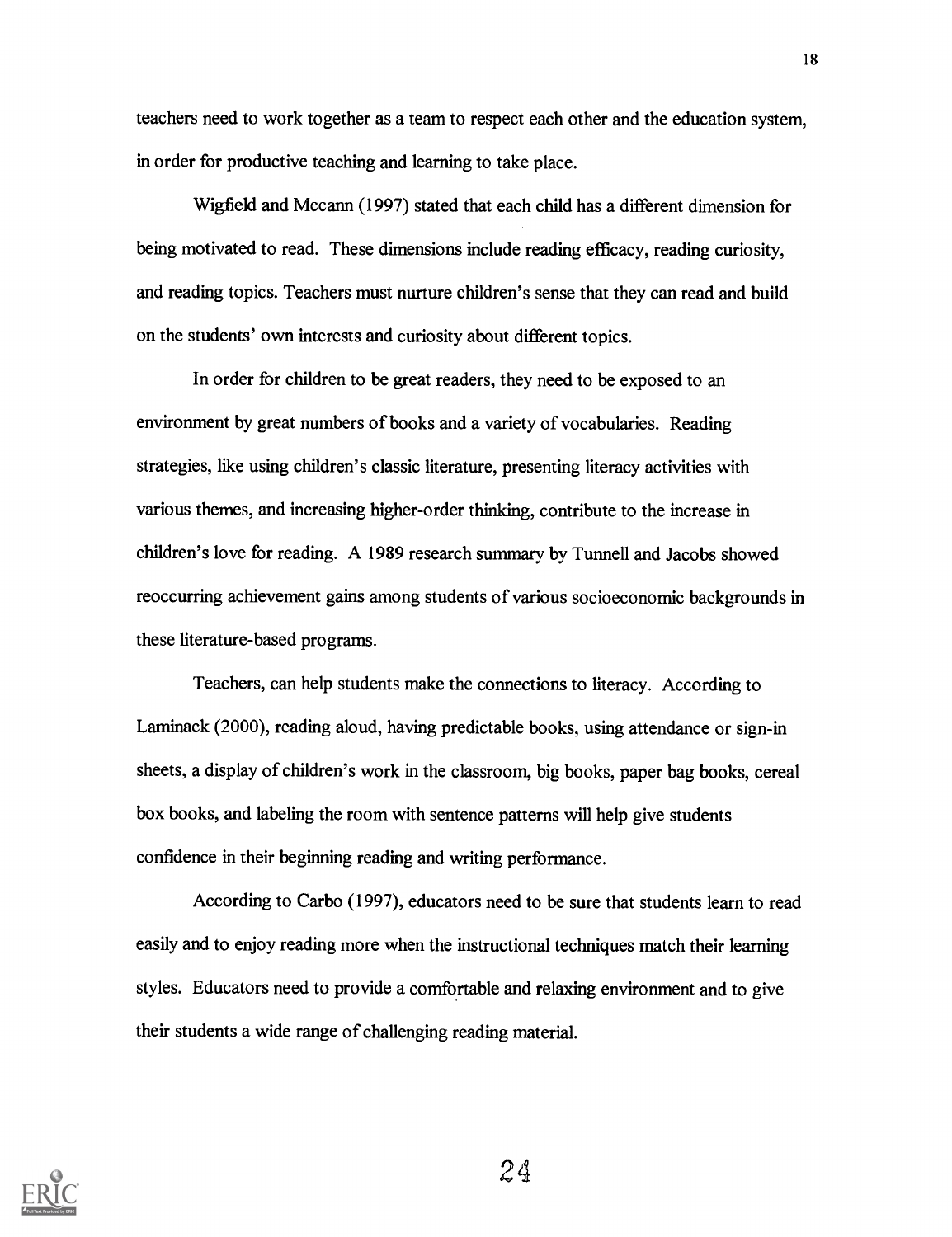teachers need to work together as a team to respect each other and the education system, in order for productive teaching and learning to take place.

Wigfield and Mccann (1997) stated that each child has a different dimension for being motivated to read. These dimensions include reading efficacy, reading curiosity, and reading topics. Teachers must nurture children's sense that they can read and build on the students' own interests and curiosity about different topics.

In order for children to be great readers, they need to be exposed to an environment by great numbers of books and a variety of vocabularies. Reading strategies, like using children's classic literature, presenting literacy activities with various themes, and increasing higher-order thinking, contribute to the increase in children's love for reading. A 1989 research summary by Tunnell and Jacobs showed reoccurring achievement gains among students of various socioeconomic backgrounds in these literature-based programs.

Teachers, can help students make the connections to literacy. According to Laminack (2000), reading aloud, having predictable books, using attendance or sign-in sheets, a display of children's work in the classroom, big books, paper bag books, cereal box books, and labeling the room with sentence patterns will help give students confidence in their beginning reading and writing performance.

According to Carbo (1997), educators need to be sure that students learn to read easily and to enjoy reading more when the instructional techniques match their learning styles. Educators need to provide a comfortable and relaxing environment and to give their students a wide range of challenging reading material.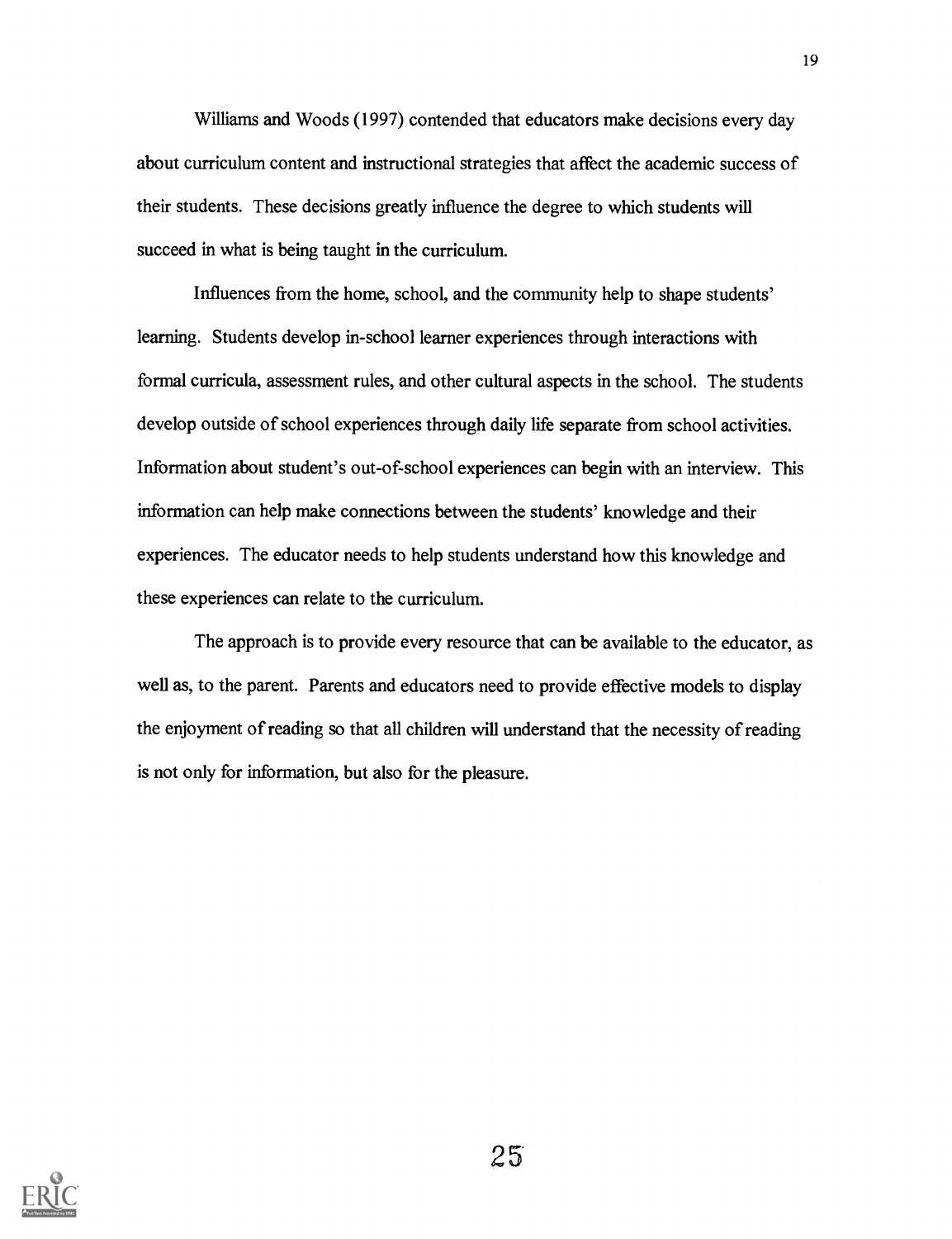Williams and Woods (1997) contended that educators make decisions every day about curriculum content and instructional strategies that affect the academic success of their students. These decisions greatly influence the degree to which students will succeed in what is being taught in the curriculum.

Influences from the home, school, and the community help to shape students' learning. Students develop in-school learner experiences through interactions with formal curricula, assessment rules, and other cultural aspects in the school. The students develop outside of school experiences through daily life separate from school activities. Information about student's out-of-school experiences can begin with an interview. This information can help make connections between the students' knowledge and their experiences. The educator needs to help students understand how this knowledge and these experiences can relate to the curriculum.

The approach is to provide every resource that can be available to the educator, as well as, to the parent. Parents and educators need to provide effective models to display the enjoyment of reading so that all children will understand that the necessity of reading is not only for information, but also for the pleasure.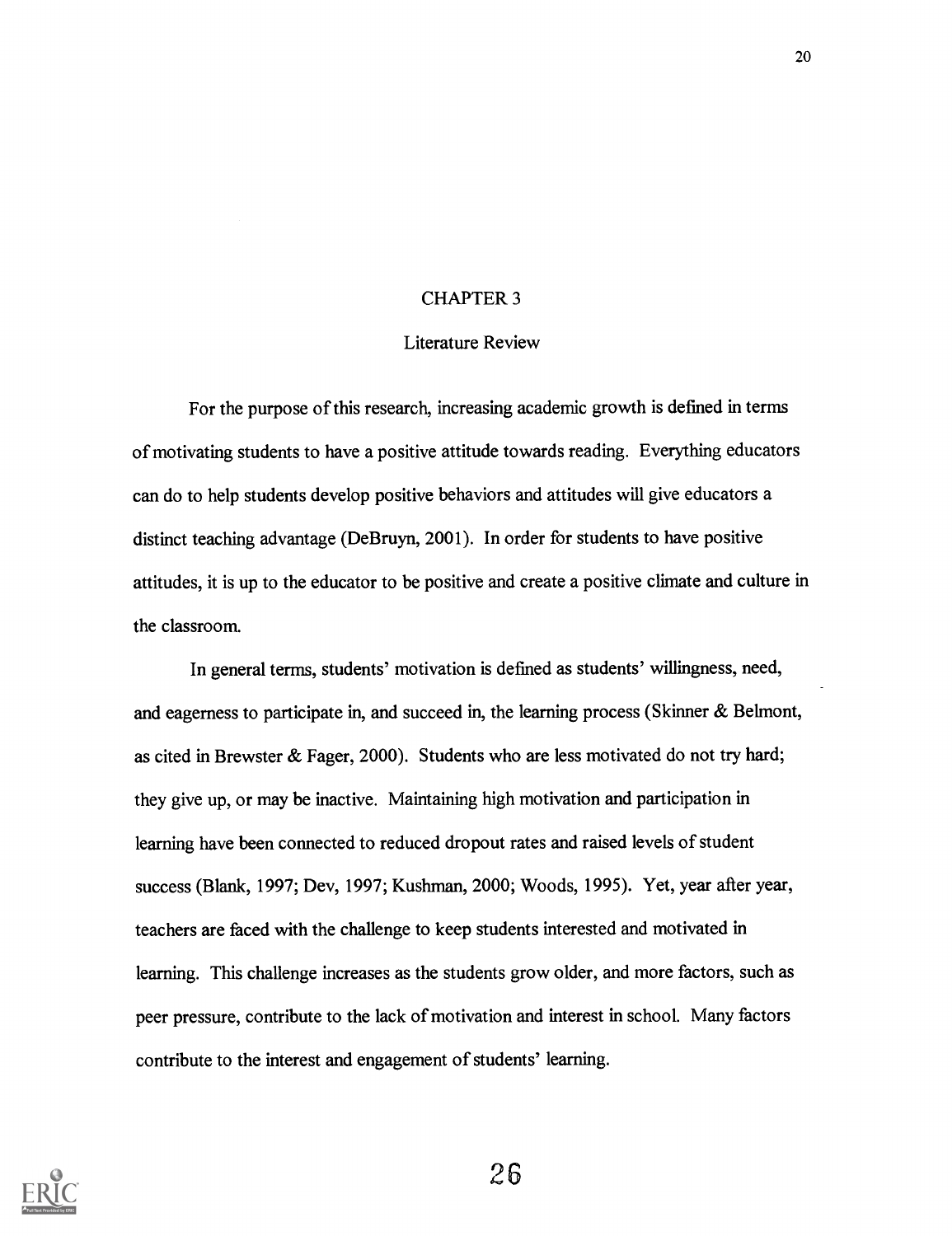# CHAPTER 3

## Literature Review

For the purpose of this research, increasing academic growth is defined in terms of motivating students to have a positive attitude towards reading. Everything educators can do to help students develop positive behaviors and attitudes will give educators a distinct teaching advantage (DeBruyn, 2001). In order for students to have positive attitudes, it is up to the educator to be positive and create a positive climate and culture in the classroom.

In general terms, students' motivation is defined as students' willingness, need, and eagerness to participate in, and succeed in, the learning process (Skinner & Belmont, as cited in Brewster & Fager, 2000). Students who are less motivated do not try hard; they give up, or may be inactive. Maintaining high motivation and participation in learning have been connected to reduced dropout rates and raised levels of student success (Blank, 1997; Dev, 1997; Kushman, 2000; Woods, 1995). Yet, year after year, teachers are faced with the challenge to keep students interested and motivated in learning. This challenge increases as the students grow older, and more factors, such as peer pressure, contribute to the lack of motivation and interest in school. Many factors contribute to the interest and engagement of students' learning.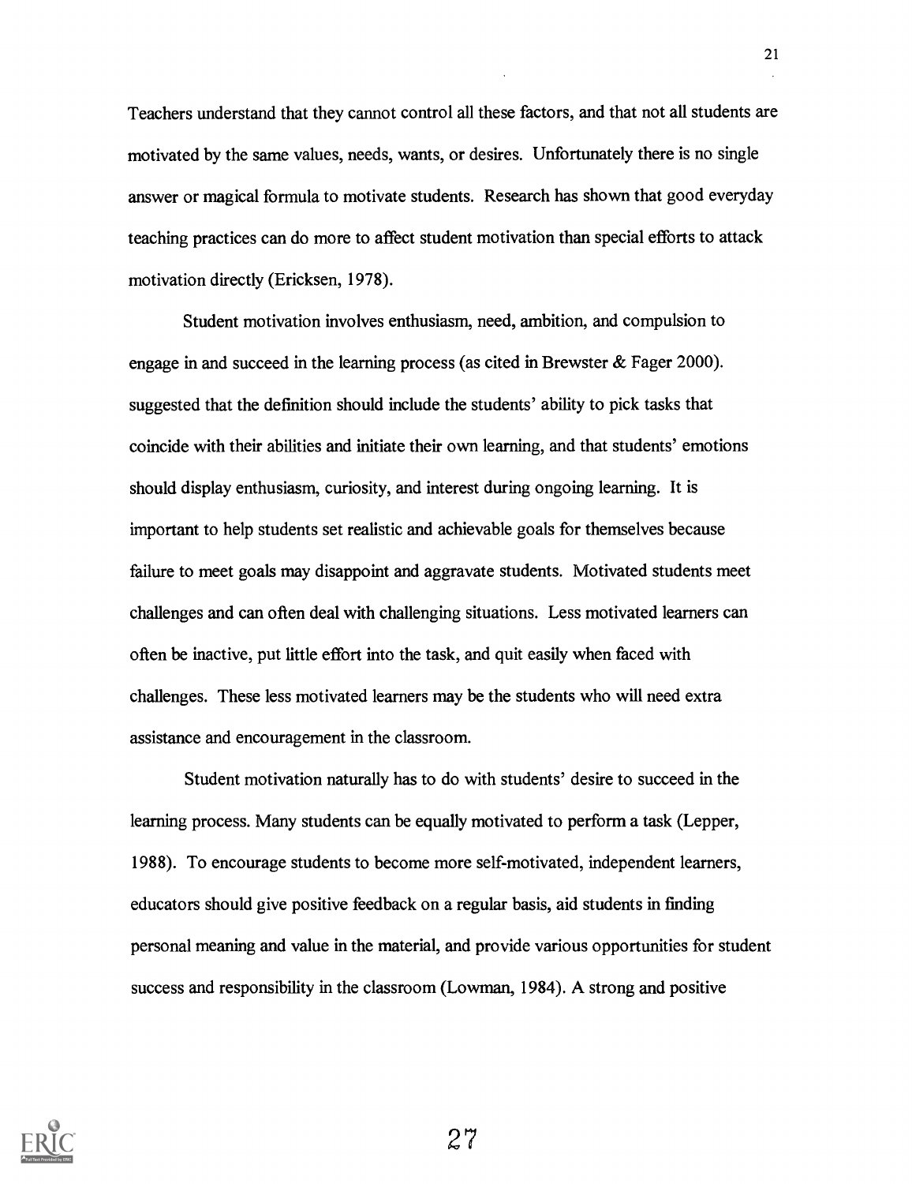Teachers understand that they cannot control all these factors, and that not all students are motivated by the same values, needs, wants, or desires. Unfortunately there is no single answer or magical formula to motivate students. Research has shown that good everyday teaching practices can do more to affect student motivation than special efforts to attack motivation directly (Ericksen, 1978).

Student motivation involves enthusiasm, need, ambition, and compulsion to engage in and succeed in the learning process (as cited in Brewster & Fager 2000). suggested that the definition should include the students' ability to pick tasks that coincide with their abilities and initiate their own learning, and that students' emotions should display enthusiasm, curiosity, and interest during ongoing learning. It is important to help students set realistic and achievable goals for themselves because failure to meet goals may disappoint and aggravate students. Motivated students meet challenges and can often deal with challenging situations. Less motivated learners can often be inactive, put little effort into the task, and quit easily when faced with challenges. These less motivated learners may be the students who will need extra assistance and encouragement in the classroom.

Student motivation naturally has to do with students' desire to succeed in the learning process. Many students can be equally motivated to perform a task (Lepper, 1988). To encourage students to become more self-motivated, independent learners, educators should give positive feedback on a regular basis, aid students in finding personal meaning and value in the material, and provide various opportunities for student success and responsibility in the classroom (Lowman, 1984). A strong and positive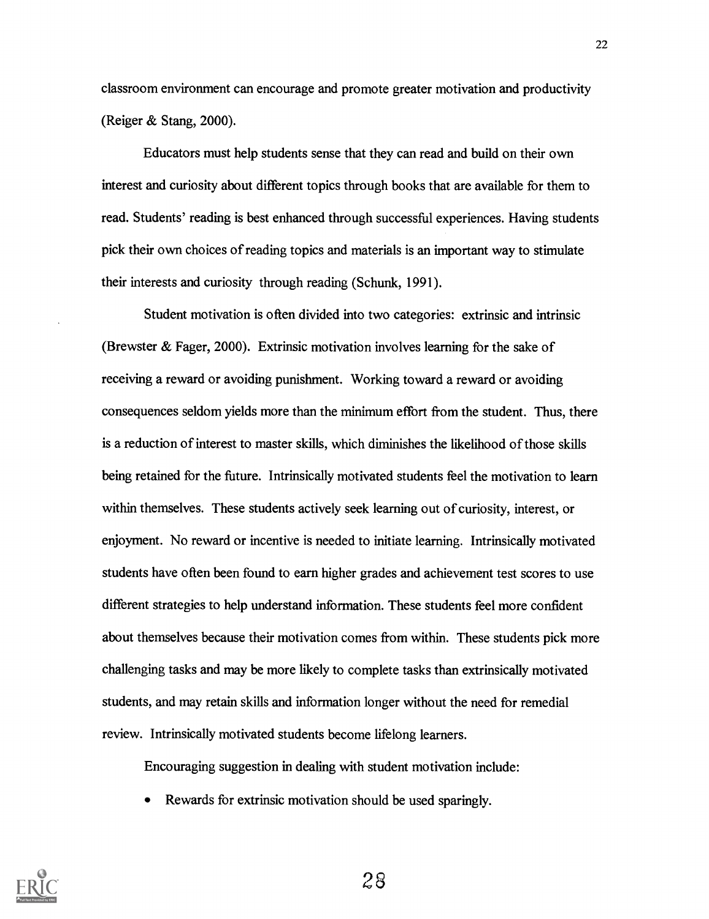classroom environment can encourage and promote greater motivation and productivity (Reiger & Stang, 2000).

Educators must help students sense that they can read and build on their own interest and curiosity about different topics through books that are available for them to read. Students' reading is best enhanced through successful experiences. Having students pick their own choices of reading topics and materials is an important way to stimulate their interests and curiosity through reading (Schunk, 1991).

Student motivation is often divided into two categories: extrinsic and intrinsic (Brewster & Fager, 2000). Extrinsic motivation involves learning for the sake of receiving a reward or avoiding punishment. Working toward a reward or avoiding consequences seldom yields more than the minimum effort from the student. Thus, there is a reduction of interest to master skills, which diminishes the likelihood of those skills being retained for the future. Intrinsically motivated students feel the motivation to learn within themselves. These students actively seek learning out of curiosity, interest, or enjoyment. No reward or incentive is needed to initiate learning. Intrinsically motivated students have often been found to earn higher grades and achievement test scores to use different strategies to help understand information. These students feel more confident about themselves because their motivation comes from within. These students pick more challenging tasks and may be more likely to complete tasks than extrinsically motivated students, and may retain skills and information longer without the need for remedial review. Intrinsically motivated students become lifelong learners.

Encouraging suggestion in dealing with student motivation include:

- Rewards for extrinsic motivation should be used sparingly.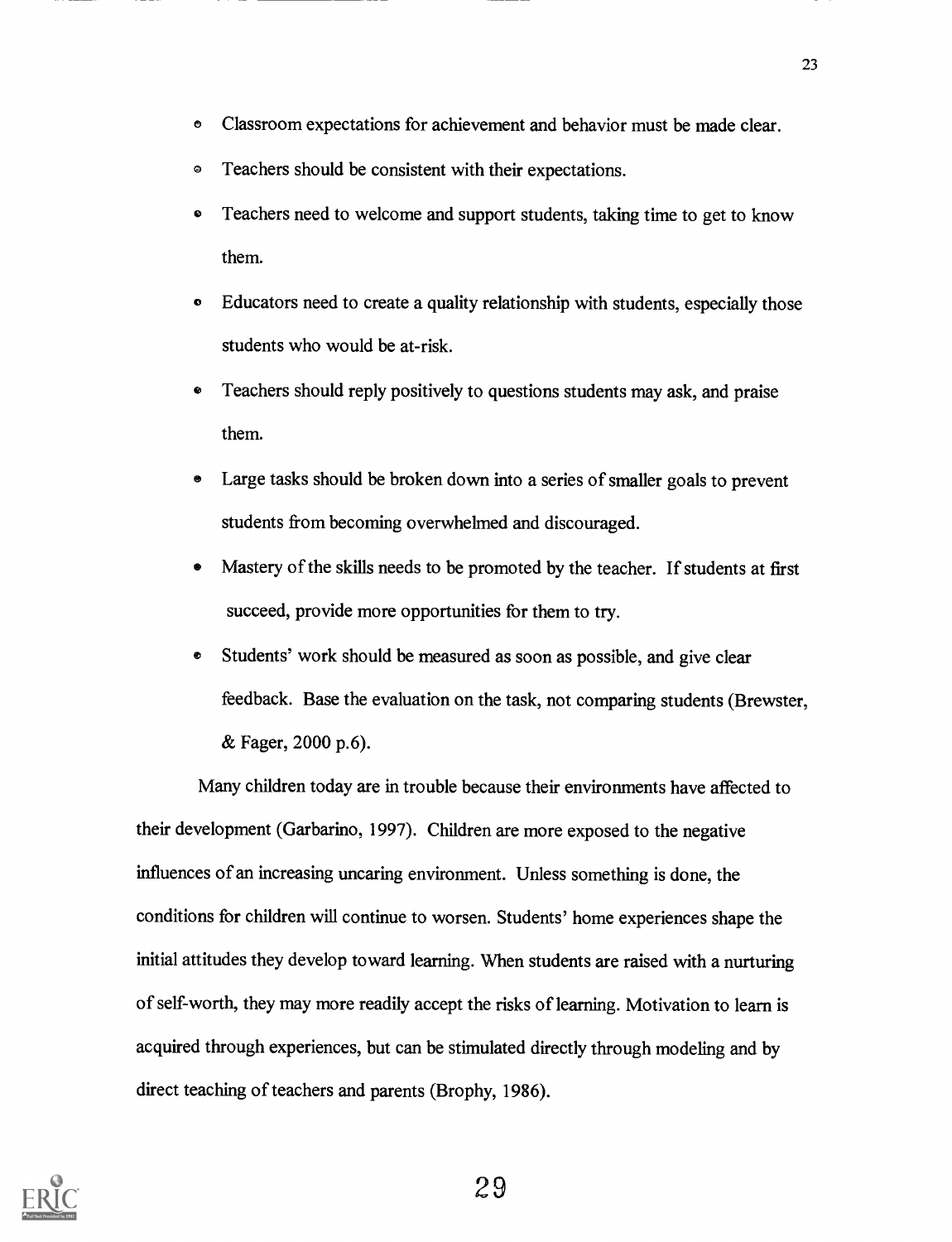- Classroom expectations for achievement and behavior must be made clear.
- Teachers should be consistent with their expectations.
- Teachers need to welcome and support students, taking time to get to know them.
- Educators need to create a quality relationship with students, especially those students who would be at-risk.
- Teachers should reply positively to questions students may ask, and praise them.
- Large tasks should be broken down into a series of smaller goals to prevent students from becoming overwhelmed and discouraged.
- Mastery of the skills needs to be promoted by the teacher. If students at first succeed, provide more opportunities for them to try.
- Students' work should be measured as soon as possible, and give clear feedback. Base the evaluation on the task, not comparing students (Brewster, & Fager, 2000 p.6).

Many children today are in trouble because their environments have affected to their development (Garbarino, 1997). Children are more exposed to the negative influences of an increasing uncaring environment. Unless something is done, the conditions for children will continue to worsen. Students' home experiences shape the initial attitudes they develop toward learning. When students are raised with a nurturing of self-worth, they may more readily accept the risks of learning. Motivation to learn is acquired through experiences, but can be stimulated directly through modeling and by direct teaching of teachers and parents (Brophy, 1986).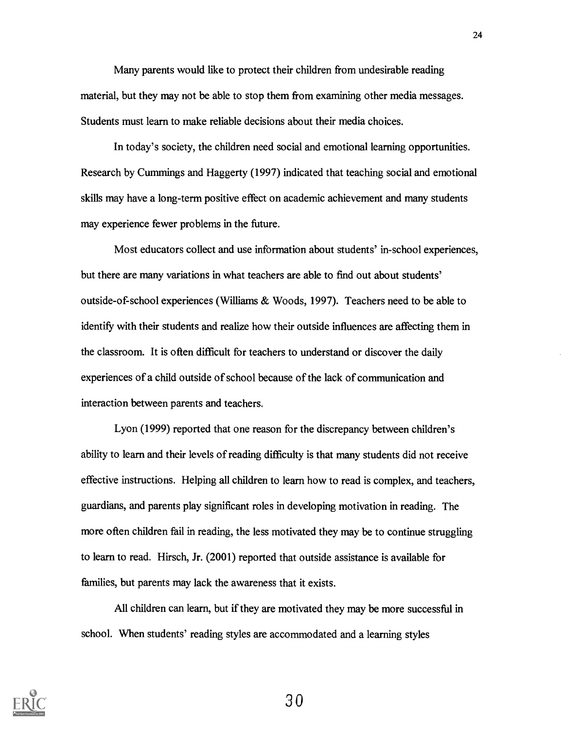Many parents would like to protect their children from undesirable reading material, but they may not be able to stop them from examining other media messages. Students must learn to make reliable decisions about their media choices.

In today's society, the children need social and emotional learning opportunities. Research by Cummings and Haggerty (1997) indicated that teaching social and emotional skills may have a long-term positive effect on academic achievement and many students may experience fewer problems in the future.

Most educators collect and use information about students' in-school experiences, but there are many variations in what teachers are able to find out about students' outside-of-school experiences (Williams & Woods, 1997). Teachers need to be able to identify with their students and realize how their outside influences are affecting them in the classroom. It is often difficult for teachers to understand or discover the daily experiences of a child outside of school because of the lack of communication and interaction between parents and teachers.

Lyon (1999) reported that one reason for the discrepancy between children's ability to learn and their levels of reading difficulty is that many students did not receive effective instructions. Helping all children to learn how to read is complex, and teachers, guardians, and parents play significant roles in developing motivation in reading. The more often children fail in reading, the less motivated they may be to continue struggling to learn to read. Hirsch, Jr. (2001) reported that outside assistance is available for families, but parents may lack the awareness that it exists.

All children can learn, but if they are motivated they may be more successful in school. When students' reading styles are accommodated and a learning styles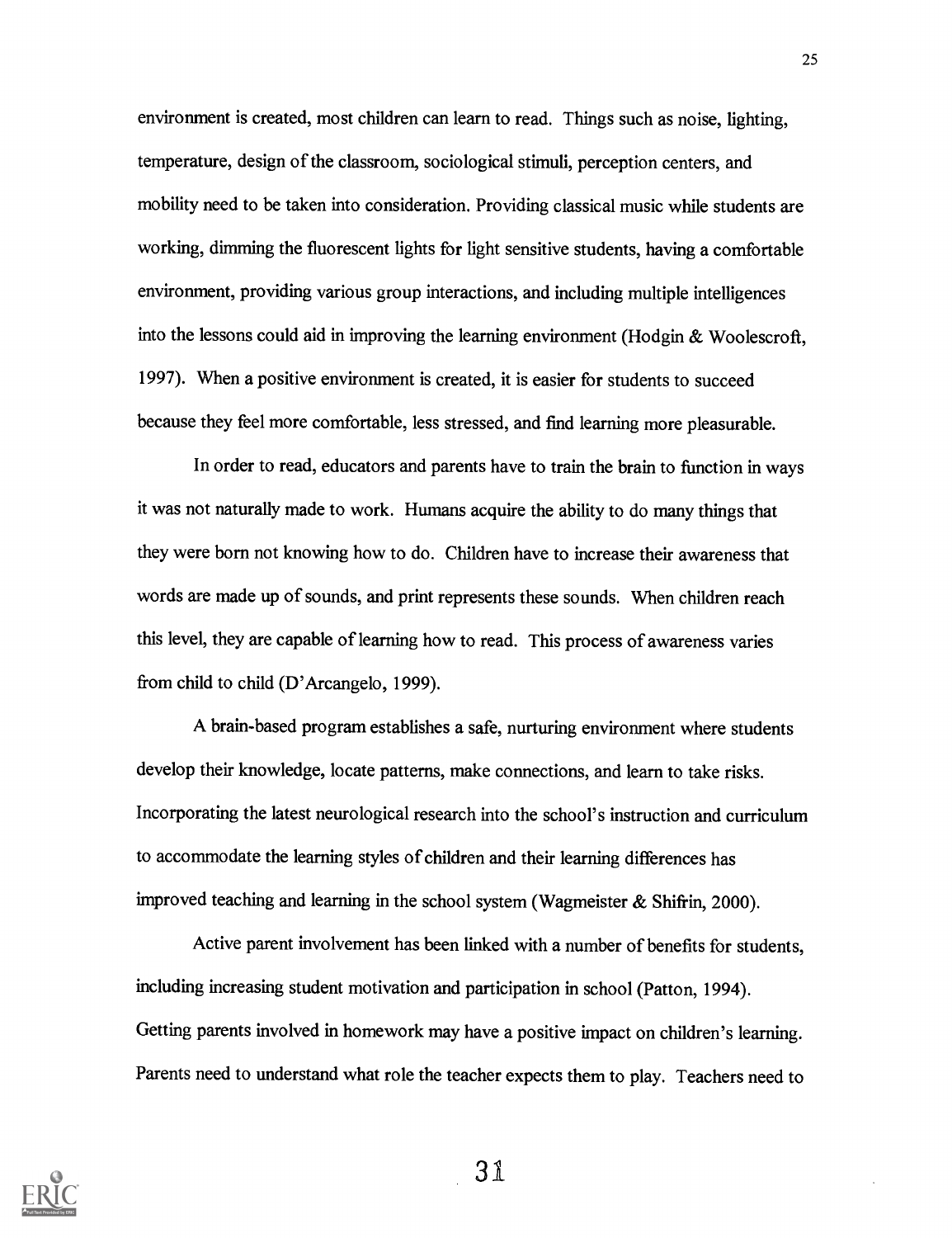environment is created, most children can learn to read. Things such as noise, lighting, temperature, design of the classroom, sociological stimuli, perception centers, and mobility need to be taken into consideration. Providing classical music while students are working, dimming the fluorescent lights for light sensitive students, having a comfortable environment, providing various group interactions, and including multiple intelligences into the lessons could aid in improving the learning environment (Hodgin & Woolescroft, 1997). When a positive environment is created, it is easier for students to succeed because they feel more comfortable, less stressed, and find learning more pleasurable.

In order to read, educators and parents have to train the brain to function in ways it was not naturally made to work. Humans acquire the ability to do many things that they were born not knowing how to do. Children have to increase their awareness that words are made up of sounds, and print represents these sounds. When children reach this level, they are capable of learning how to read. This process of awareness varies from child to child (D'Arcangelo, 1999).

A brain-based program establishes a safe, nurturing environment where students develop their knowledge, locate patterns, make connections, and learn to take risks. Incorporating the latest neurological research into the school's instruction and curriculum to accommodate the learning styles of children and their learning differences has improved teaching and learning in the school system (Wagmeister & Shifrin, 2000).

Active parent involvement has been linked with a number of benefits for students, including increasing student motivation and participation in school (Patton, 1994). Getting parents involved in homework may have a positive impact on children's learning. Parents need to understand what role the teacher expects them to play. Teachers need to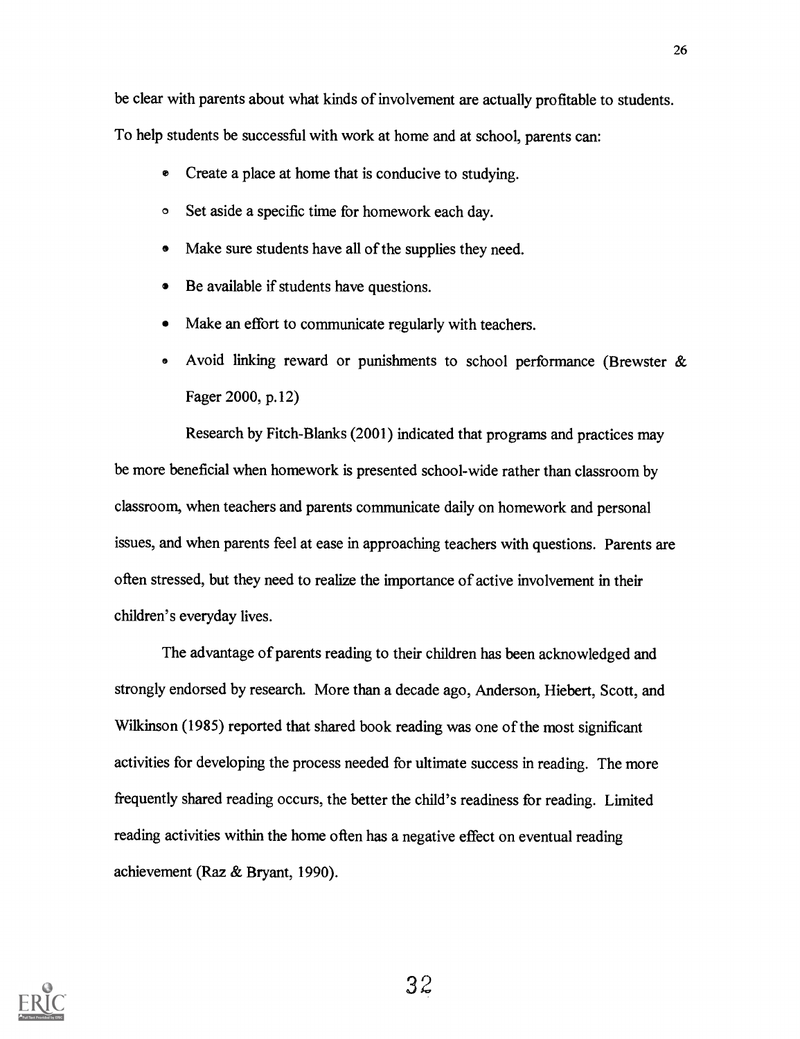be clear with parents about what kinds of involvement are actually profitable to students. To help students be successful with work at home and at school, parents can:

- Create a place at home that is conducive to studying.
- Set aside a specific time for homework each day.
- Make sure students have all of the supplies they need.
- Be available if students have questions.
- Make an effort to communicate regularly with teachers.
- Avoid linking reward or punishments to school performance (Brewster & Fager 2000, p.12)

Research by Fitch-Blanks (2001) indicated that programs and practices may be more beneficial when homework is presented school-wide rather than classroom by classroom, when teachers and parents communicate daily on homework and personal issues, and when parents feel at ease in approaching teachers with questions. Parents are often stressed, but they need to realize the importance of active involvement in their children's everyday lives.

The advantage of parents reading to their children has been acknowledged and strongly endorsed by research. More than a decade ago, Anderson, Hiebert, Scott, and Wilkinson (1985) reported that shared book reading was one of the most significant activities for developing the process needed for ultimate success in reading. The more frequently shared reading occurs, the better the child's readiness for reading. Limited reading activities within the home often has a negative effect on eventual reading achievement (Raz & Bryant, 1990).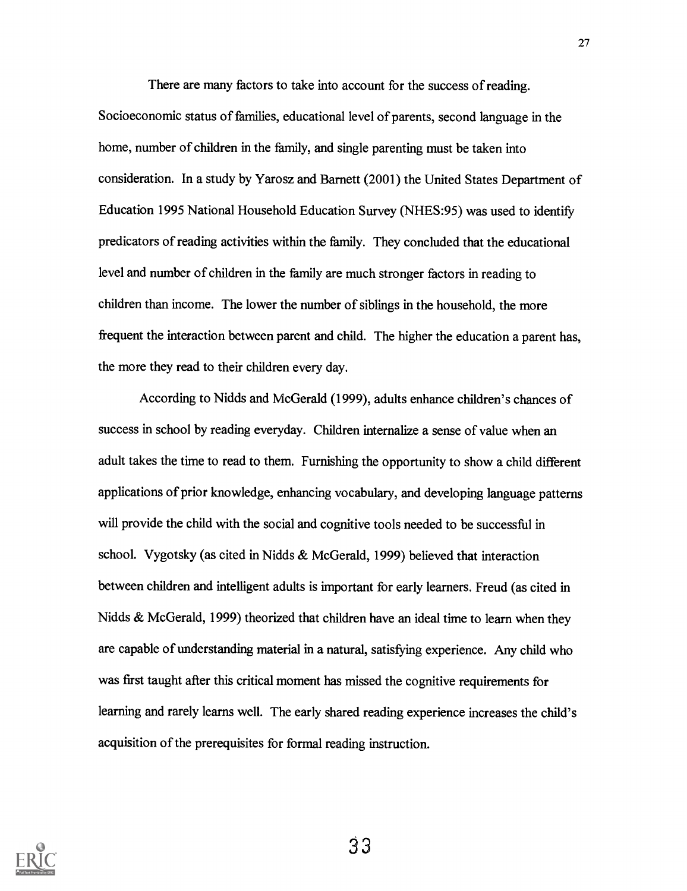There are many factors to take into account for the success of reading. Socioeconomic status of families, educational level of parents, second language in the home, number of children in the family, and single parenting must be taken into consideration. In a study by Yarosz and Barnett (2001) the United States Department of Education 1995 National Household Education Survey (NHES:95) was used to identify predicators of reading activities within the family. They concluded that the educational level and number of children in the family are much stronger factors in reading to children than income. The lower the number of siblings in the household, the more frequent the interaction between parent and child. The higher the education a parent has, the more they read to their children every day.

According to Nidds and McGerald (1999), adults enhance children's chances of success in school by reading everyday. Children internalize a sense of value when an adult takes the time to read to them. Furnishing the opportunity to show a child different applications of prior knowledge, enhancing vocabulary, and developing language patterns will provide the child with the social and cognitive tools needed to be successful in school. Vygotsky (as cited in Nidds & McGerald, 1999) believed that interaction between children and intelligent adults is important for early learners. Freud (as cited in Nidds & McGerald, 1999) theorized that children have an ideal time to learn when they are capable of understanding material in a natural, satisfying experience. Any child who was first taught after this critical moment has missed the cognitive requirements for learning and rarely learns well. The early shared reading experience increases the child's acquisition of the prerequisites for formal reading instruction.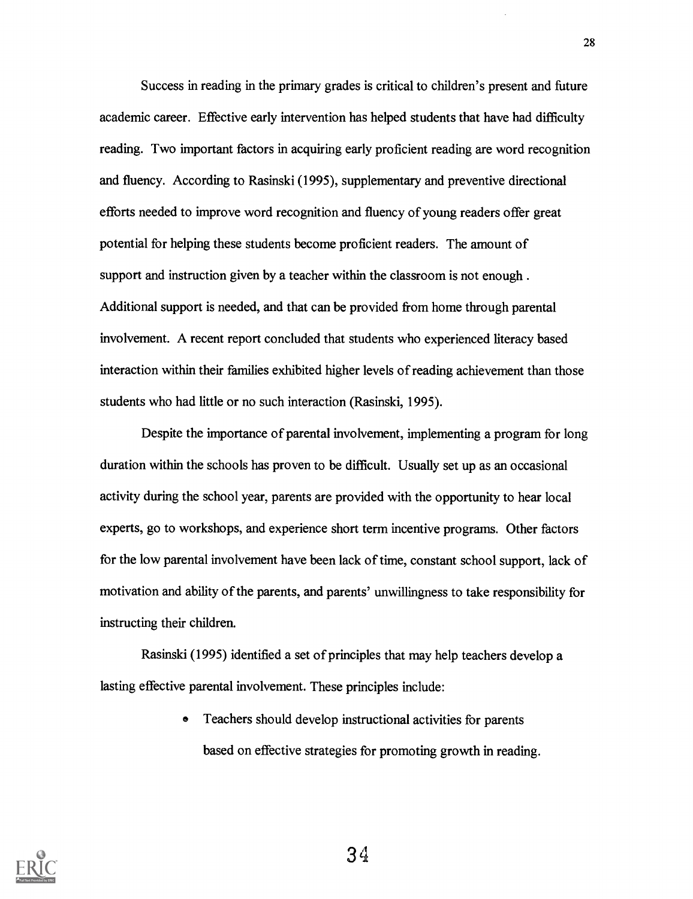Success in reading in the primary grades is critical to children's present and future academic career. Effective early intervention has helped students that have had difficulty reading. Two important factors in acquiring early proficient reading are word recognition and fluency. According to Rasinski (1995), supplementary and preventive directional efforts needed to improve word recognition and fluency of young readers offer great potential for helping these students become proficient readers. The amount of support and instruction given by a teacher within the classroom is not enough . Additional support is needed, and that can be provided from home through parental involvement. A recent report concluded that students who experienced literacy based interaction within their families exhibited higher levels of reading achievement than those students who had little or no such interaction (Rasinski, 1995).

Despite the importance of parental involvement, implementing a program for long duration within the schools has proven to be difficult. Usually set up as an occasional activity during the school year, parents are provided with the opportunity to hear local experts, go to workshops, and experience short term incentive programs. Other factors for the low parental involvement have been lack of time, constant school support, lack of motivation and ability of the parents, and parents' unwillingness to take responsibility for instructing their children.

Rasinski (1995) identified a set of principles that may help teachers develop a lasting effective parental involvement. These principles include:

- Teachers should develop instructional activities for parents based on effective strategies for promoting growth in reading.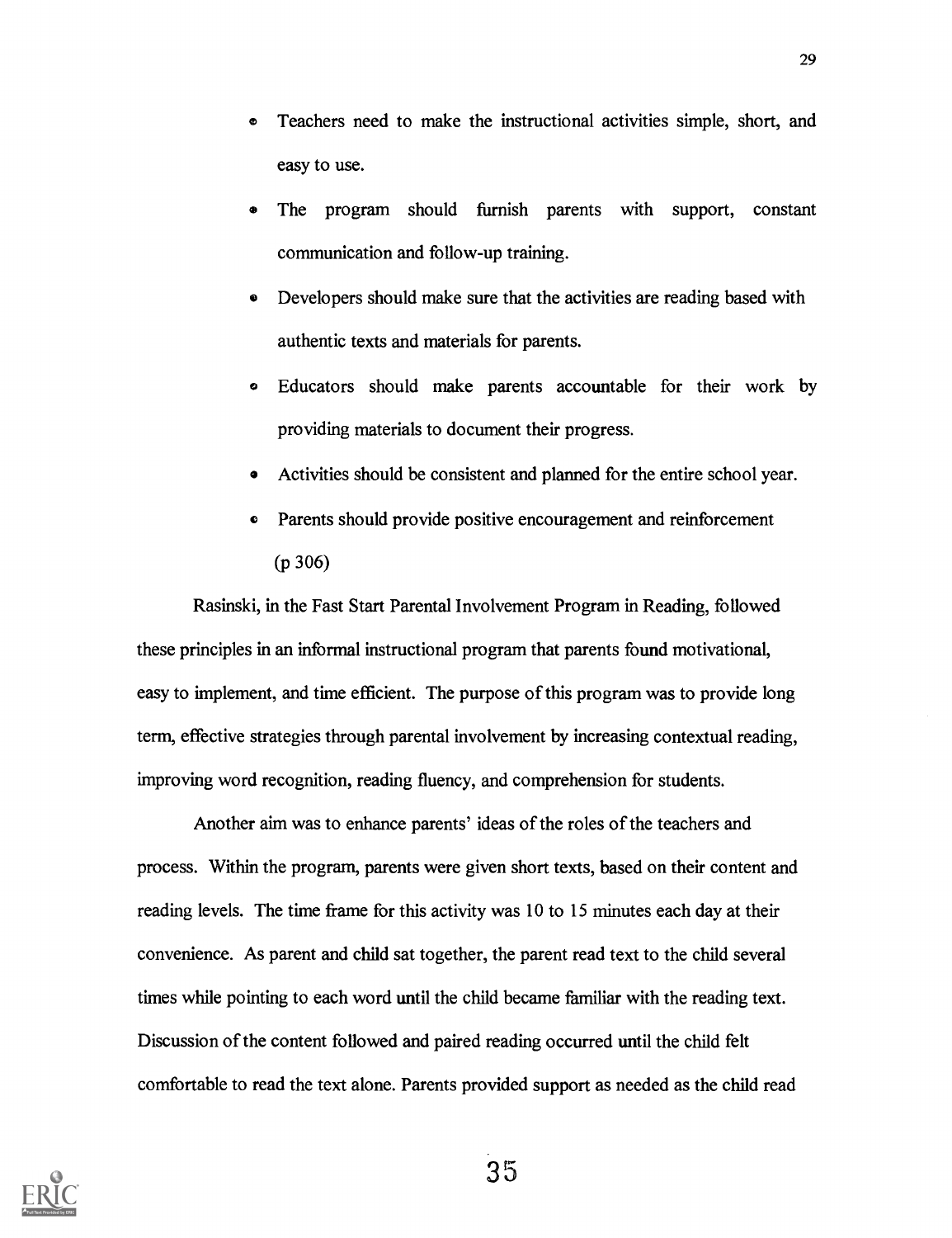- Teachers need to make the instructional activities simple, short, and easy to use.
- The program should furnish parents with support, constant communication and follow-up training.
- Developers should make sure that the activities are reading based with authentic texts and materials for parents.
- Educators should make parents accountable for their work by providing materials to document their progress.
- Activities should be consistent and planned for the entire school year.
- Parents should provide positive encouragement and reinforcement (p 306)

Rasinski, in the Fast Start Parental Involvement Program in Reading, followed these principles in an informal instructional program that parents found motivational, easy to implement, and time efficient. The purpose of this program was to provide long term, effective strategies through parental involvement by increasing contextual reading, improving word recognition, reading fluency, and comprehension for students.

Another aim was to enhance parents' ideas of the roles of the teachers and process. Within the program, parents were given short texts, based on their content and reading levels. The time frame for this activity was 10 to 15 minutes each day at their convenience. As parent and child sat together, the parent read text to the child several times while pointing to each word until the child became familiar with the reading text. Discussion of the content followed and paired reading occurred until the child felt comfortable to read the text alone. Parents provided support as needed as the child read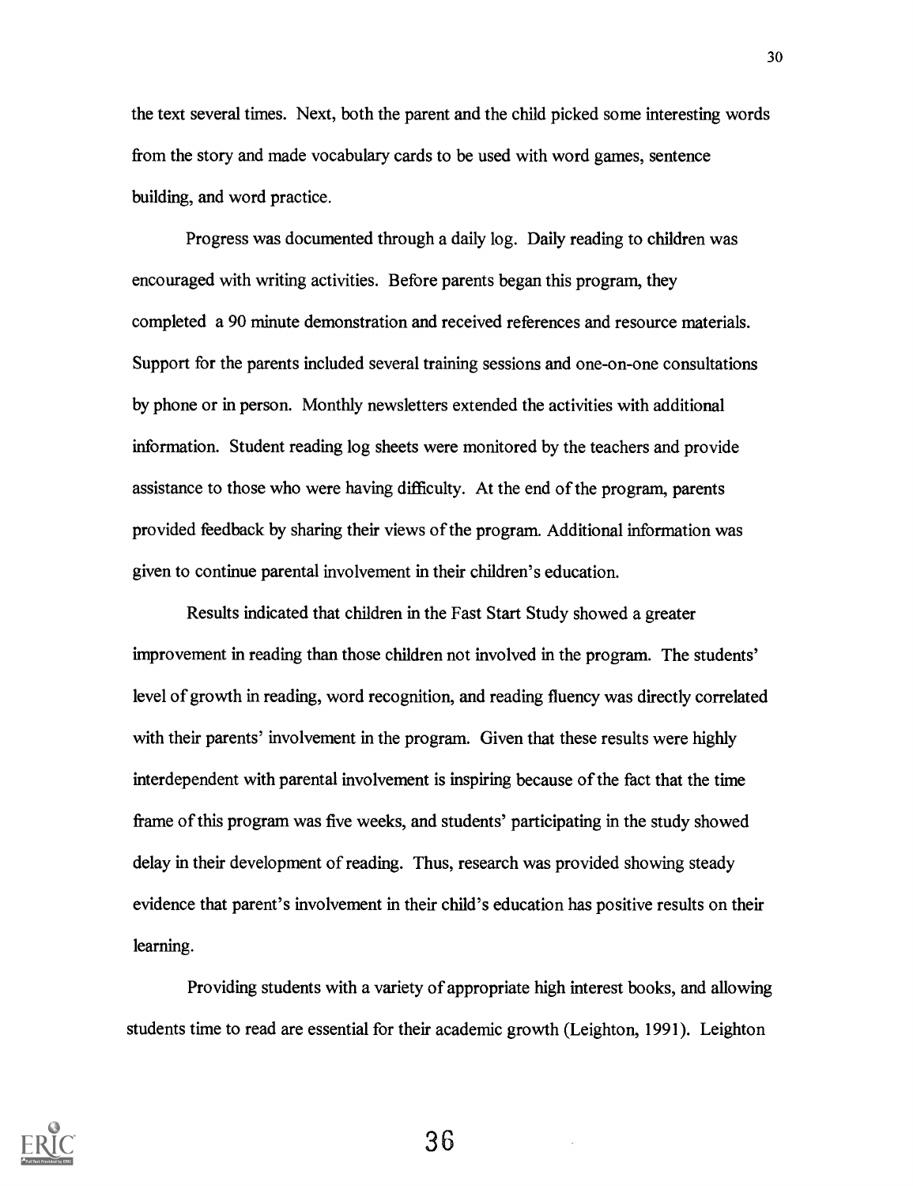the text several times. Next, both the parent and the child picked some interesting words from the story and made vocabulary cards to be used with word games, sentence building, and word practice.

Progress was documented through a daily log. Daily reading to children was encouraged with writing activities. Before parents began this program, they completed a 90 minute demonstration and received references and resource materials. Support for the parents included several training sessions and one-on-one consultations by phone or in person. Monthly newsletters extended the activities with additional information. Student reading log sheets were monitored by the teachers and provide assistance to those who were having difficulty. At the end of the program, parents provided feedback by sharing their views of the program. Additional information was given to continue parental involvement in their children's education.

Results indicated that children in the Fast Start Study showed a greater improvement in reading than those children not involved in the program. The students' level of growth in reading, word recognition, and reading fluency was directly correlated with their parents' involvement in the program. Given that these results were highly interdependent with parental involvement is inspiring because of the fact that the time frame of this program was five weeks, and students' participating in the study showed delay in their development of reading. Thus, research was provided showing steady evidence that parent's involvement in their child's education has positive results on their learning.

Providing students with a variety of appropriate high interest books, and allowing students time to read are essential for their academic growth (Leighton, 1991). Leighton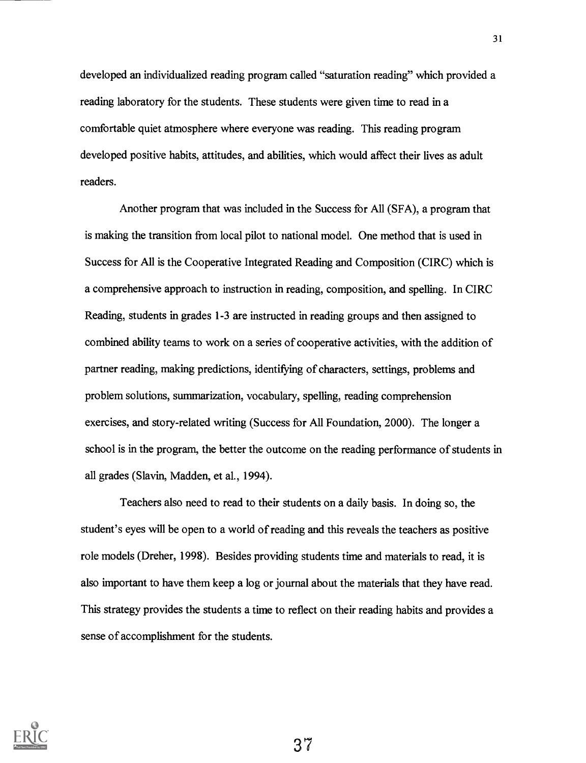developed an individualized reading program called "saturation reading" which provided a reading laboratory for the students. These students were given time to read in a comfortable quiet atmosphere where everyone was reading. This reading program developed positive habits, attitudes, and abilities, which would affect their lives as adult readers.

Another program that was included in the Success for All (SFA), a program that is making the transition from local pilot to national model. One method that is used in Success for All is the Cooperative Integrated Reading and Composition (CIRC) which is a comprehensive approach to instruction in reading, composition, and spelling. In CIRC Reading, students in grades 1-3 are instructed in reading groups and then assigned to combined ability teams to work on a series of cooperative activities, with the addition of partner reading, making predictions, identifying of characters, settings, problems and problem solutions, summarization, vocabulary, spelling, reading comprehension exercises, and story-related writing (Success for All Foundation, 2000). The longer a school is in the program, the better the outcome on the reading performance of students in all grades (Slavin, Madden, et al., 1994).

Teachers also need to read to their students on a daily basis. In doing so, the student's eyes will be open to a world of reading and this reveals the teachers as positive role models (Dreher, 1998). Besides providing students time and materials to read, it is also important to have them keep a log or journal about the materials that they have read. This strategy provides the students a time to reflect on their reading habits and provides a sense of accomplishment for the students.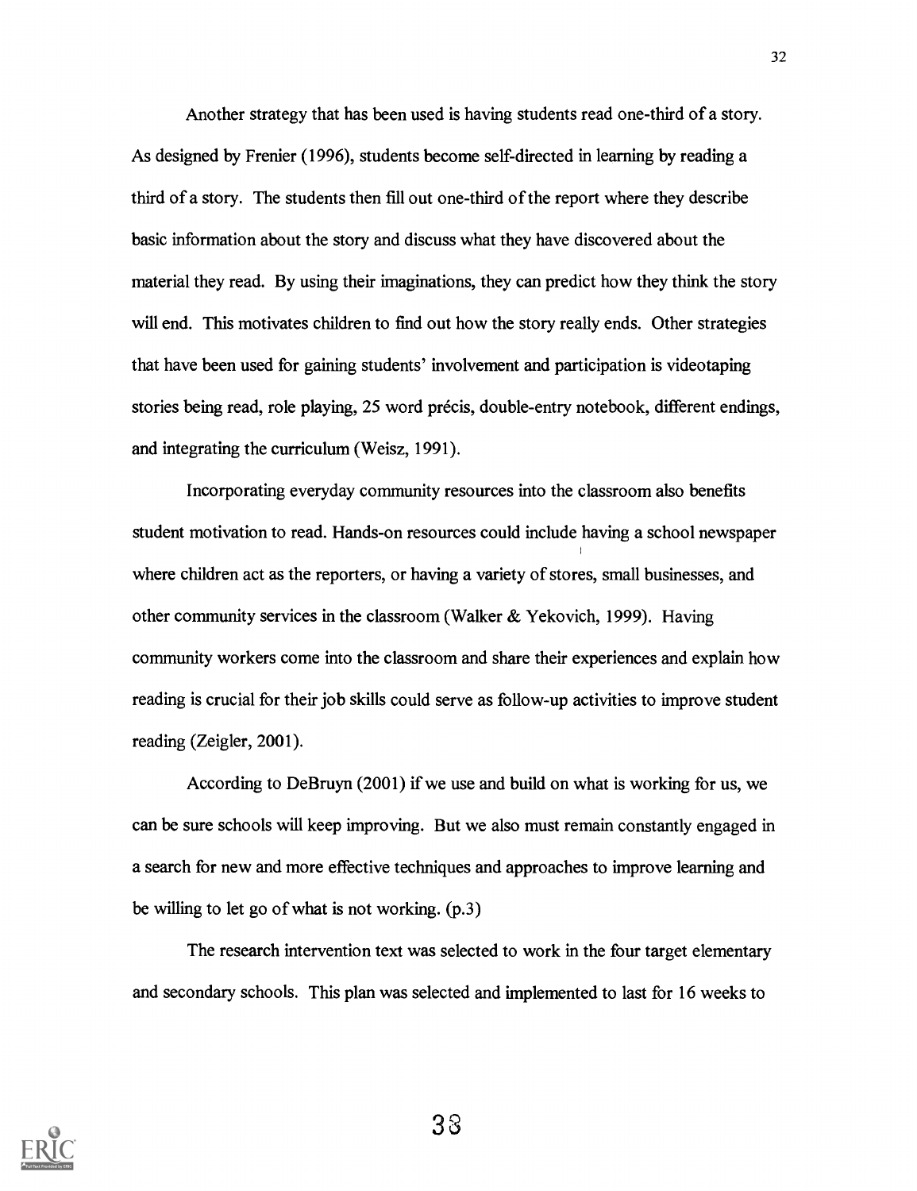Another strategy that has been used is having students read one-third of a story. As designed by Frenier (1996), students become self-directed in learning by reading a third of a story. The students then fill out one-third of the report where they describe basic information about the story and discuss what they have discovered about the material they read. By using their imaginations, they can predict how they think the story will end. This motivates children to find out how the story really ends. Other strategies that have been used for gaining students' involvement and participation is videotaping stories being read, role playing, 25 word précis, double-entry notebook, different endings, and integrating the curriculum (Weisz, 1991).

Incorporating everyday community resources into the classroom also benefits student motivation to read. Hands-on resources could include having a school newspaper where children act as the reporters, or having a variety of stores, small businesses, and other community services in the classroom (Walker & Yekovich, 1999). Having community workers come into the classroom and share their experiences and explain how reading is crucial for their job skills could serve as follow-up activities to improve student reading (Zeigler, 2001).

According to DeBruyn (2001) if we use and build on what is working for us, we can be sure schools will keep improving. But we also must remain constantly engaged in a search for new and more effective techniques and approaches to improve learning and be willing to let go of what is not working. (p.3)

The research intervention text was selected to work in the four target elementary and secondary schools. This plan was selected and implemented to last for 16 weeks to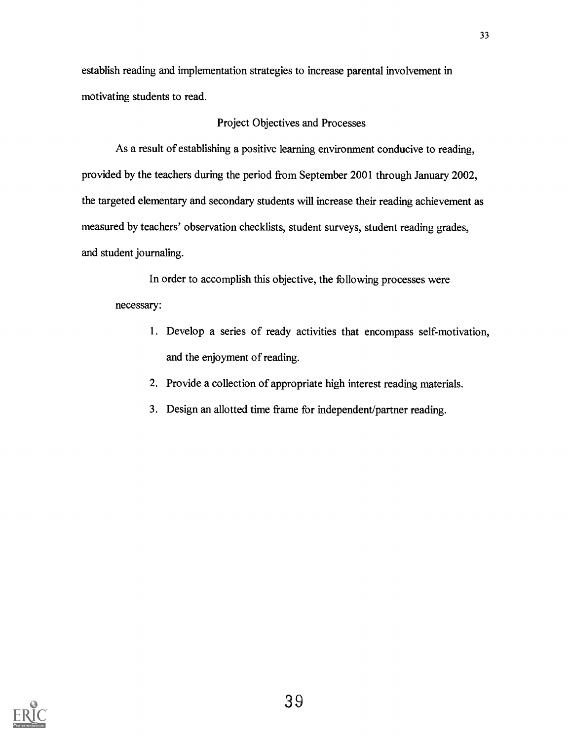establish reading and implementation strategies to increase parental involvement in motivating students to read.

## Project Objectives and Processes

As a result of establishing a positive learning environment conducive to reading, provided by the teachers during the period from September 2001 through January 2002, the targeted elementary and secondary students will increase their reading achievement as measured by teachers' observation checklists, student surveys, student reading grades, and student journaling.

In order to accomplish this objective, the following processes were necessary:

1. Develop a series of ready activities that encompass self-motivation, and the enjoyment of reading.
2. Provide a collection of appropriate high interest reading materials.
3. Design an allotted time frame for independent/partner reading.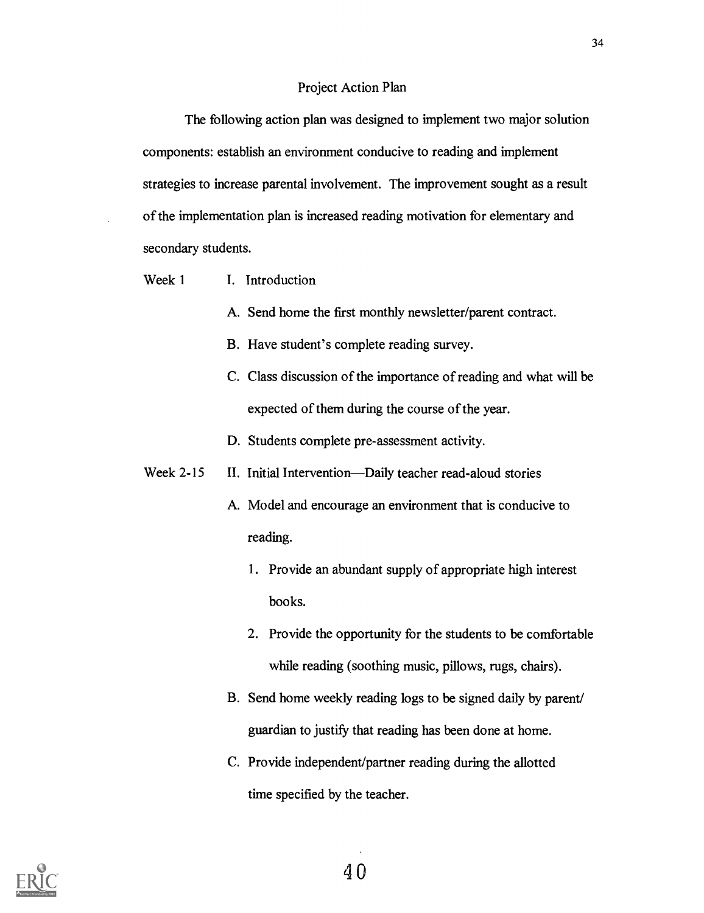## Project Action Plan

The following action plan was designed to implement two major solution components: establish an environment conducive to reading and implement strategies to increase parental involvement. The improvement sought as a result of the implementation plan is increased reading motivation for elementary and secondary students.

Week 1 — I. Introduction

- A. Send home the first monthly newsletter/parent contract.
- B. Have student's complete reading survey.
- C. Class discussion of the importance of reading and what will be expected of them during the course of the year.
- D. Students complete pre-assessment activity.

Week 2-15 — II. Initial Intervention—Daily teacher read-aloud stories

- A. Model and encourage an environment that is conducive to reading.
  1. Provide an abundant supply of appropriate high interest books.
  2. Provide the opportunity for the students to be comfortable while reading (soothing music, pillows, rugs, chairs).
- B. Send home weekly reading logs to be signed daily by parent/ guardian to justify that reading has been done at home.
- C. Provide independent/partner reading during the allotted time specified by the teacher.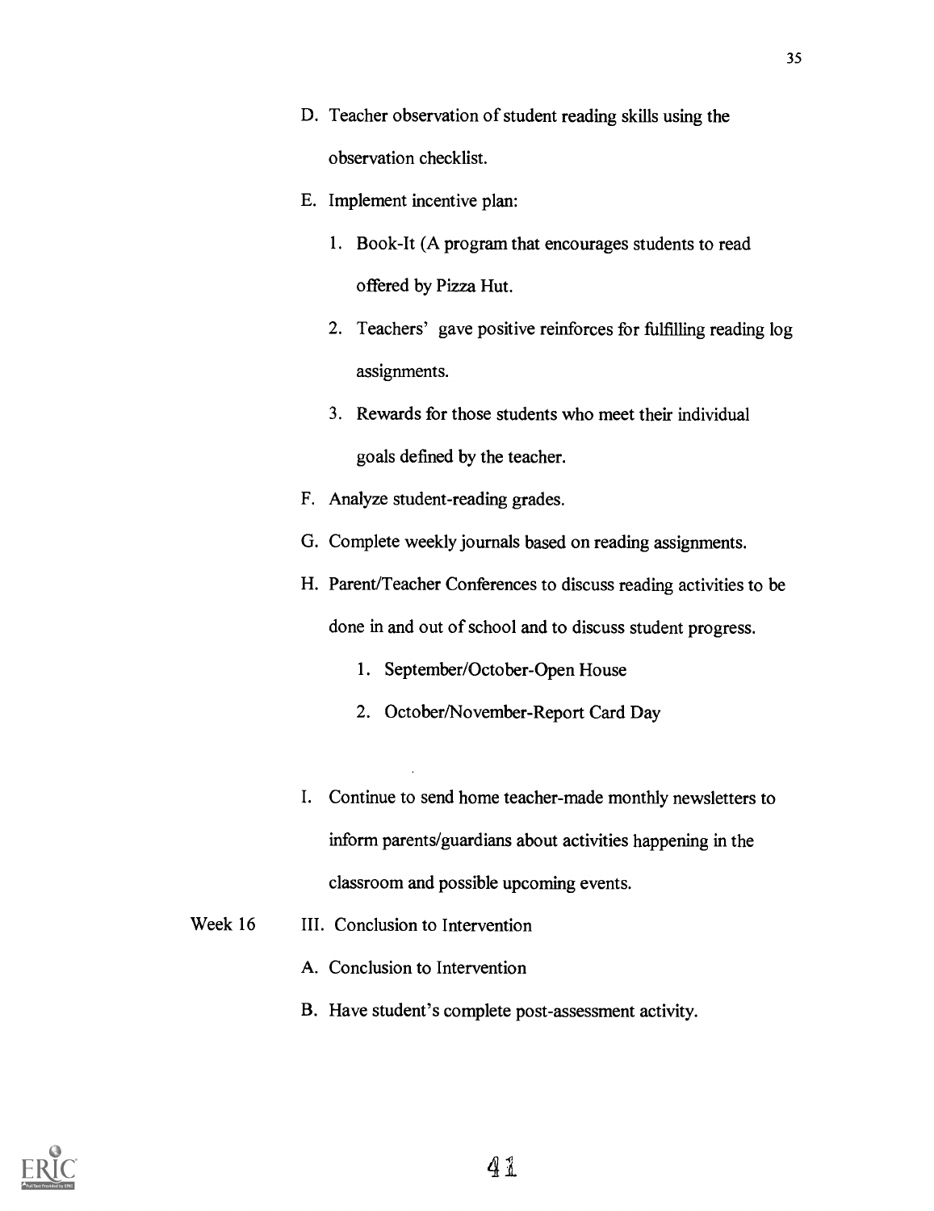D. Teacher observation of student reading skills using the observation checklist.

E. Implement incentive plan:

   1. Book-It (A program that encourages students to read offered by Pizza Hut.

   2. Teachers' gave positive reinforces for fulfilling reading log assignments.

   3. Rewards for those students who meet their individual goals defined by the teacher.

F. Analyze student-reading grades.

G. Complete weekly journals based on reading assignments.

H. Parent/Teacher Conferences to discuss reading activities to be done in and out of school and to discuss student progress.

   1. September/October-Open House

   2. October/November-Report Card Day

I. Continue to send home teacher-made monthly newsletters to inform parents/guardians about activities happening in the classroom and possible upcoming events.

Week 16 III. Conclusion to Intervention

A. Conclusion to Intervention

B. Have student's complete post-assessment activity.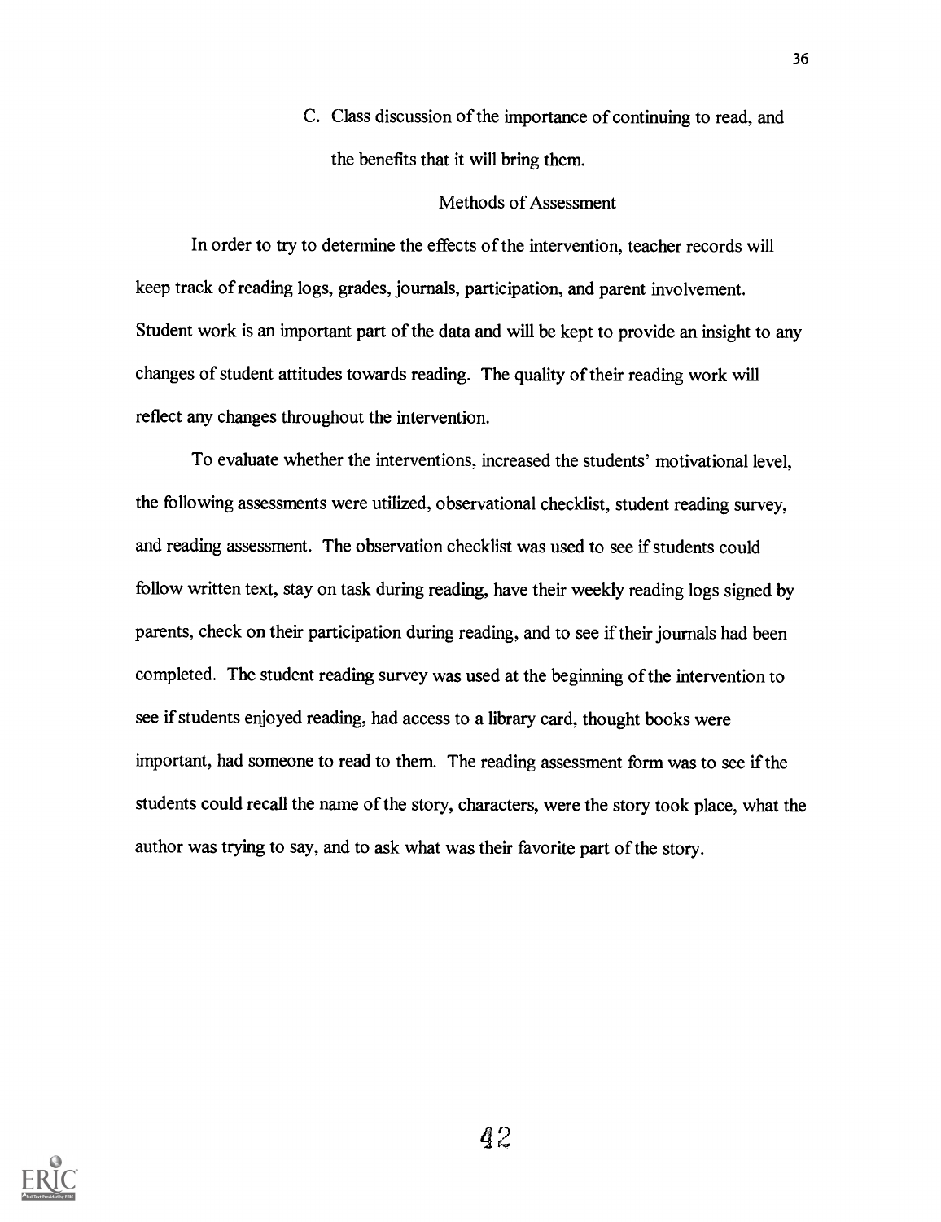C. Class discussion of the importance of continuing to read, and the benefits that it will bring them.

## Methods of Assessment

In order to try to determine the effects of the intervention, teacher records will keep track of reading logs, grades, journals, participation, and parent involvement. Student work is an important part of the data and will be kept to provide an insight to any changes of student attitudes towards reading. The quality of their reading work will reflect any changes throughout the intervention.

To evaluate whether the interventions, increased the students' motivational level, the following assessments were utilized, observational checklist, student reading survey, and reading assessment. The observation checklist was used to see if students could follow written text, stay on task during reading, have their weekly reading logs signed by parents, check on their participation during reading, and to see if their journals had been completed. The student reading survey was used at the beginning of the intervention to see if students enjoyed reading, had access to a library card, thought books were important, had someone to read to them. The reading assessment form was to see if the students could recall the name of the story, characters, were the story took place, what the author was trying to say, and to ask what was their favorite part of the story.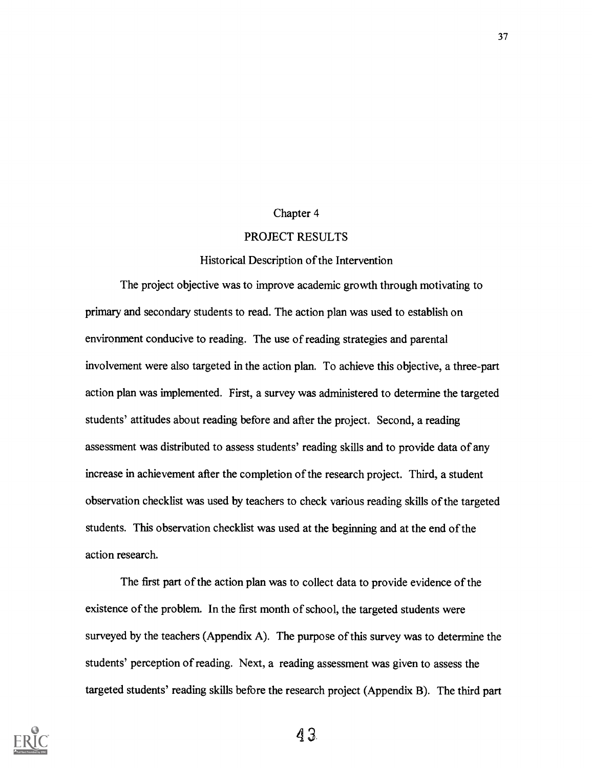# Chapter 4

## PROJECT RESULTS

### Historical Description of the Intervention

The project objective was to improve academic growth through motivating to primary and secondary students to read. The action plan was used to establish on environment conducive to reading. The use of reading strategies and parental involvement were also targeted in the action plan. To achieve this objective, a three-part action plan was implemented. First, a survey was administered to determine the targeted students' attitudes about reading before and after the project. Second, a reading assessment was distributed to assess students' reading skills and to provide data of any increase in achievement after the completion of the research project. Third, a student observation checklist was used by teachers to check various reading skills of the targeted students. This observation checklist was used at the beginning and at the end of the action research.

The first part of the action plan was to collect data to provide evidence of the existence of the problem. In the first month of school, the targeted students were surveyed by the teachers (Appendix A). The purpose of this survey was to determine the students' perception of reading. Next, a reading assessment was given to assess the targeted students' reading skills before the research project (Appendix B). The third part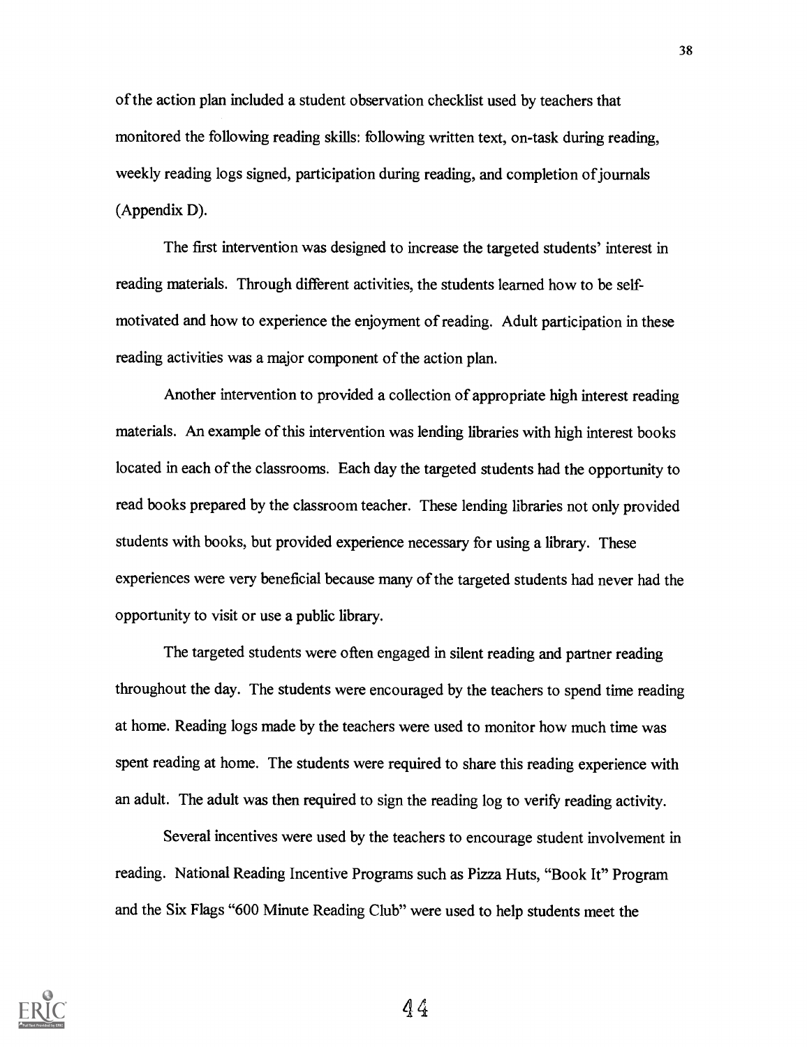of the action plan included a student observation checklist used by teachers that monitored the following reading skills: following written text, on-task during reading, weekly reading logs signed, participation during reading, and completion of journals (Appendix D).

The first intervention was designed to increase the targeted students' interest in reading materials. Through different activities, the students learned how to be self-motivated and how to experience the enjoyment of reading. Adult participation in these reading activities was a major component of the action plan.

Another intervention to provided a collection of appropriate high interest reading materials. An example of this intervention was lending libraries with high interest books located in each of the classrooms. Each day the targeted students had the opportunity to read books prepared by the classroom teacher. These lending libraries not only provided students with books, but provided experience necessary for using a library. These experiences were very beneficial because many of the targeted students had never had the opportunity to visit or use a public library.

The targeted students were often engaged in silent reading and partner reading throughout the day. The students were encouraged by the teachers to spend time reading at home. Reading logs made by the teachers were used to monitor how much time was spent reading at home. The students were required to share this reading experience with an adult. The adult was then required to sign the reading log to verify reading activity.

Several incentives were used by the teachers to encourage student involvement in reading. National Reading Incentive Programs such as Pizza Huts, "Book It" Program and the Six Flags "600 Minute Reading Club" were used to help students meet the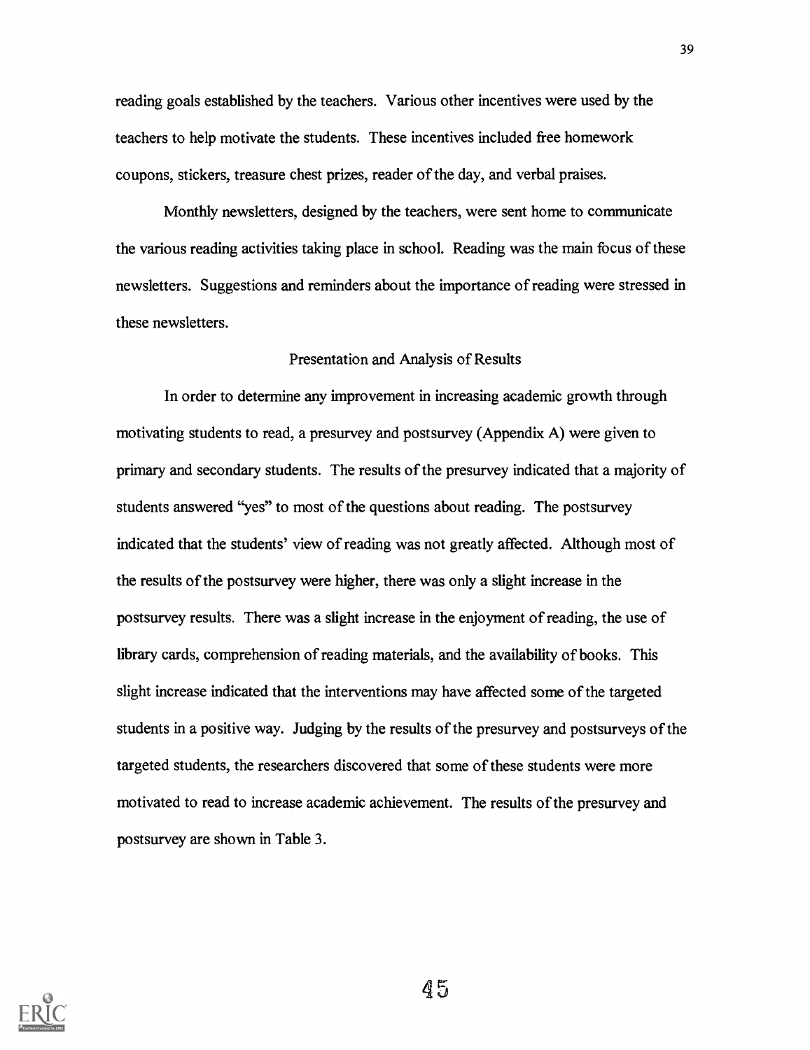reading goals established by the teachers. Various other incentives were used by the teachers to help motivate the students. These incentives included free homework coupons, stickers, treasure chest prizes, reader of the day, and verbal praises.

Monthly newsletters, designed by the teachers, were sent home to communicate the various reading activities taking place in school. Reading was the main focus of these newsletters. Suggestions and reminders about the importance of reading were stressed in these newsletters.

## Presentation and Analysis of Results

In order to determine any improvement in increasing academic growth through motivating students to read, a presurvey and postsurvey (Appendix A) were given to primary and secondary students. The results of the presurvey indicated that a majority of students answered "yes" to most of the questions about reading. The postsurvey indicated that the students' view of reading was not greatly affected. Although most of the results of the postsurvey were higher, there was only a slight increase in the postsurvey results. There was a slight increase in the enjoyment of reading, the use of library cards, comprehension of reading materials, and the availability of books. This slight increase indicated that the interventions may have affected some of the targeted students in a positive way. Judging by the results of the presurvey and postsurveys of the targeted students, the researchers discovered that some of these students were more motivated to read to increase academic achievement. The results of the presurvey and postsurvey are shown in Table 3.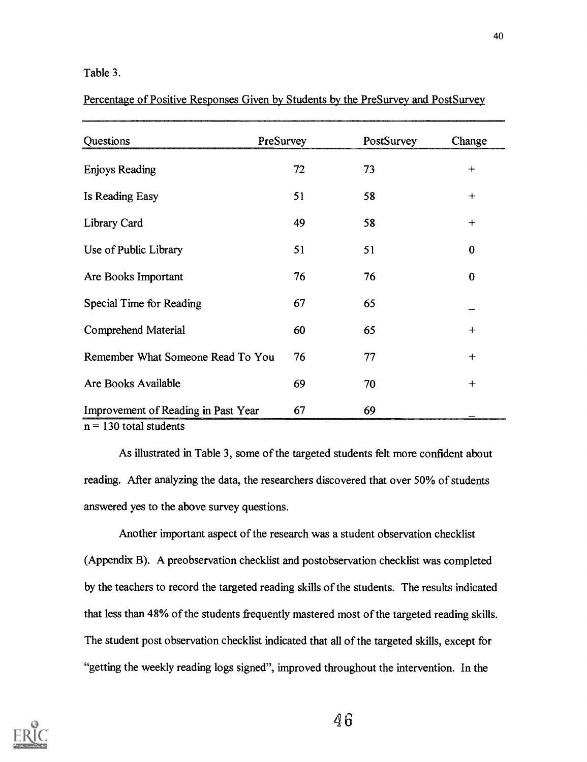Table 3.

Percentage of Positive Responses Given by Students by the PreSurvey and PostSurvey

| Questions | PreSurvey | PostSurvey | Change |
|---|---|---|---|
| Enjoys Reading | 72 | 73 | + |
| Is Reading Easy | 51 | 58 | + |
| Library Card | 49 | 58 | + |
| Use of Public Library | 51 | 51 | 0 |
| Are Books Important | 76 | 76 | 0 |
| Special Time for Reading | 67 | 65 | _ |
| Comprehend Material | 60 | 65 | + |
| Remember What Someone Read To You | 76 | 77 | + |
| Are Books Available | 69 | 70 | + |
| Improvement of Reading in Past Year | 67 | 69 | _ |

n = 130 total students

As illustrated in Table 3, some of the targeted students felt more confident about reading. After analyzing the data, the researchers discovered that over 50% of students answered yes to the above survey questions.

Another important aspect of the research was a student observation checklist (Appendix B). A preobservation checklist and postobservation checklist was completed by the teachers to record the targeted reading skills of the students. The results indicated that less than 48% of the students frequently mastered most of the targeted reading skills. The student post observation checklist indicated that all of the targeted skills, except for "getting the weekly reading logs signed", improved throughout the intervention. In the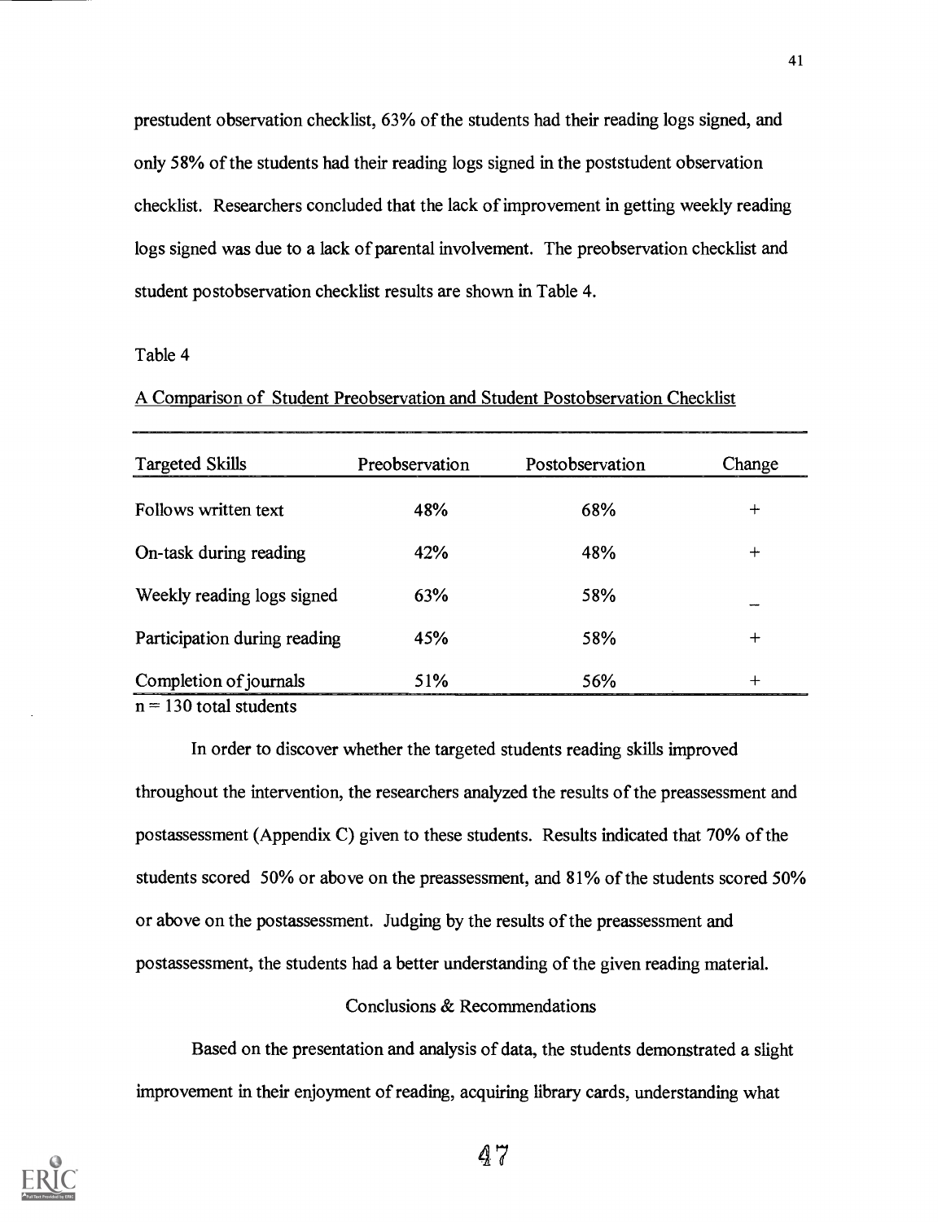prestudent observation checklist, 63% of the students had their reading logs signed, and only 58% of the students had their reading logs signed in the poststudent observation checklist. Researchers concluded that the lack of improvement in getting weekly reading logs signed was due to a lack of parental involvement. The preobservation checklist and student postobservation checklist results are shown in Table 4.

Table 4

A Comparison of Student Preobservation and Student Postobservation Checklist

| Targeted Skills | Preobservation | Postobservation | Change |
|---|---|---|---|
| Follows written text | 48% | 68% | + |
| On-task during reading | 42% | 48% | + |
| Weekly reading logs signed | 63% | 58% | – |
| Participation during reading | 45% | 58% | + |
| Completion of journals | 51% | 56% | + |

n = 130 total students

In order to discover whether the targeted students reading skills improved throughout the intervention, the researchers analyzed the results of the preassessment and postassessment (Appendix C) given to these students. Results indicated that 70% of the students scored 50% or above on the preassessment, and 81% of the students scored 50% or above on the postassessment. Judging by the results of the preassessment and postassessment, the students had a better understanding of the given reading material.

## Conclusions & Recommendations

Based on the presentation and analysis of data, the students demonstrated a slight improvement in their enjoyment of reading, acquiring library cards, understanding what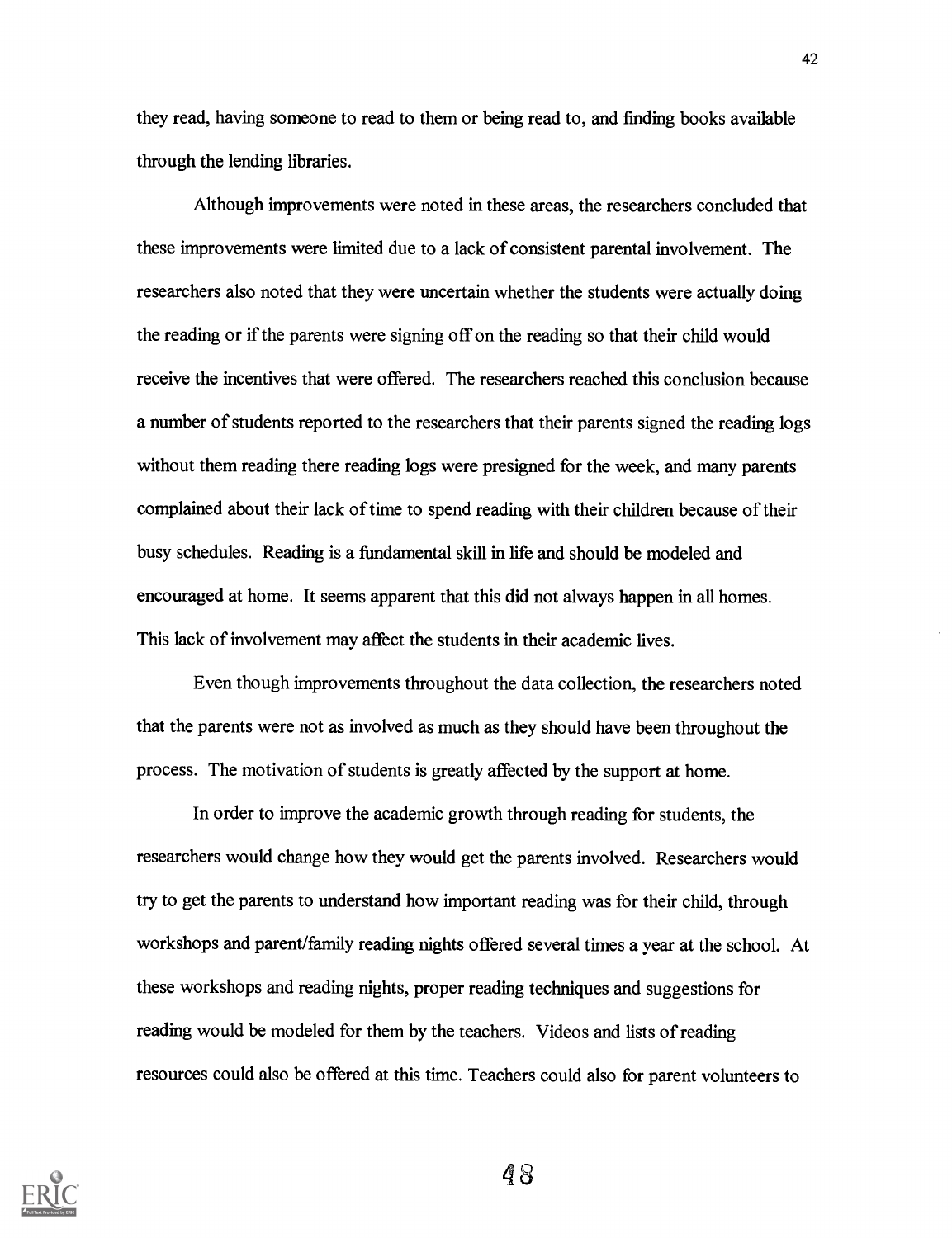they read, having someone to read to them or being read to, and finding books available through the lending libraries.

Although improvements were noted in these areas, the researchers concluded that these improvements were limited due to a lack of consistent parental involvement. The researchers also noted that they were uncertain whether the students were actually doing the reading or if the parents were signing off on the reading so that their child would receive the incentives that were offered. The researchers reached this conclusion because a number of students reported to the researchers that their parents signed the reading logs without them reading there reading logs were presigned for the week, and many parents complained about their lack of time to spend reading with their children because of their busy schedules. Reading is a fundamental skill in life and should be modeled and encouraged at home. It seems apparent that this did not always happen in all homes. This lack of involvement may affect the students in their academic lives.

Even though improvements throughout the data collection, the researchers noted that the parents were not as involved as much as they should have been throughout the process. The motivation of students is greatly affected by the support at home.

In order to improve the academic growth through reading for students, the researchers would change how they would get the parents involved. Researchers would try to get the parents to understand how important reading was for their child, through workshops and parent/family reading nights offered several times a year at the school. At these workshops and reading nights, proper reading techniques and suggestions for reading would be modeled for them by the teachers. Videos and lists of reading resources could also be offered at this time. Teachers could also for parent volunteers to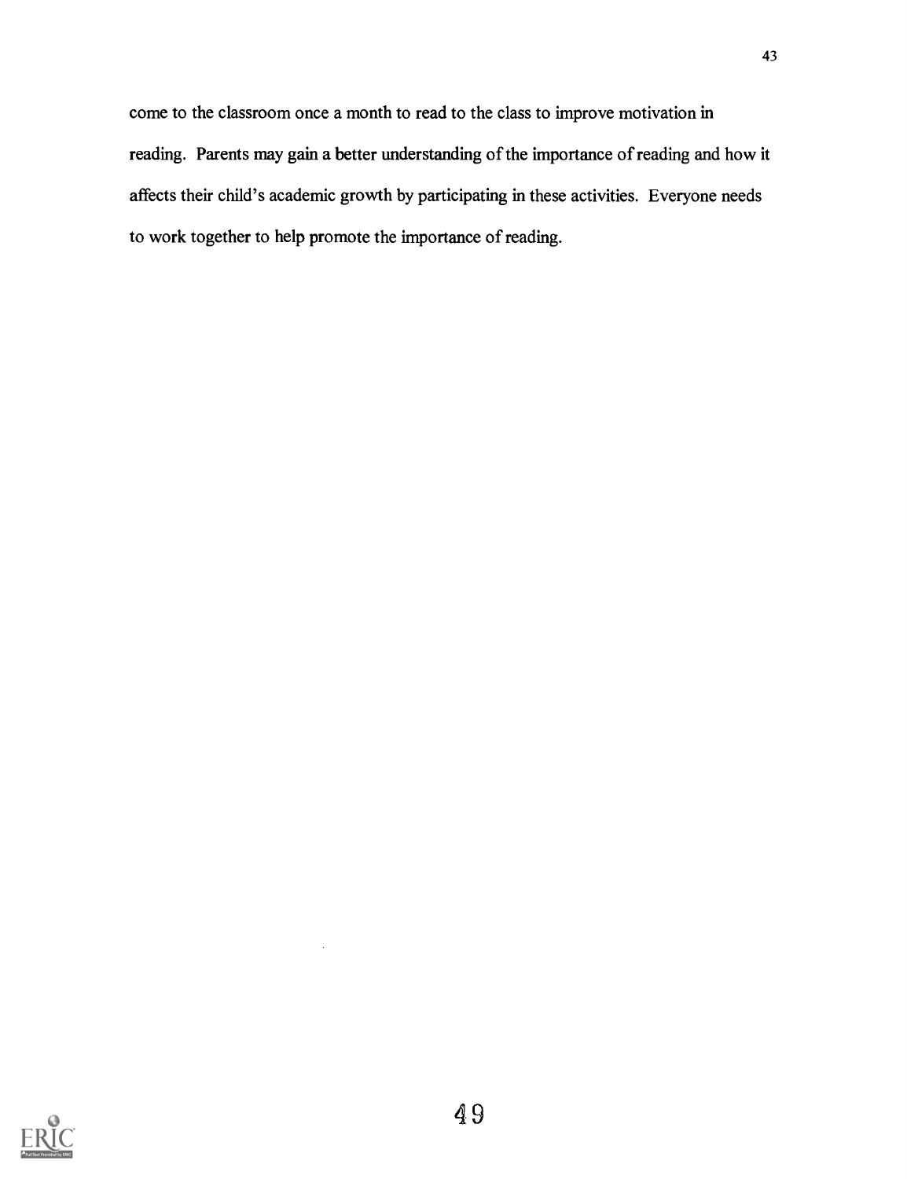come to the classroom once a month to read to the class to improve motivation in reading. Parents may gain a better understanding of the importance of reading and how it affects their child's academic growth by participating in these activities. Everyone needs to work together to help promote the importance of reading.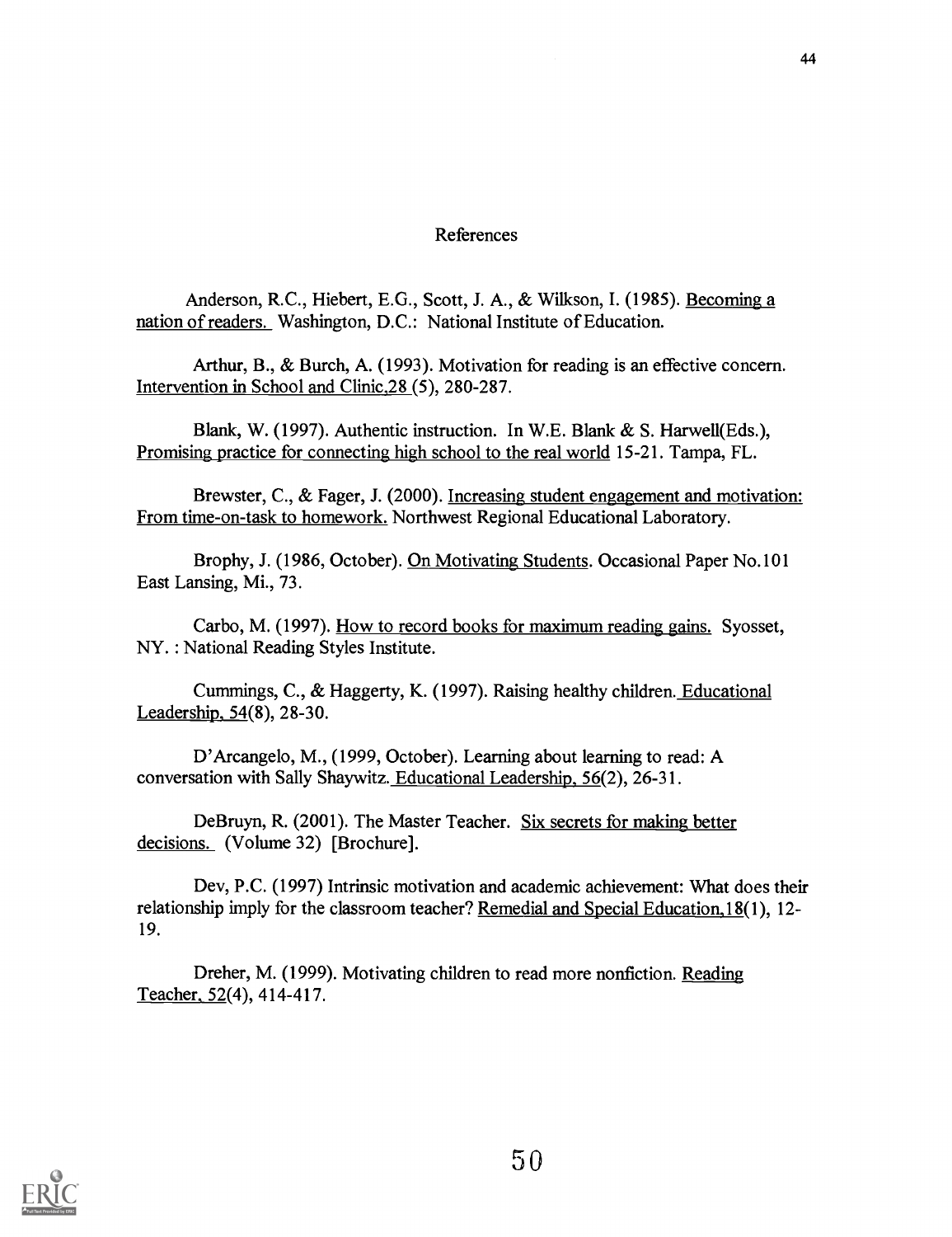## References

Anderson, R.C., Hiebert, E.G., Scott, J. A., & Wilkson, I. (1985). Becoming a nation of readers. Washington, D.C.: National Institute of Education.

Arthur, B., & Burch, A. (1993). Motivation for reading is an effective concern. Intervention in School and Clinic,28 (5), 280-287.

Blank, W. (1997). Authentic instruction. In W.E. Blank & S. Harwell(Eds.), Promising practice for connecting high school to the real world 15-21. Tampa, FL.

Brewster, C., & Fager, J. (2000). Increasing student engagement and motivation: From time-on-task to homework. Northwest Regional Educational Laboratory.

Brophy, J. (1986, October). On Motivating Students. Occasional Paper No.101 East Lansing, Mi., 73.

Carbo, M. (1997). How to record books for maximum reading gains. Syosset, NY. : National Reading Styles Institute.

Cummings, C., & Haggerty, K. (1997). Raising healthy children. Educational Leadership, 54(8), 28-30.

D'Arcangelo, M., (1999, October). Learning about learning to read: A conversation with Sally Shaywitz. Educational Leadership, 56(2), 26-31.

DeBruyn, R. (2001). The Master Teacher. Six secrets for making better decisions. (Volume 32) [Brochure].

Dev, P.C. (1997) Intrinsic motivation and academic achievement: What does their relationship imply for the classroom teacher? Remedial and Special Education,18(1), 12-19.

Dreher, M. (1999). Motivating children to read more nonfiction. Reading Teacher, 52(4), 414-417.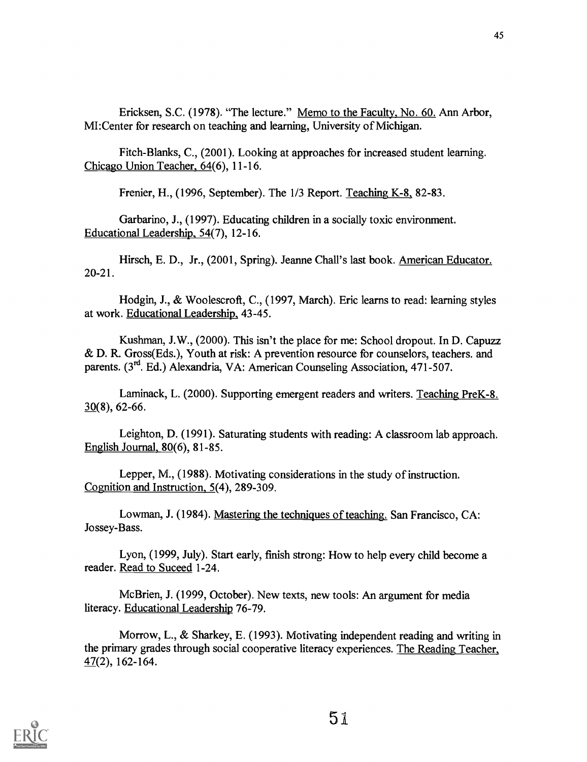Ericksen, S.C. (1978). "The lecture." Memo to the Faculty, No. 60. Ann Arbor, MI:Center for research on teaching and learning, University of Michigan.

Fitch-Blanks, C., (2001). Looking at approaches for increased student learning. Chicago Union Teacher, 64(6), 11-16.

Frenier, H., (1996, September). The 1/3 Report. Teaching K-8, 82-83.

Garbarino, J., (1997). Educating children in a socially toxic environment. Educational Leadership, 54(7), 12-16.

Hirsch, E. D., Jr., (2001, Spring). Jeanne Chall's last book. American Educator. 20-21.

Hodgin, J., & Woolescroft, C., (1997, March). Eric learns to read: learning styles at work. Educational Leadership, 43-45.

Kushman, J.W., (2000). This isn't the place for me: School dropout. In D. Capuzz & D. R. Gross(Eds.), Youth at risk: A prevention resource for counselors, teachers. and parents. (3rd. Ed.) Alexandria, VA: American Counseling Association, 471-507.

Laminack, L. (2000). Supporting emergent readers and writers. Teaching PreK-8. 30(8), 62-66.

Leighton, D. (1991). Saturating students with reading: A classroom lab approach. English Journal, 80(6), 81-85.

Lepper, M., (1988). Motivating considerations in the study of instruction. Cognition and Instruction, 5(4), 289-309.

Lowman, J. (1984). Mastering the techniques of teaching. San Francisco, CA: Jossey-Bass.

Lyon, (1999, July). Start early, finish strong: How to help every child become a reader. Read to Suceed 1-24.

McBrien, J. (1999, October). New texts, new tools: An argument for media literacy. Educational Leadership 76-79.

Morrow, L., & Sharkey, E. (1993). Motivating independent reading and writing in the primary grades through social cooperative literacy experiences. The Reading Teacher, 47(2), 162-164.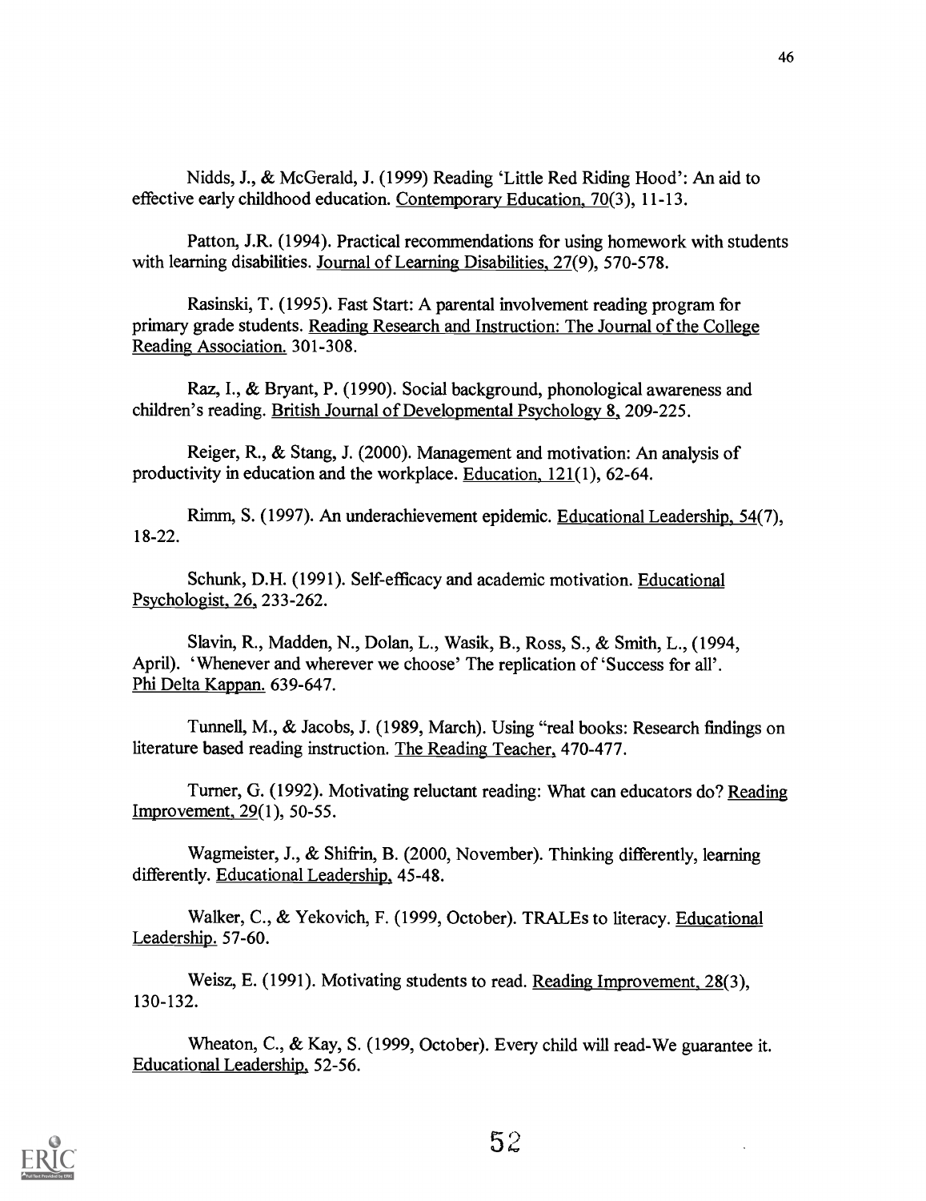Nidds, J., & McGerald, J. (1999) Reading 'Little Red Riding Hood': An aid to effective early childhood education. Contemporary Education, 70(3), 11-13.

Patton, J.R. (1994). Practical recommendations for using homework with students with learning disabilities. Journal of Learning Disabilities, 27(9), 570-578.

Rasinski, T. (1995). Fast Start: A parental involvement reading program for primary grade students. Reading Research and Instruction: The Journal of the College Reading Association. 301-308.

Raz, I., & Bryant, P. (1990). Social background, phonological awareness and children's reading. British Journal of Developmental Psychology 8, 209-225.

Reiger, R., & Stang, J. (2000). Management and motivation: An analysis of productivity in education and the workplace. Education, 121(1), 62-64.

Rimm, S. (1997). An underachievement epidemic. Educational Leadership, 54(7), 18-22.

Schunk, D.H. (1991). Self-efficacy and academic motivation. Educational Psychologist, 26, 233-262.

Slavin, R., Madden, N., Dolan, L., Wasik, B., Ross, S., & Smith, L., (1994, April). 'Whenever and wherever we choose' The replication of 'Success for all'. Phi Delta Kappan. 639-647.

Tunnell, M., & Jacobs, J. (1989, March). Using "real books: Research findings on literature based reading instruction. The Reading Teacher, 470-477.

Turner, G. (1992). Motivating reluctant reading: What can educators do? Reading Improvement, 29(1), 50-55.

Wagmeister, J., & Shifrin, B. (2000, November). Thinking differently, learning differently. Educational Leadership, 45-48.

Walker, C., & Yekovich, F. (1999, October). TRALEs to literacy. Educational Leadership. 57-60.

Weisz, E. (1991). Motivating students to read. Reading Improvement, 28(3), 130-132.

Wheaton, C., & Kay, S. (1999, October). Every child will read-We guarantee it. Educational Leadership, 52-56.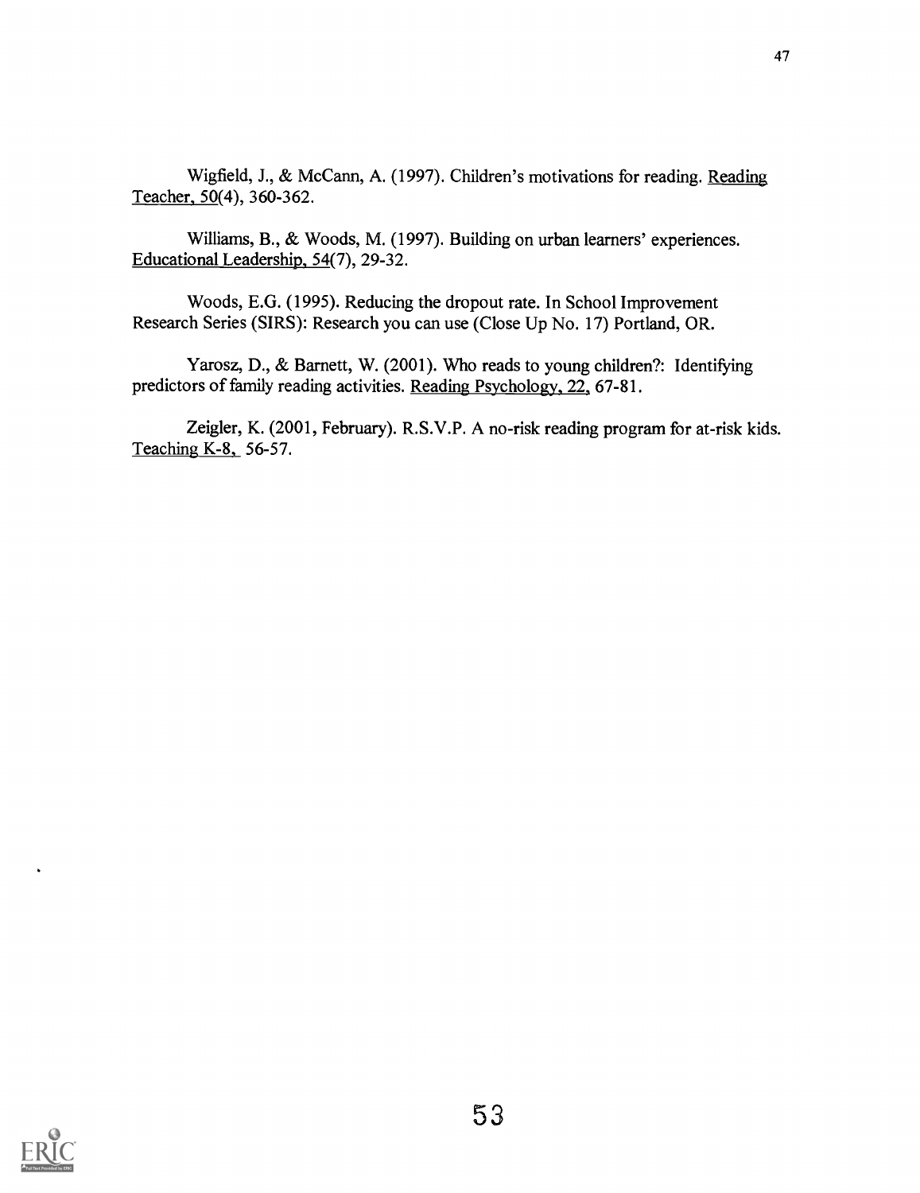Wigfield, J., & McCann, A. (1997). Children's motivations for reading. Reading Teacher, 50(4), 360-362.

Williams, B., & Woods, M. (1997). Building on urban learners' experiences. Educational Leadership, 54(7), 29-32.

Woods, E.G. (1995). Reducing the dropout rate. In School Improvement Research Series (SIRS): Research you can use (Close Up No. 17) Portland, OR.

Yarosz, D., & Barnett, W. (2001). Who reads to young children?: Identifying predictors of family reading activities. Reading Psychology, 22, 67-81.

Zeigler, K. (2001, February). R.S.V.P. A no-risk reading program for at-risk kids. Teaching K-8, 56-57.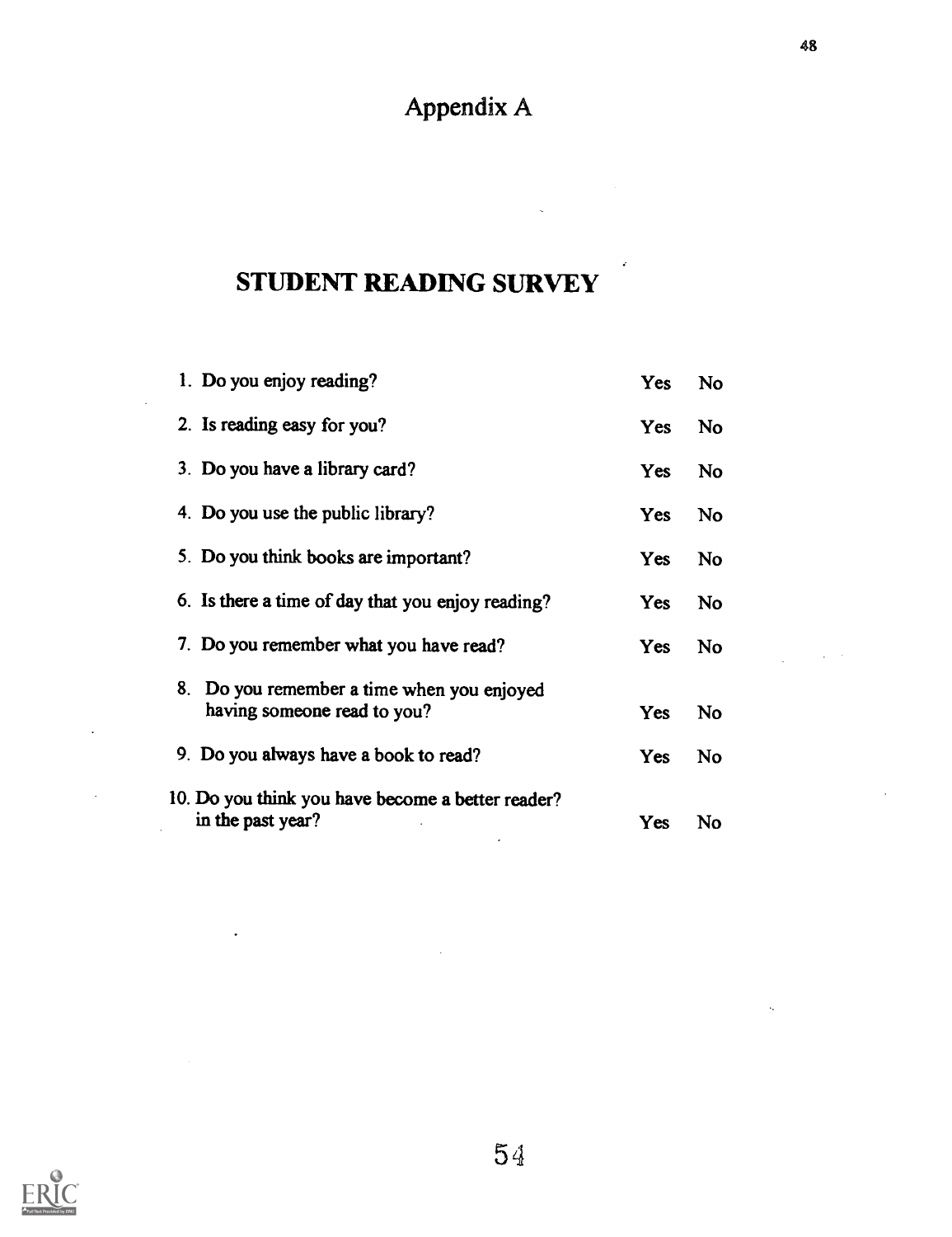# Appendix A

## STUDENT READING SURVEY

| | | |
|---|---|---|
| 1. Do you enjoy reading? | Yes | No |
| 2. Is reading easy for you? | Yes | No |
| 3. Do you have a library card? | Yes | No |
| 4. Do you use the public library? | Yes | No |
| 5. Do you think books are important? | Yes | No |
| 6. Is there a time of day that you enjoy reading? | Yes | No |
| 7. Do you remember what you have read? | Yes | No |
| 8. Do you remember a time when you enjoyed having someone read to you? | Yes | No |
| 9. Do you always have a book to read? | Yes | No |
| 10. Do you think you have become a better reader? in the past year? | Yes | No |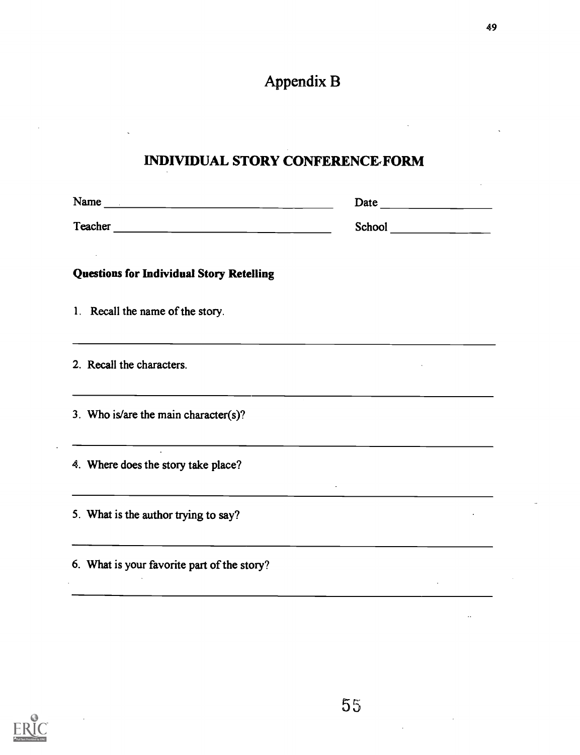# Appendix B

## INDIVIDUAL STORY CONFERENCE FORM

Name ______________________________ Date ________________

Teacher ____________________________ School ______________

**Questions for Individual Story Retelling**

1. Recall the name of the story.

_______________________________________________________________

2. Recall the characters.

_______________________________________________________________

3. Who is/are the main character(s)?

_______________________________________________________________

4. Where does the story take place?

_______________________________________________________________

5. What is the author trying to say?

_______________________________________________________________

6. What is your favorite part of the story?

_______________________________________________________________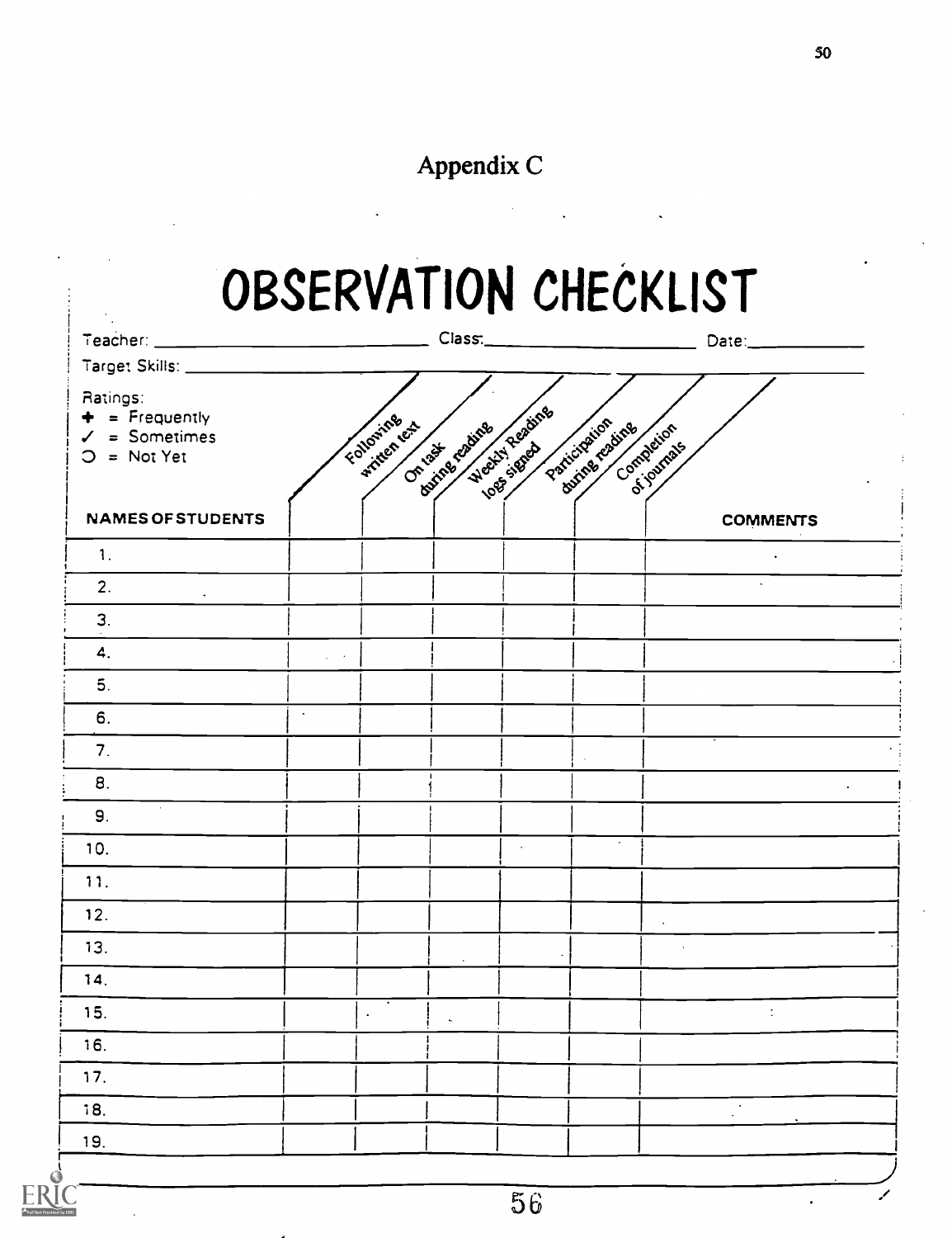# Appendix C

## OBSERVATION CHECKLIST

Teacher: ______________________ Class: ______________________ Date: ______________

Target Skills: ______________________________________________

Ratings:
- + = Frequently
- ✓ = Sometimes
- ◯ = Not Yet

| NAMES OF STUDENTS | Following written text | On task during reading | Weekly Reading logs signed | Participation during reading | Completion of journals | | COMMENTS |
|---|---|---|---|---|---|---|---|
| 1. | | | | | | | |
| 2. | | | | | | | |
| 3. | | | | | | | |
| 4. | | | | | | | |
| 5. | | | | | | | |
| 6. | | | | | | | |
| 7. | | | | | | | |
| 8. | | | | | | | |
| 9. | | | | | | | |
| 10. | | | | | | | |
| 11. | | | | | | | |
| 12. | | | | | | | |
| 13. | | | | | | | |
| 14. | | | | | | | |
| 15. | | | | | | | |
| 16. | | | | | | | |
| 17. | | | | | | | |
| 18. | | | | | | | |
| 19. | | | | | | | |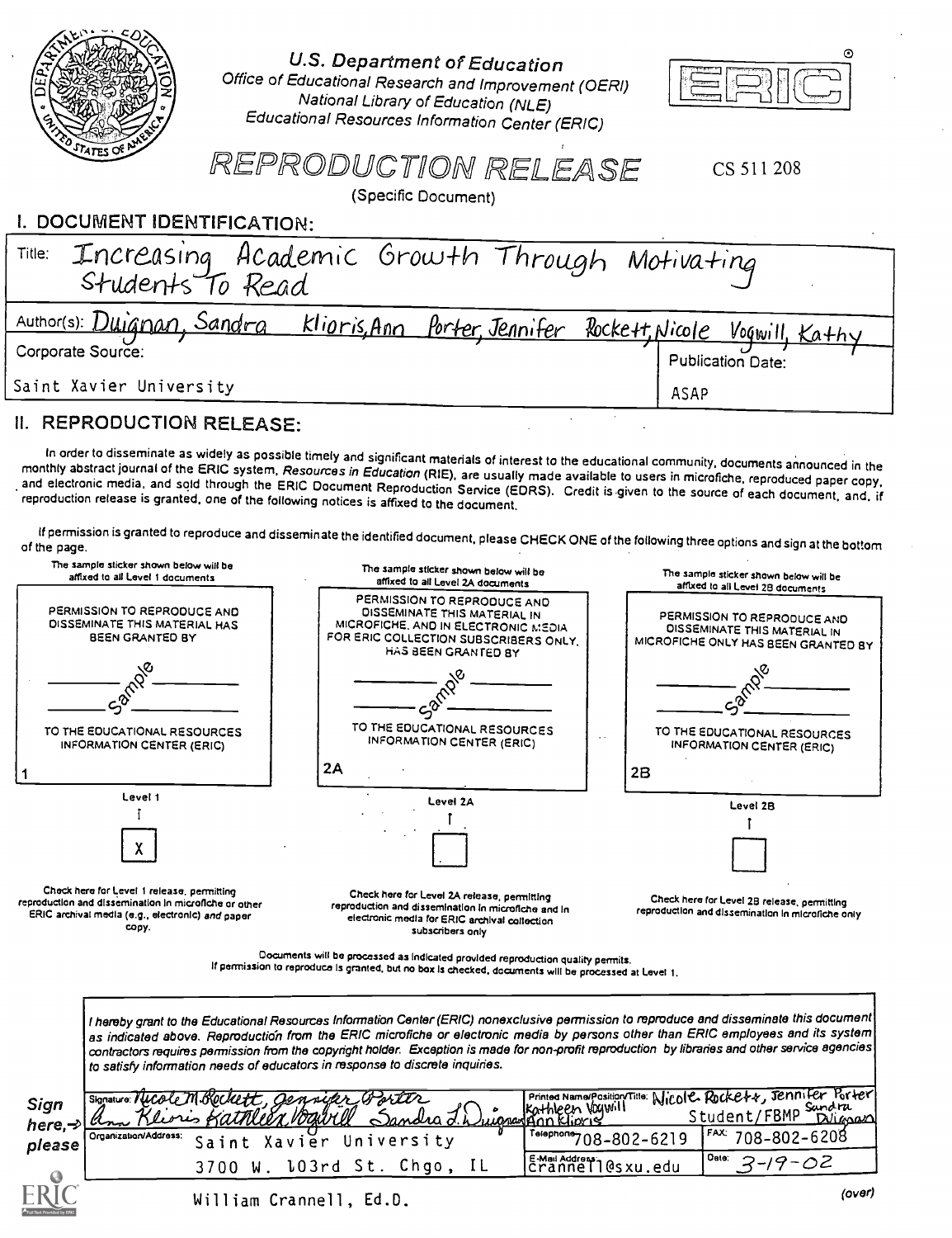U.S. Department of Education
Office of Educational Research and Improvement (OERI)
National Library of Education (NLE)
Educational Resources Information Center (ERIC)

ERIC

# REPRODUCTION RELEASE

(Specific Document)

CS 511 208

## I. DOCUMENT IDENTIFICATION:

| | |
|---|---|
| Title: Increasing Academic Growth Through Motivating Students To Read | |
| Author(s): Duignan, Sandra Klioris, Ann Porter, Jennifer Rockett, Nicole Vogwill, Kathy | |
| Corporate Source: Saint Xavier University | Publication Date: ASAP |

## II. REPRODUCTION RELEASE:

In order to disseminate as widely as possible timely and significant materials of interest to the educational community, documents announced in the monthly abstract journal of the ERIC system, *Resources in Education* (RIE), are usually made available to users in microfiche, reproduced paper copy, and electronic media, and sold through the ERIC Document Reproduction Service (EDRS). Credit is given to the source of each document, and, if reproduction release is granted, one of the following notices is affixed to the document.

If permission is granted to reproduce and disseminate the identified document, please CHECK ONE of the following three options and sign at the bottom of the page.

| The sample sticker shown below will be affixed to all Level 1 documents | The sample sticker shown below will be affixed to all Level 2A documents | The sample sticker shown below will be affixed to all Level 2B documents |
|---|---|---|
| PERMISSION TO REPRODUCE AND DISSEMINATE THIS MATERIAL HAS BEEN GRANTED BY _Sample_ TO THE EDUCATIONAL RESOURCES INFORMATION CENTER (ERIC) | PERMISSION TO REPRODUCE AND DISSEMINATE THIS MATERIAL IN MICROFICHE, AND IN ELECTRONIC MEDIA FOR ERIC COLLECTION SUBSCRIBERS ONLY, HAS BEEN GRANTED BY _Sample_ TO THE EDUCATIONAL RESOURCES INFORMATION CENTER (ERIC) | PERMISSION TO REPRODUCE AND DISSEMINATE THIS MATERIAL IN MICROFICHE ONLY HAS BEEN GRANTED BY _Sample_ TO THE EDUCATIONAL RESOURCES INFORMATION CENTER (ERIC) |
| 1 | 2A | 2B |
| Level 1 | Level 2A | Level 2B |
| [X] | [ ] | [ ] |
| Check here for Level 1 release, permitting reproduction and dissemination in microfiche or other ERIC archival media (e.g., electronic) *and* paper copy. | Check here for Level 2A release, permitting reproduction and dissemination in microfiche and in electronic media for ERIC archival collection subscribers only | Check here for Level 2B release, permitting reproduction and dissemination in microfiche only |

Documents will be processed as indicated provided reproduction quality permits.
If permission to reproduce is granted, but no box is checked, documents will be processed at Level 1.

*I hereby grant to the Educational Resources Information Center (ERIC) nonexclusive permission to reproduce and disseminate this document as indicated above. Reproduction from the ERIC microfiche or electronic media by persons other than ERIC employees and its system contractors requires permission from the copyright holder. Exception is made for non-profit reproduction by libraries and other service agencies to satisfy information needs of educators in response to discrete inquiries.*

**Sign here, please**

| | |
|---|---|
| Signature: Nicole M. Rockett, Jennifer Porter, Ann Klioris, Kathleen Vogwill, Sandra L. Duignan | Printed Name/Position/Title: Nicole Rockett, Jennifer Porter, Kathleen Vogwill, Sandra Duignan, Ann Klioris Student/FBMP |
| Organization/Address: Saint Xavier University 3700 W. 103rd St. Chgo, IL | Telephone: 708-802-6219 FAX: 708-802-6208 |
| | E-Mail Address: crannell@sxu.edu Date: 3-19-02 |

William Crannell, Ed.D.

(over)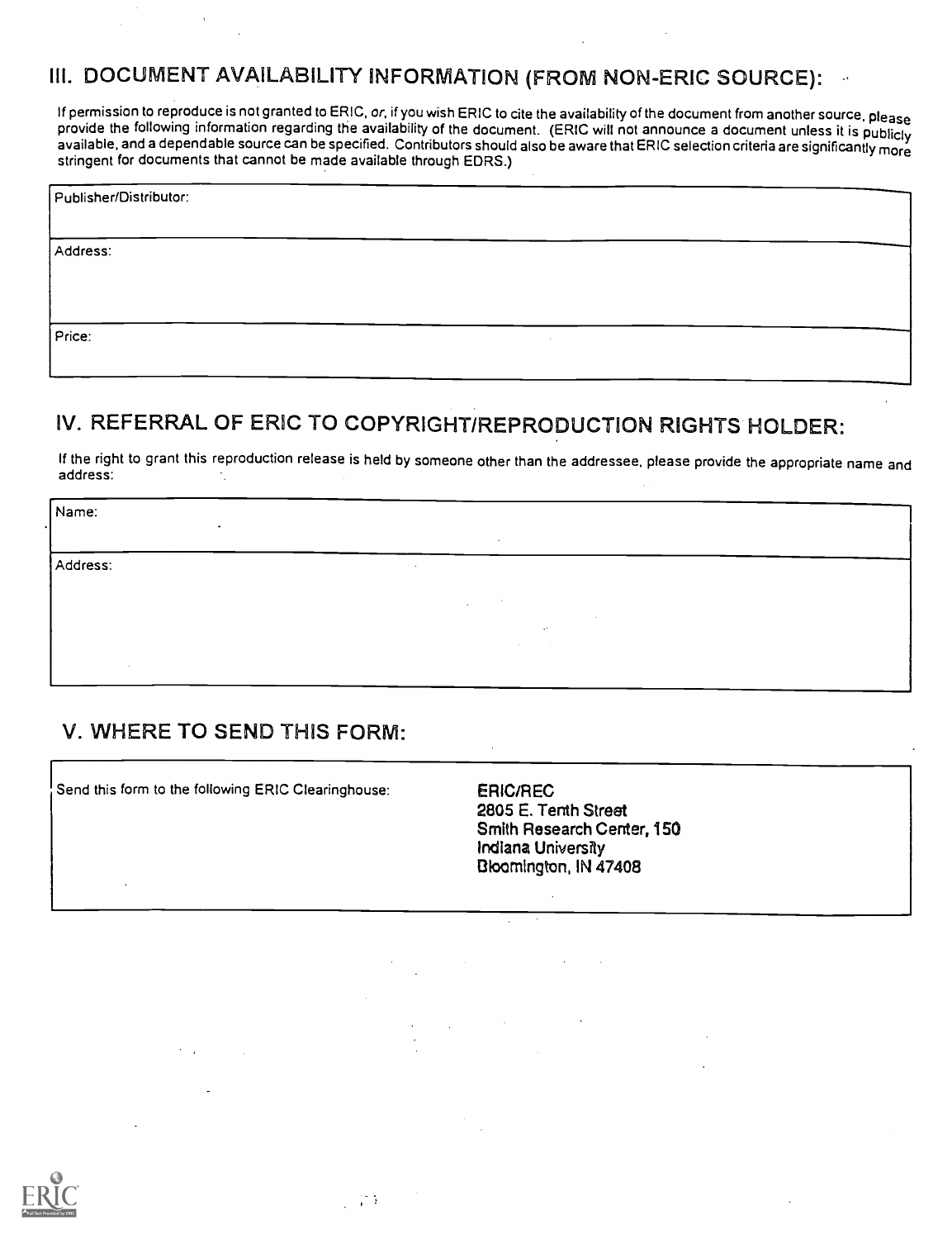## III. DOCUMENT AVAILABILITY INFORMATION (FROM NON-ERIC SOURCE):

If permission to reproduce is not granted to ERIC, *or*, if you wish ERIC to cite the availability of the document from another source, please provide the following information regarding the availability of the document. (ERIC will not announce a document unless it is publicly available, and a dependable source can be specified. Contributors should also be aware that ERIC selection criteria are significantly more stringent for documents that cannot be made available through EDRS.)

| |
|---|
| Publisher/Distributor: |
| Address: |
| Price: |

## IV. REFERRAL OF ERIC TO COPYRIGHT/REPRODUCTION RIGHTS HOLDER:

If the right to grant this reproduction release is held by someone other than the addressee, please provide the appropriate name and address:

| |
|---|
| Name: |
| Address: |

## V. WHERE TO SEND THIS FORM:

| | |
|---|---|
| Send this form to the following ERIC Clearinghouse: | ERIC/REC<br>2805 E. Tenth Street<br>Smith Research Center, 150<br>Indiana University<br>Bloomington, IN 47408 |